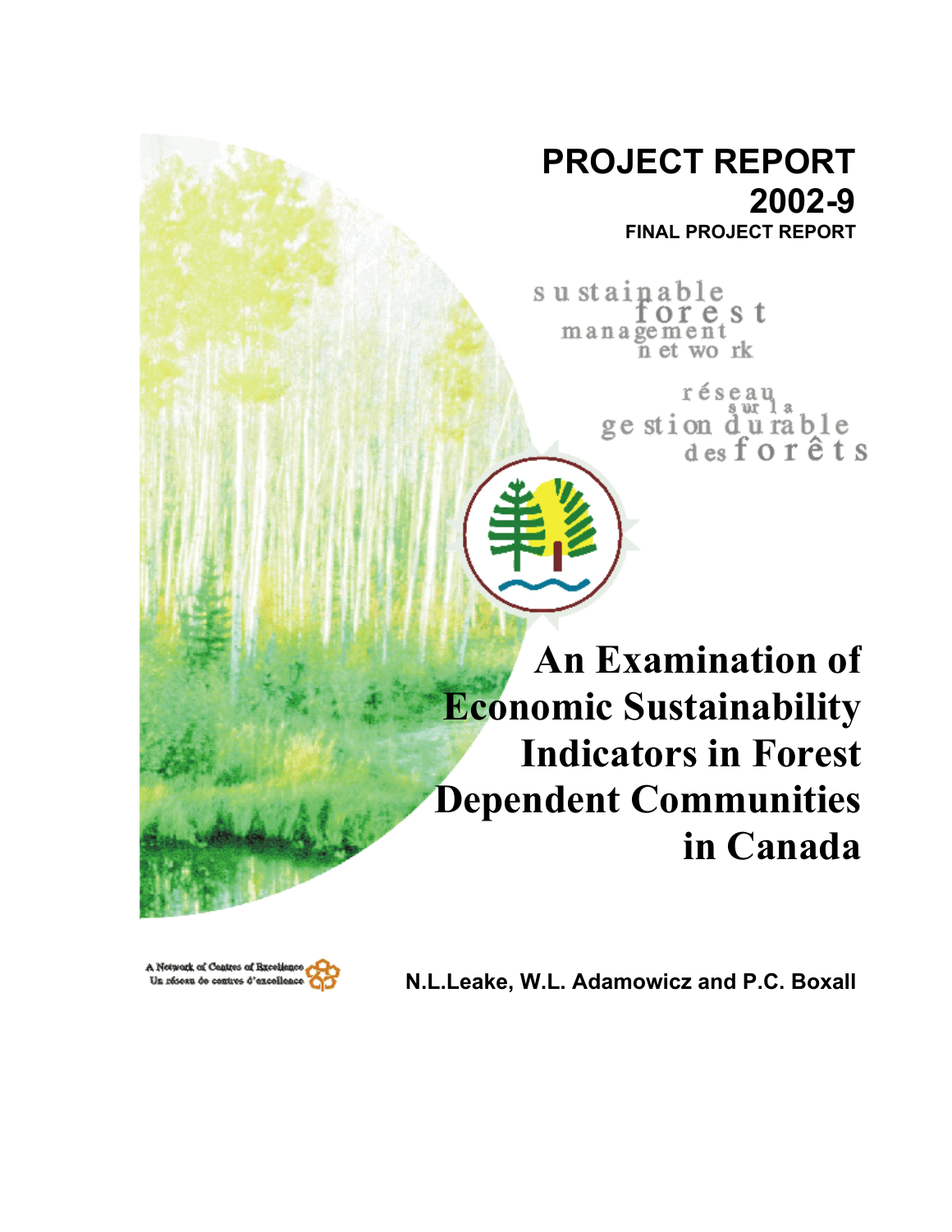# PROJECT REPORT 2002-9

**FINAL PROJECT REPORT**

sustainable forest management network

réseau sur la gestion durable des forêts

# An Examination of Economic Sustainability Indicators in Forest Dependent Communities in Canada

A Network of Centres of Excellence
Un réseau de centres d'excellence

**N.L.Leake, W.L. Adamowicz and P.C. Boxall**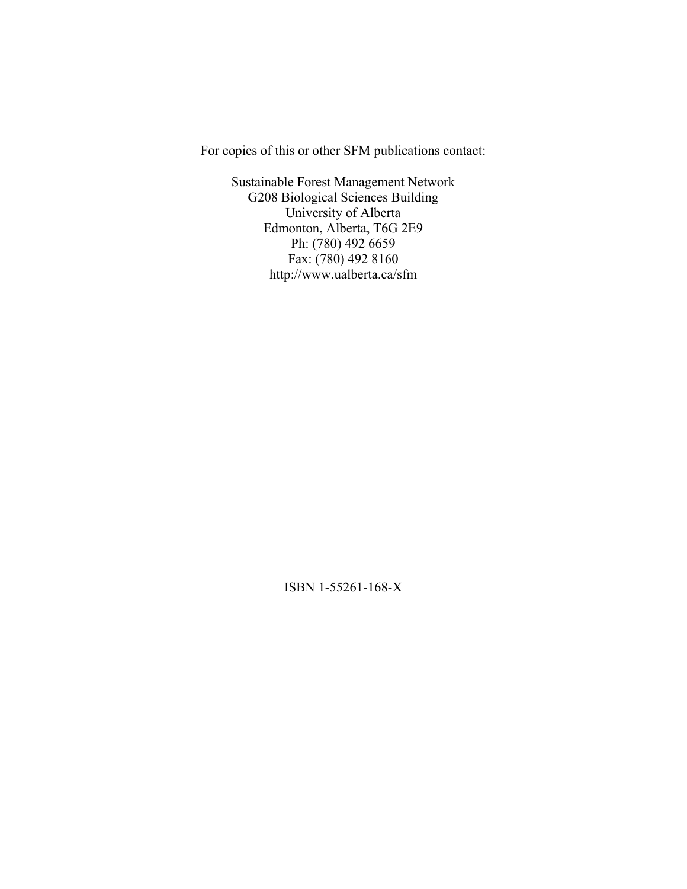For copies of this or other SFM publications contact:

Sustainable Forest Management Network
G208 Biological Sciences Building
University of Alberta
Edmonton, Alberta, T6G 2E9
Ph: (780) 492 6659
Fax: (780) 492 8160
http://www.ualberta.ca/sfm

ISBN 1-55261-168-X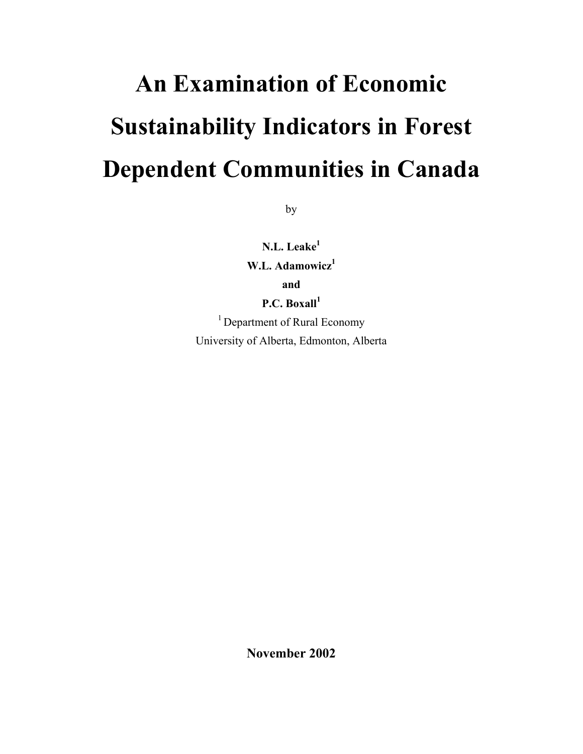# An Examination of Economic Sustainability Indicators in Forest Dependent Communities in Canada

by

**N.L. Leake[1]**

**W.L. Adamowicz[1]**

**and**

**P.C. Boxall[1]**

[1] Department of Rural Economy
University of Alberta, Edmonton, Alberta

**November 2002**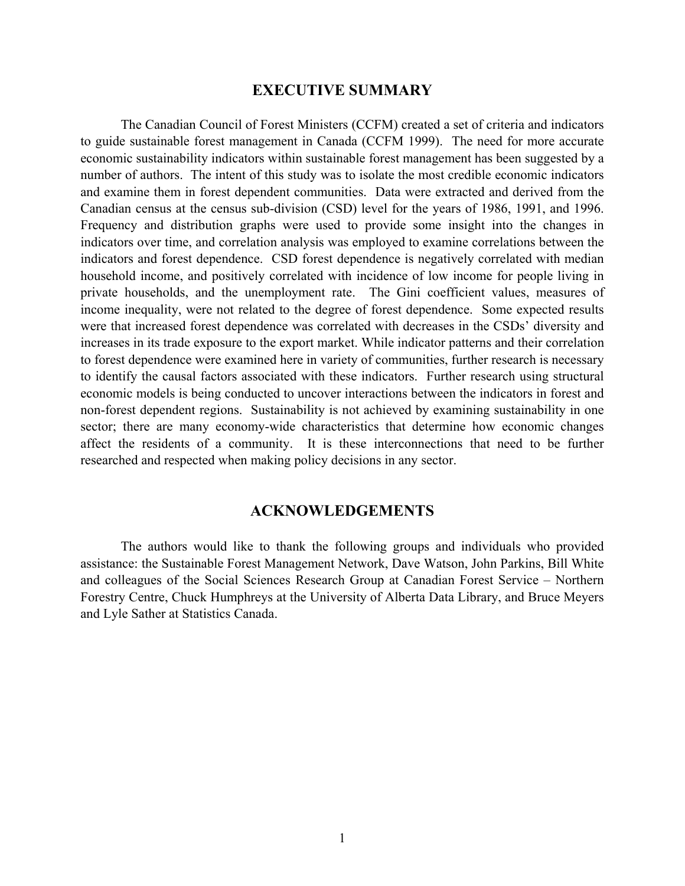## EXECUTIVE SUMMARY

The Canadian Council of Forest Ministers (CCFM) created a set of criteria and indicators to guide sustainable forest management in Canada (CCFM 1999). The need for more accurate economic sustainability indicators within sustainable forest management has been suggested by a number of authors. The intent of this study was to isolate the most credible economic indicators and examine them in forest dependent communities. Data were extracted and derived from the Canadian census at the census sub-division (CSD) level for the years of 1986, 1991, and 1996. Frequency and distribution graphs were used to provide some insight into the changes in indicators over time, and correlation analysis was employed to examine correlations between the indicators and forest dependence. CSD forest dependence is negatively correlated with median household income, and positively correlated with incidence of low income for people living in private households, and the unemployment rate. The Gini coefficient values, measures of income inequality, were not related to the degree of forest dependence. Some expected results were that increased forest dependence was correlated with decreases in the CSDs' diversity and increases in its trade exposure to the export market. While indicator patterns and their correlation to forest dependence were examined here in variety of communities, further research is necessary to identify the causal factors associated with these indicators. Further research using structural economic models is being conducted to uncover interactions between the indicators in forest and non-forest dependent regions. Sustainability is not achieved by examining sustainability in one sector; there are many economy-wide characteristics that determine how economic changes affect the residents of a community. It is these interconnections that need to be further researched and respected when making policy decisions in any sector.

## ACKNOWLEDGEMENTS

The authors would like to thank the following groups and individuals who provided assistance: the Sustainable Forest Management Network, Dave Watson, John Parkins, Bill White and colleagues of the Social Sciences Research Group at Canadian Forest Service – Northern Forestry Centre, Chuck Humphreys at the University of Alberta Data Library, and Bruce Meyers and Lyle Sather at Statistics Canada.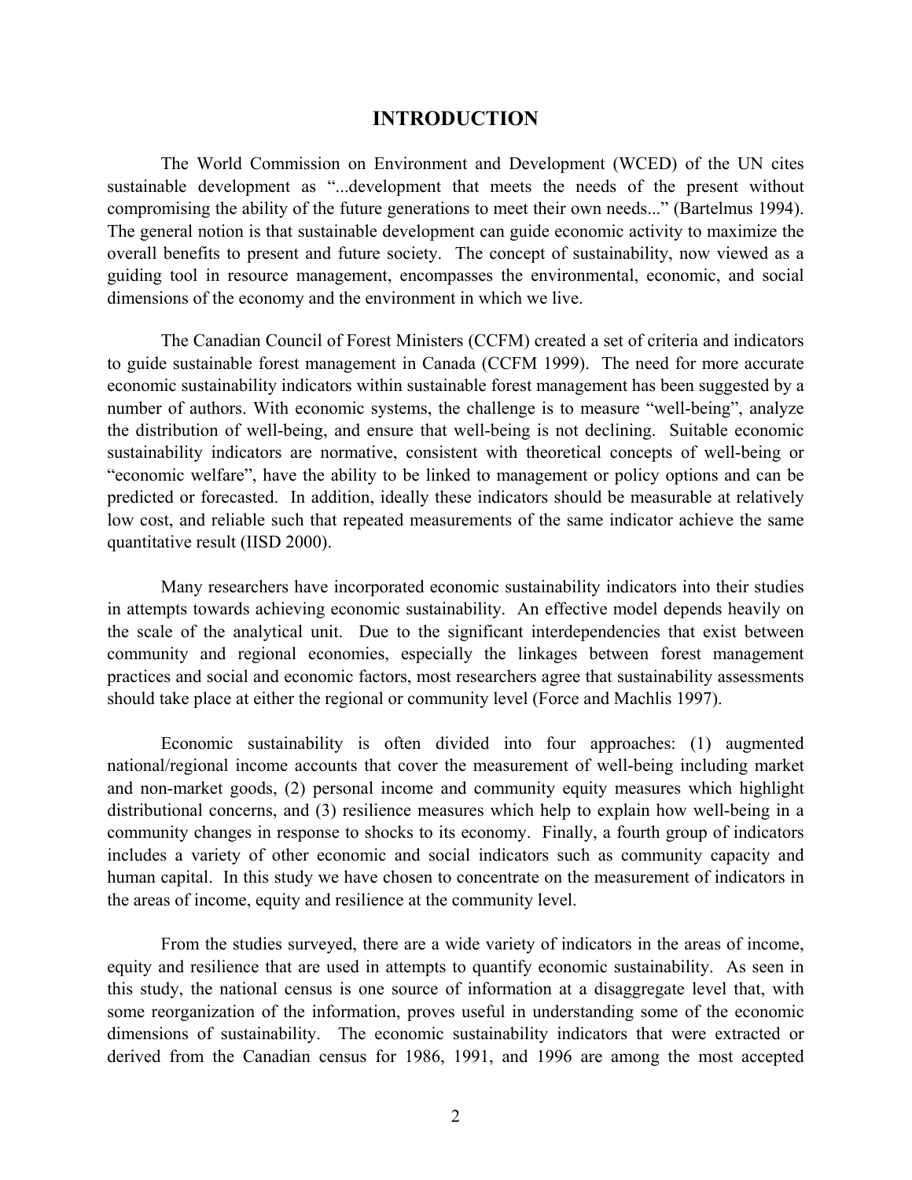# INTRODUCTION

The World Commission on Environment and Development (WCED) of the UN cites sustainable development as "...development that meets the needs of the present without compromising the ability of the future generations to meet their own needs..." (Bartelmus 1994). The general notion is that sustainable development can guide economic activity to maximize the overall benefits to present and future society. The concept of sustainability, now viewed as a guiding tool in resource management, encompasses the environmental, economic, and social dimensions of the economy and the environment in which we live.

The Canadian Council of Forest Ministers (CCFM) created a set of criteria and indicators to guide sustainable forest management in Canada (CCFM 1999). The need for more accurate economic sustainability indicators within sustainable forest management has been suggested by a number of authors. With economic systems, the challenge is to measure "well-being", analyze the distribution of well-being, and ensure that well-being is not declining. Suitable economic sustainability indicators are normative, consistent with theoretical concepts of well-being or "economic welfare", have the ability to be linked to management or policy options and can be predicted or forecasted. In addition, ideally these indicators should be measurable at relatively low cost, and reliable such that repeated measurements of the same indicator achieve the same quantitative result (IISD 2000).

Many researchers have incorporated economic sustainability indicators into their studies in attempts towards achieving economic sustainability. An effective model depends heavily on the scale of the analytical unit. Due to the significant interdependencies that exist between community and regional economies, especially the linkages between forest management practices and social and economic factors, most researchers agree that sustainability assessments should take place at either the regional or community level (Force and Machlis 1997).

Economic sustainability is often divided into four approaches: (1) augmented national/regional income accounts that cover the measurement of well-being including market and non-market goods, (2) personal income and community equity measures which highlight distributional concerns, and (3) resilience measures which help to explain how well-being in a community changes in response to shocks to its economy. Finally, a fourth group of indicators includes a variety of other economic and social indicators such as community capacity and human capital. In this study we have chosen to concentrate on the measurement of indicators in the areas of income, equity and resilience at the community level.

From the studies surveyed, there are a wide variety of indicators in the areas of income, equity and resilience that are used in attempts to quantify economic sustainability. As seen in this study, the national census is one source of information at a disaggregate level that, with some reorganization of the information, proves useful in understanding some of the economic dimensions of sustainability. The economic sustainability indicators that were extracted or derived from the Canadian census for 1986, 1991, and 1996 are among the most accepted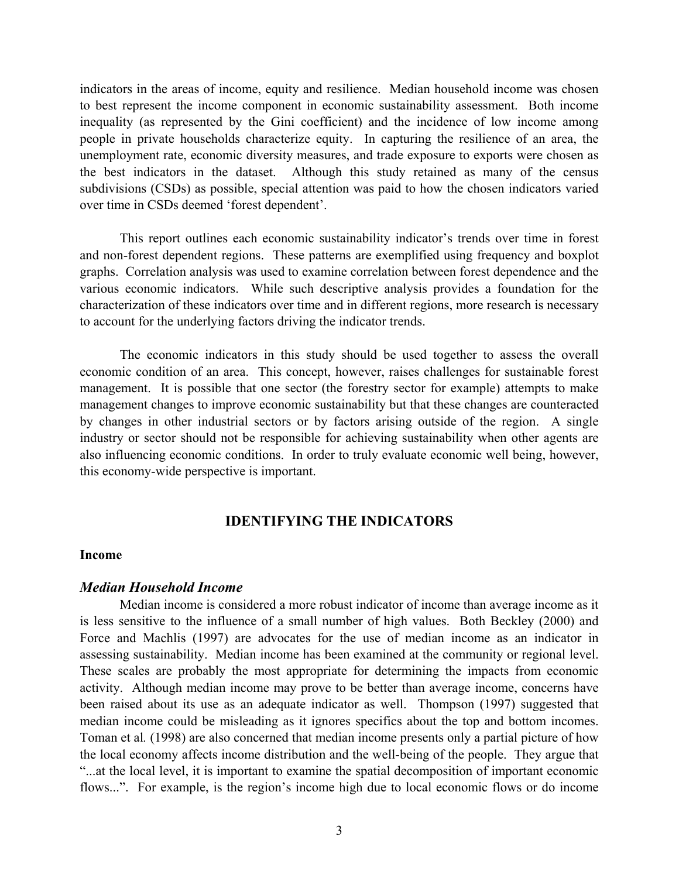indicators in the areas of income, equity and resilience. Median household income was chosen to best represent the income component in economic sustainability assessment. Both income inequality (as represented by the Gini coefficient) and the incidence of low income among people in private households characterize equity. In capturing the resilience of an area, the unemployment rate, economic diversity measures, and trade exposure to exports were chosen as the best indicators in the dataset. Although this study retained as many of the census subdivisions (CSDs) as possible, special attention was paid to how the chosen indicators varied over time in CSDs deemed 'forest dependent'.

This report outlines each economic sustainability indicator's trends over time in forest and non-forest dependent regions. These patterns are exemplified using frequency and boxplot graphs. Correlation analysis was used to examine correlation between forest dependence and the various economic indicators. While such descriptive analysis provides a foundation for the characterization of these indicators over time and in different regions, more research is necessary to account for the underlying factors driving the indicator trends.

The economic indicators in this study should be used together to assess the overall economic condition of an area. This concept, however, raises challenges for sustainable forest management. It is possible that one sector (the forestry sector for example) attempts to make management changes to improve economic sustainability but that these changes are counteracted by changes in other industrial sectors or by factors arising outside of the region. A single industry or sector should not be responsible for achieving sustainability when other agents are also influencing economic conditions. In order to truly evaluate economic well being, however, this economy-wide perspective is important.

## IDENTIFYING THE INDICATORS

**Income**

### *Median Household Income*

Median income is considered a more robust indicator of income than average income as it is less sensitive to the influence of a small number of high values. Both Beckley (2000) and Force and Machlis (1997) are advocates for the use of median income as an indicator in assessing sustainability. Median income has been examined at the community or regional level. These scales are probably the most appropriate for determining the impacts from economic activity. Although median income may prove to be better than average income, concerns have been raised about its use as an adequate indicator as well. Thompson (1997) suggested that median income could be misleading as it ignores specifics about the top and bottom incomes. Toman et al*.* (1998) are also concerned that median income presents only a partial picture of how the local economy affects income distribution and the well-being of the people. They argue that "...at the local level, it is important to examine the spatial decomposition of important economic flows...". For example, is the region's income high due to local economic flows or do income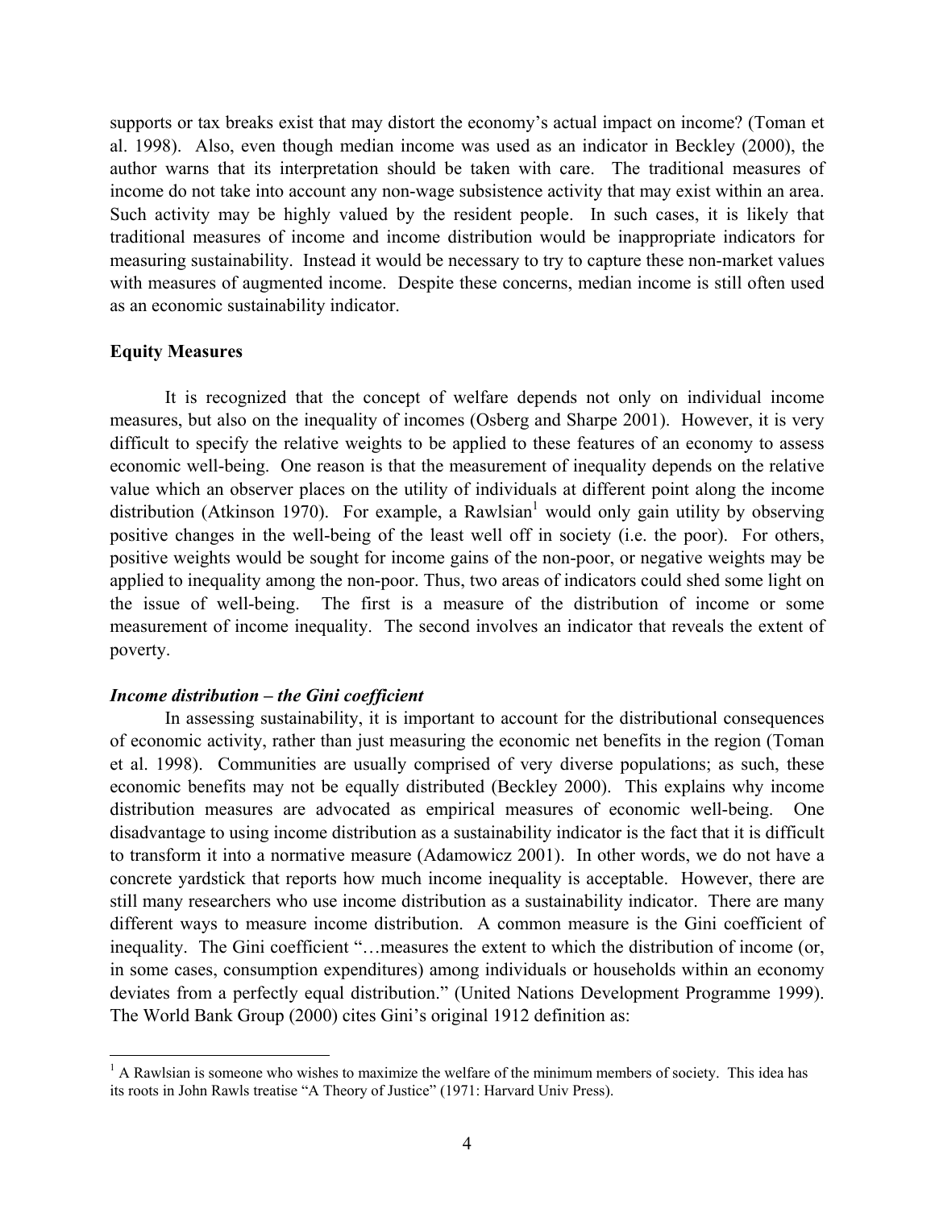supports or tax breaks exist that may distort the economy's actual impact on income? (Toman et al. 1998). Also, even though median income was used as an indicator in Beckley (2000), the author warns that its interpretation should be taken with care. The traditional measures of income do not take into account any non-wage subsistence activity that may exist within an area. Such activity may be highly valued by the resident people. In such cases, it is likely that traditional measures of income and income distribution would be inappropriate indicators for measuring sustainability. Instead it would be necessary to try to capture these non-market values with measures of augmented income. Despite these concerns, median income is still often used as an economic sustainability indicator.

**Equity Measures**

It is recognized that the concept of welfare depends not only on individual income measures, but also on the inequality of incomes (Osberg and Sharpe 2001). However, it is very difficult to specify the relative weights to be applied to these features of an economy to assess economic well-being. One reason is that the measurement of inequality depends on the relative value which an observer places on the utility of individuals at different point along the income distribution (Atkinson 1970). For example, a Rawlsian[1] would only gain utility by observing positive changes in the well-being of the least well off in society (i.e. the poor). For others, positive weights would be sought for income gains of the non-poor, or negative weights may be applied to inequality among the non-poor. Thus, two areas of indicators could shed some light on the issue of well-being. The first is a measure of the distribution of income or some measurement of income inequality. The second involves an indicator that reveals the extent of poverty.

***Income distribution – the Gini coefficient***

In assessing sustainability, it is important to account for the distributional consequences of economic activity, rather than just measuring the economic net benefits in the region (Toman et al. 1998). Communities are usually comprised of very diverse populations; as such, these economic benefits may not be equally distributed (Beckley 2000). This explains why income distribution measures are advocated as empirical measures of economic well-being. One disadvantage to using income distribution as a sustainability indicator is the fact that it is difficult to transform it into a normative measure (Adamowicz 2001). In other words, we do not have a concrete yardstick that reports how much income inequality is acceptable. However, there are still many researchers who use income distribution as a sustainability indicator. There are many different ways to measure income distribution. A common measure is the Gini coefficient of inequality. The Gini coefficient "…measures the extent to which the distribution of income (or, in some cases, consumption expenditures) among individuals or households within an economy deviates from a perfectly equal distribution." (United Nations Development Programme 1999). The World Bank Group (2000) cites Gini's original 1912 definition as:

[1] A Rawlsian is someone who wishes to maximize the welfare of the minimum members of society. This idea has its roots in John Rawls treatise "A Theory of Justice" (1971: Harvard Univ Press).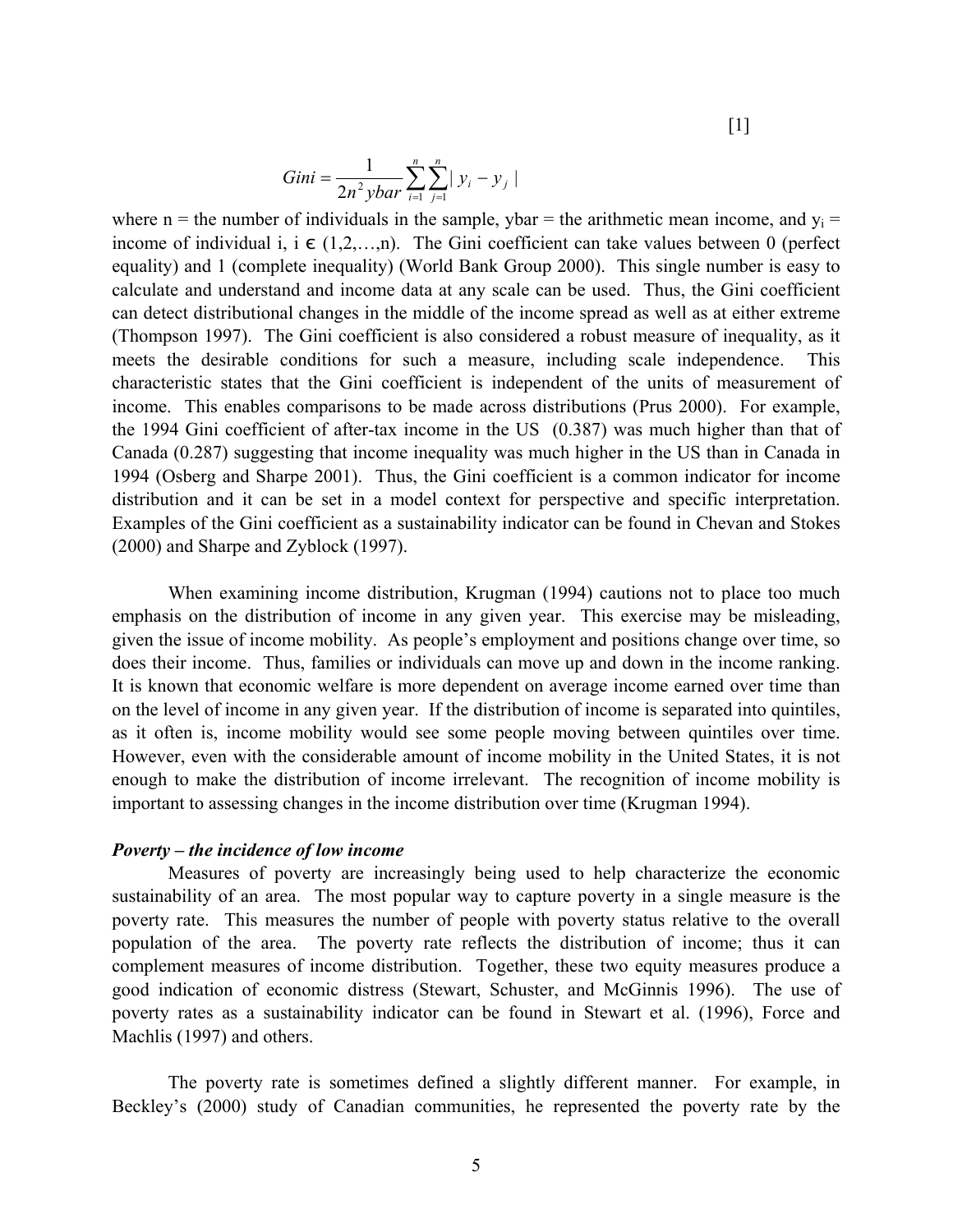$$Gini = \frac{1}{2n^2 ybar} \sum_{i=1}^{n} \sum_{j=1}^{n} | y_i - y_j | \quad [1]$$

where n = the number of individuals in the sample, ybar = the arithmetic mean income, and $y_i$ = income of individual i, i ∈ (1,2,…,n). The Gini coefficient can take values between 0 (perfect equality) and 1 (complete inequality) (World Bank Group 2000). This single number is easy to calculate and understand and income data at any scale can be used. Thus, the Gini coefficient can detect distributional changes in the middle of the income spread as well as at either extreme (Thompson 1997). The Gini coefficient is also considered a robust measure of inequality, as it meets the desirable conditions for such a measure, including scale independence. This characteristic states that the Gini coefficient is independent of the units of measurement of income. This enables comparisons to be made across distributions (Prus 2000). For example, the 1994 Gini coefficient of after-tax income in the US (0.387) was much higher than that of Canada (0.287) suggesting that income inequality was much higher in the US than in Canada in 1994 (Osberg and Sharpe 2001). Thus, the Gini coefficient is a common indicator for income distribution and it can be set in a model context for perspective and specific interpretation. Examples of the Gini coefficient as a sustainability indicator can be found in Chevan and Stokes (2000) and Sharpe and Zyblock (1997).

When examining income distribution, Krugman (1994) cautions not to place too much emphasis on the distribution of income in any given year. This exercise may be misleading, given the issue of income mobility. As people's employment and positions change over time, so does their income. Thus, families or individuals can move up and down in the income ranking. It is known that economic welfare is more dependent on average income earned over time than on the level of income in any given year. If the distribution of income is separated into quintiles, as it often is, income mobility would see some people moving between quintiles over time. However, even with the considerable amount of income mobility in the United States, it is not enough to make the distribution of income irrelevant. The recognition of income mobility is important to assessing changes in the income distribution over time (Krugman 1994).

***Poverty – the incidence of low income***

Measures of poverty are increasingly being used to help characterize the economic sustainability of an area. The most popular way to capture poverty in a single measure is the poverty rate. This measures the number of people with poverty status relative to the overall population of the area. The poverty rate reflects the distribution of income; thus it can complement measures of income distribution. Together, these two equity measures produce a good indication of economic distress (Stewart, Schuster, and McGinnis 1996). The use of poverty rates as a sustainability indicator can be found in Stewart et al. (1996), Force and Machlis (1997) and others.

The poverty rate is sometimes defined a slightly different manner. For example, in Beckley's (2000) study of Canadian communities, he represented the poverty rate by the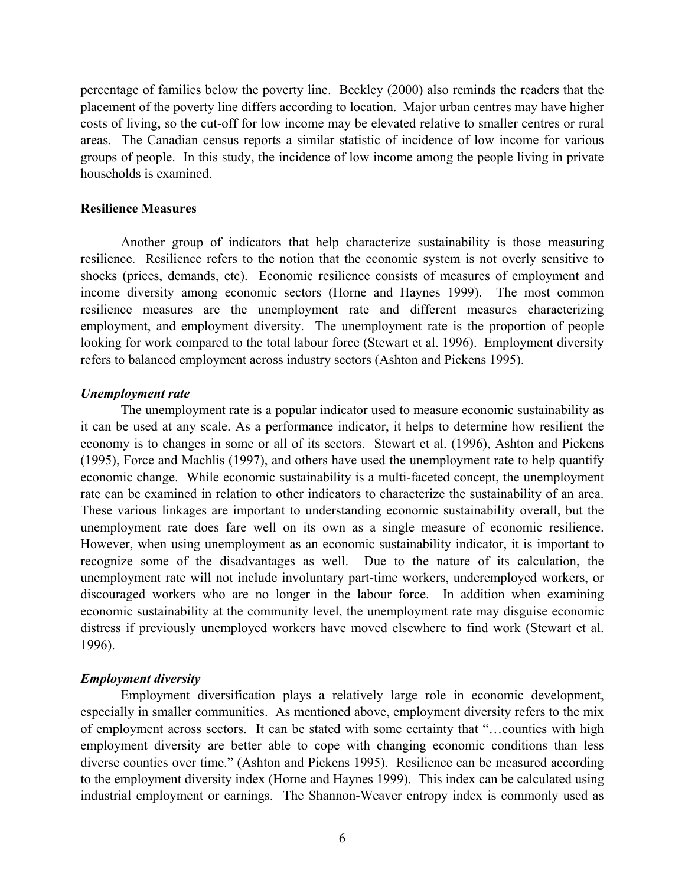percentage of families below the poverty line. Beckley (2000) also reminds the readers that the placement of the poverty line differs according to location. Major urban centres may have higher costs of living, so the cut-off for low income may be elevated relative to smaller centres or rural areas. The Canadian census reports a similar statistic of incidence of low income for various groups of people. In this study, the incidence of low income among the people living in private households is examined.

**Resilience Measures**

Another group of indicators that help characterize sustainability is those measuring resilience. Resilience refers to the notion that the economic system is not overly sensitive to shocks (prices, demands, etc). Economic resilience consists of measures of employment and income diversity among economic sectors (Horne and Haynes 1999). The most common resilience measures are the unemployment rate and different measures characterizing employment, and employment diversity. The unemployment rate is the proportion of people looking for work compared to the total labour force (Stewart et al. 1996). Employment diversity refers to balanced employment across industry sectors (Ashton and Pickens 1995).

***Unemployment rate***

The unemployment rate is a popular indicator used to measure economic sustainability as it can be used at any scale. As a performance indicator, it helps to determine how resilient the economy is to changes in some or all of its sectors. Stewart et al. (1996), Ashton and Pickens (1995), Force and Machlis (1997), and others have used the unemployment rate to help quantify economic change. While economic sustainability is a multi-faceted concept, the unemployment rate can be examined in relation to other indicators to characterize the sustainability of an area. These various linkages are important to understanding economic sustainability overall, but the unemployment rate does fare well on its own as a single measure of economic resilience. However, when using unemployment as an economic sustainability indicator, it is important to recognize some of the disadvantages as well. Due to the nature of its calculation, the unemployment rate will not include involuntary part-time workers, underemployed workers, or discouraged workers who are no longer in the labour force. In addition when examining economic sustainability at the community level, the unemployment rate may disguise economic distress if previously unemployed workers have moved elsewhere to find work (Stewart et al. 1996).

***Employment diversity***

Employment diversification plays a relatively large role in economic development, especially in smaller communities. As mentioned above, employment diversity refers to the mix of employment across sectors. It can be stated with some certainty that "…counties with high employment diversity are better able to cope with changing economic conditions than less diverse counties over time." (Ashton and Pickens 1995). Resilience can be measured according to the employment diversity index (Horne and Haynes 1999). This index can be calculated using industrial employment or earnings. The Shannon-Weaver entropy index is commonly used as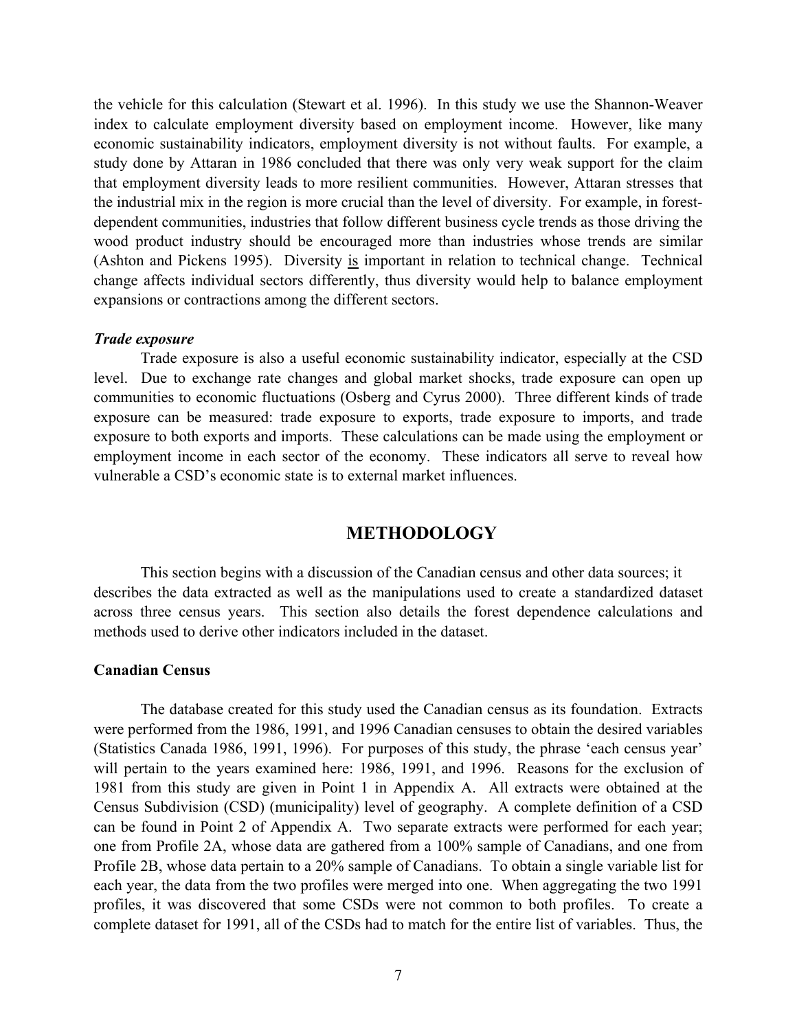the vehicle for this calculation (Stewart et al. 1996). In this study we use the Shannon-Weaver index to calculate employment diversity based on employment income. However, like many economic sustainability indicators, employment diversity is not without faults. For example, a study done by Attaran in 1986 concluded that there was only very weak support for the claim that employment diversity leads to more resilient communities. However, Attaran stresses that the industrial mix in the region is more crucial than the level of diversity. For example, in forest-dependent communities, industries that follow different business cycle trends as those driving the wood product industry should be encouraged more than industries whose trends are similar (Ashton and Pickens 1995). Diversity is important in relation to technical change. Technical change affects individual sectors differently, thus diversity would help to balance employment expansions or contractions among the different sectors.

***Trade exposure***

Trade exposure is also a useful economic sustainability indicator, especially at the CSD level. Due to exchange rate changes and global market shocks, trade exposure can open up communities to economic fluctuations (Osberg and Cyrus 2000). Three different kinds of trade exposure can be measured: trade exposure to exports, trade exposure to imports, and trade exposure to both exports and imports. These calculations can be made using the employment or employment income in each sector of the economy. These indicators all serve to reveal how vulnerable a CSD's economic state is to external market influences.

## METHODOLOGY

This section begins with a discussion of the Canadian census and other data sources; it describes the data extracted as well as the manipulations used to create a standardized dataset across three census years. This section also details the forest dependence calculations and methods used to derive other indicators included in the dataset.

### Canadian Census

The database created for this study used the Canadian census as its foundation. Extracts were performed from the 1986, 1991, and 1996 Canadian censuses to obtain the desired variables (Statistics Canada 1986, 1991, 1996). For purposes of this study, the phrase 'each census year' will pertain to the years examined here: 1986, 1991, and 1996. Reasons for the exclusion of 1981 from this study are given in Point 1 in Appendix A. All extracts were obtained at the Census Subdivision (CSD) (municipality) level of geography. A complete definition of a CSD can be found in Point 2 of Appendix A. Two separate extracts were performed for each year; one from Profile 2A, whose data are gathered from a 100% sample of Canadians, and one from Profile 2B, whose data pertain to a 20% sample of Canadians. To obtain a single variable list for each year, the data from the two profiles were merged into one. When aggregating the two 1991 profiles, it was discovered that some CSDs were not common to both profiles. To create a complete dataset for 1991, all of the CSDs had to match for the entire list of variables. Thus, the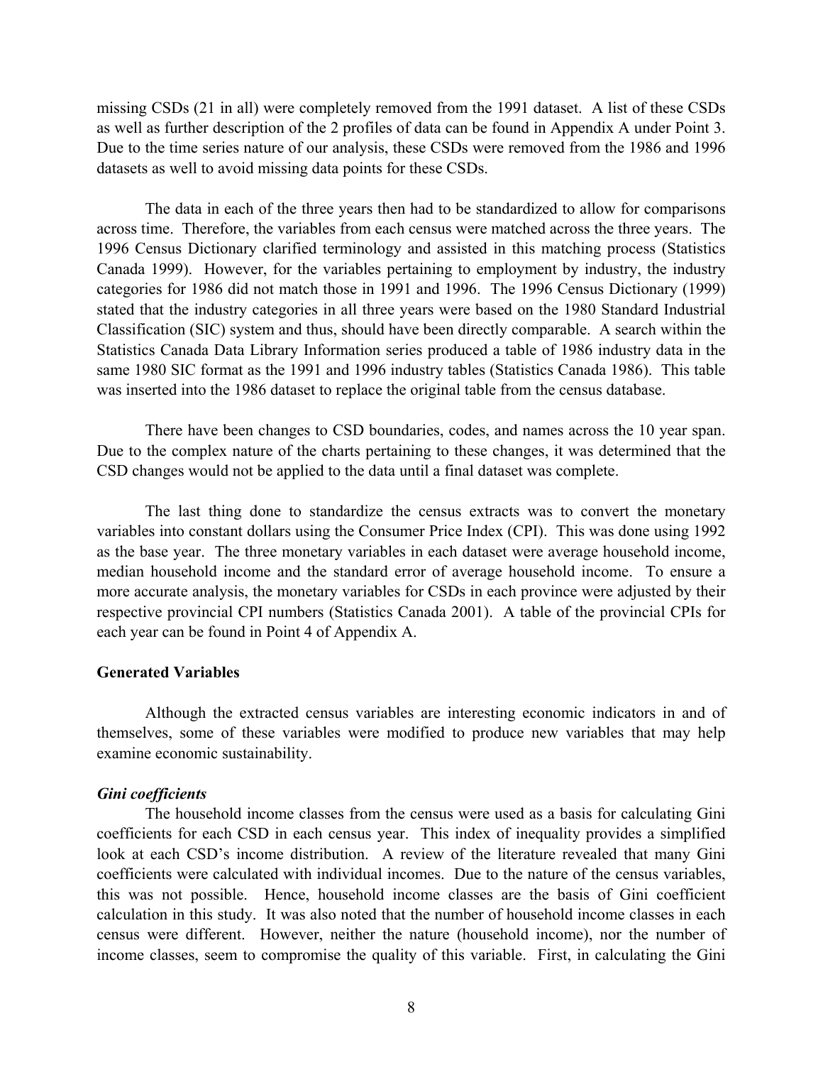missing CSDs (21 in all) were completely removed from the 1991 dataset. A list of these CSDs as well as further description of the 2 profiles of data can be found in Appendix A under Point 3. Due to the time series nature of our analysis, these CSDs were removed from the 1986 and 1996 datasets as well to avoid missing data points for these CSDs.

The data in each of the three years then had to be standardized to allow for comparisons across time. Therefore, the variables from each census were matched across the three years. The 1996 Census Dictionary clarified terminology and assisted in this matching process (Statistics Canada 1999). However, for the variables pertaining to employment by industry, the industry categories for 1986 did not match those in 1991 and 1996. The 1996 Census Dictionary (1999) stated that the industry categories in all three years were based on the 1980 Standard Industrial Classification (SIC) system and thus, should have been directly comparable. A search within the Statistics Canada Data Library Information series produced a table of 1986 industry data in the same 1980 SIC format as the 1991 and 1996 industry tables (Statistics Canada 1986). This table was inserted into the 1986 dataset to replace the original table from the census database.

There have been changes to CSD boundaries, codes, and names across the 10 year span. Due to the complex nature of the charts pertaining to these changes, it was determined that the CSD changes would not be applied to the data until a final dataset was complete.

The last thing done to standardize the census extracts was to convert the monetary variables into constant dollars using the Consumer Price Index (CPI). This was done using 1992 as the base year. The three monetary variables in each dataset were average household income, median household income and the standard error of average household income. To ensure a more accurate analysis, the monetary variables for CSDs in each province were adjusted by their respective provincial CPI numbers (Statistics Canada 2001). A table of the provincial CPIs for each year can be found in Point 4 of Appendix A.

**Generated Variables**

Although the extracted census variables are interesting economic indicators in and of themselves, some of these variables were modified to produce new variables that may help examine economic sustainability.

***Gini coefficients***

The household income classes from the census were used as a basis for calculating Gini coefficients for each CSD in each census year. This index of inequality provides a simplified look at each CSD's income distribution. A review of the literature revealed that many Gini coefficients were calculated with individual incomes. Due to the nature of the census variables, this was not possible. Hence, household income classes are the basis of Gini coefficient calculation in this study. It was also noted that the number of household income classes in each census were different. However, neither the nature (household income), nor the number of income classes, seem to compromise the quality of this variable. First, in calculating the Gini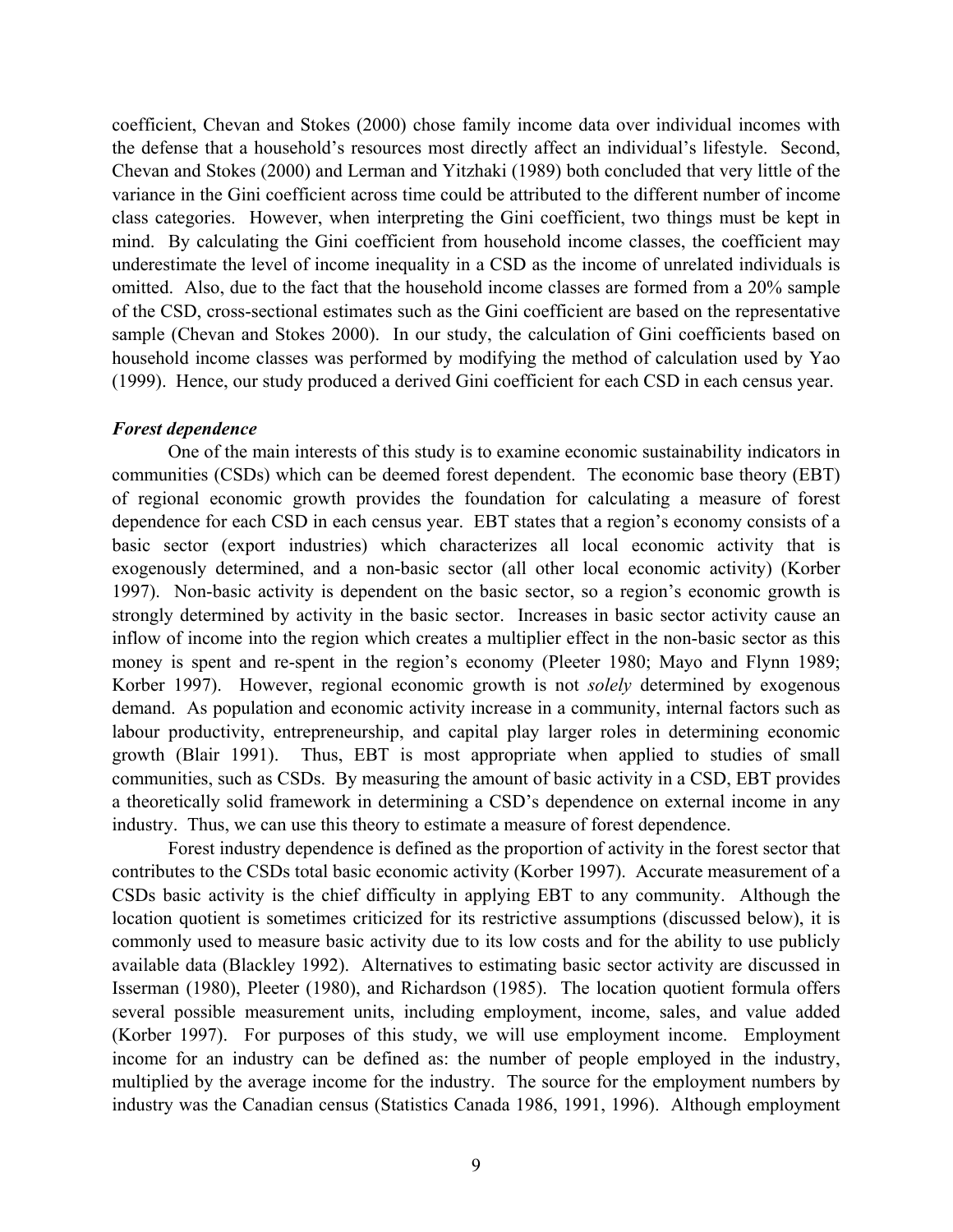coefficient, Chevan and Stokes (2000) chose family income data over individual incomes with the defense that a household's resources most directly affect an individual's lifestyle. Second, Chevan and Stokes (2000) and Lerman and Yitzhaki (1989) both concluded that very little of the variance in the Gini coefficient across time could be attributed to the different number of income class categories. However, when interpreting the Gini coefficient, two things must be kept in mind. By calculating the Gini coefficient from household income classes, the coefficient may underestimate the level of income inequality in a CSD as the income of unrelated individuals is omitted. Also, due to the fact that the household income classes are formed from a 20% sample of the CSD, cross-sectional estimates such as the Gini coefficient are based on the representative sample (Chevan and Stokes 2000). In our study, the calculation of Gini coefficients based on household income classes was performed by modifying the method of calculation used by Yao (1999). Hence, our study produced a derived Gini coefficient for each CSD in each census year.

### *Forest dependence*

One of the main interests of this study is to examine economic sustainability indicators in communities (CSDs) which can be deemed forest dependent. The economic base theory (EBT) of regional economic growth provides the foundation for calculating a measure of forest dependence for each CSD in each census year. EBT states that a region's economy consists of a basic sector (export industries) which characterizes all local economic activity that is exogenously determined, and a non-basic sector (all other local economic activity) (Korber 1997). Non-basic activity is dependent on the basic sector, so a region's economic growth is strongly determined by activity in the basic sector. Increases in basic sector activity cause an inflow of income into the region which creates a multiplier effect in the non-basic sector as this money is spent and re-spent in the region's economy (Pleeter 1980; Mayo and Flynn 1989; Korber 1997). However, regional economic growth is not *solely* determined by exogenous demand. As population and economic activity increase in a community, internal factors such as labour productivity, entrepreneurship, and capital play larger roles in determining economic growth (Blair 1991). Thus, EBT is most appropriate when applied to studies of small communities, such as CSDs. By measuring the amount of basic activity in a CSD, EBT provides a theoretically solid framework in determining a CSD's dependence on external income in any industry. Thus, we can use this theory to estimate a measure of forest dependence.

Forest industry dependence is defined as the proportion of activity in the forest sector that contributes to the CSDs total basic economic activity (Korber 1997). Accurate measurement of a CSDs basic activity is the chief difficulty in applying EBT to any community. Although the location quotient is sometimes criticized for its restrictive assumptions (discussed below), it is commonly used to measure basic activity due to its low costs and for the ability to use publicly available data (Blackley 1992). Alternatives to estimating basic sector activity are discussed in Isserman (1980), Pleeter (1980), and Richardson (1985). The location quotient formula offers several possible measurement units, including employment, income, sales, and value added (Korber 1997). For purposes of this study, we will use employment income. Employment income for an industry can be defined as: the number of people employed in the industry, multiplied by the average income for the industry. The source for the employment numbers by industry was the Canadian census (Statistics Canada 1986, 1991, 1996). Although employment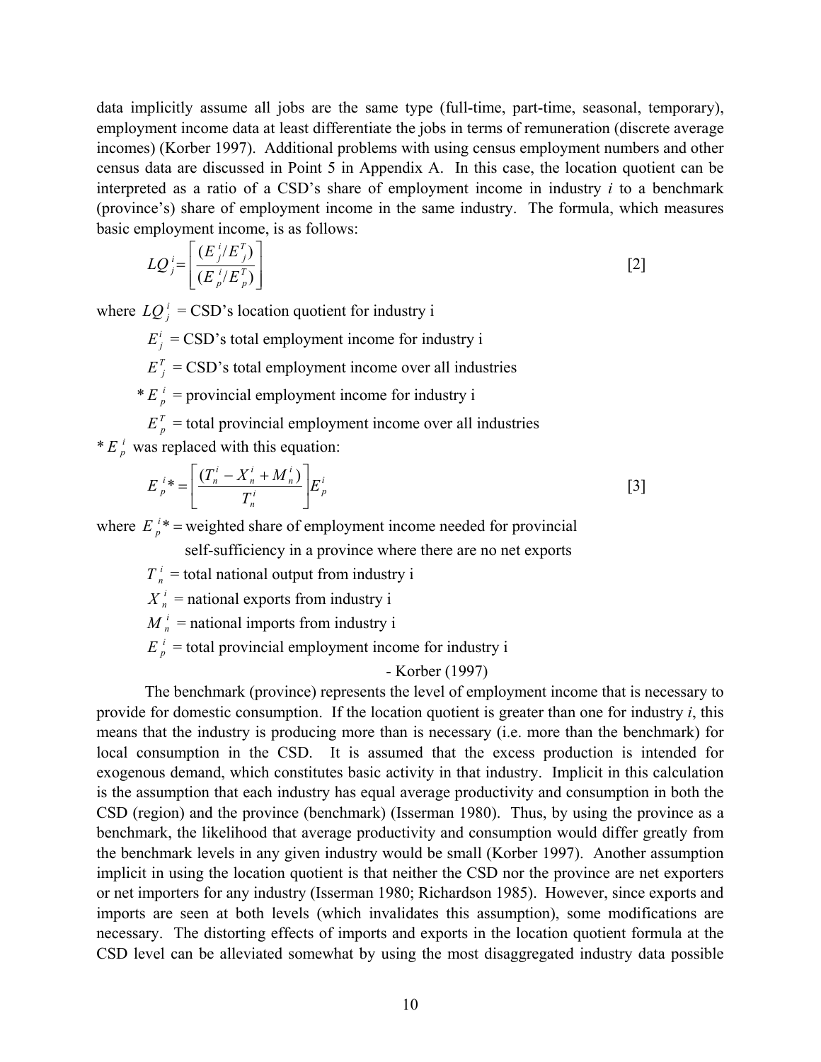data implicitly assume all jobs are the same type (full-time, part-time, seasonal, temporary), employment income data at least differentiate the jobs in terms of remuneration (discrete average incomes) (Korber 1997). Additional problems with using census employment numbers and other census data are discussed in Point 5 in Appendix A. In this case, the location quotient can be interpreted as a ratio of a CSD's share of employment income in industry *i* to a benchmark (province's) share of employment income in the same industry. The formula, which measures basic employment income, is as follows:

$$LQ_j^i = \left[ \frac{(E_j^i / E_j^T)}{(E_p^i / E_p^T)} \right] \qquad [2]$$

where $LQ_j^i$ = CSD's location quotient for industry i

$E_j^i$ = CSD's total employment income for industry i

$E_j^T$ = CSD's total employment income over all industries

$*E_p^i$ = provincial employment income for industry i

$E_p^T$ = total provincial employment income over all industries

$*E_p^i$ was replaced with this equation:

$$E_p^i* = \left[ \frac{(T_n^i - X_n^i + M_n^i)}{T_n^i} \right] E_p^i \qquad [3]$$

where $E_p^i*$ = weighted share of employment income needed for provincial self-sufficiency in a province where there are no net exports

$T_n^i$ = total national output from industry i

$X_n^i$ = national exports from industry i

$M_n^i$ = national imports from industry i

$E_p^i$ = total provincial employment income for industry i

- Korber (1997)

The benchmark (province) represents the level of employment income that is necessary to provide for domestic consumption. If the location quotient is greater than one for industry *i*, this means that the industry is producing more than is necessary (i.e. more than the benchmark) for local consumption in the CSD. It is assumed that the excess production is intended for exogenous demand, which constitutes basic activity in that industry. Implicit in this calculation is the assumption that each industry has equal average productivity and consumption in both the CSD (region) and the province (benchmark) (Isserman 1980). Thus, by using the province as a benchmark, the likelihood that average productivity and consumption would differ greatly from the benchmark levels in any given industry would be small (Korber 1997). Another assumption implicit in using the location quotient is that neither the CSD nor the province are net exporters or net importers for any industry (Isserman 1980; Richardson 1985). However, since exports and imports are seen at both levels (which invalidates this assumption), some modifications are necessary. The distorting effects of imports and exports in the location quotient formula at the CSD level can be alleviated somewhat by using the most disaggregated industry data possible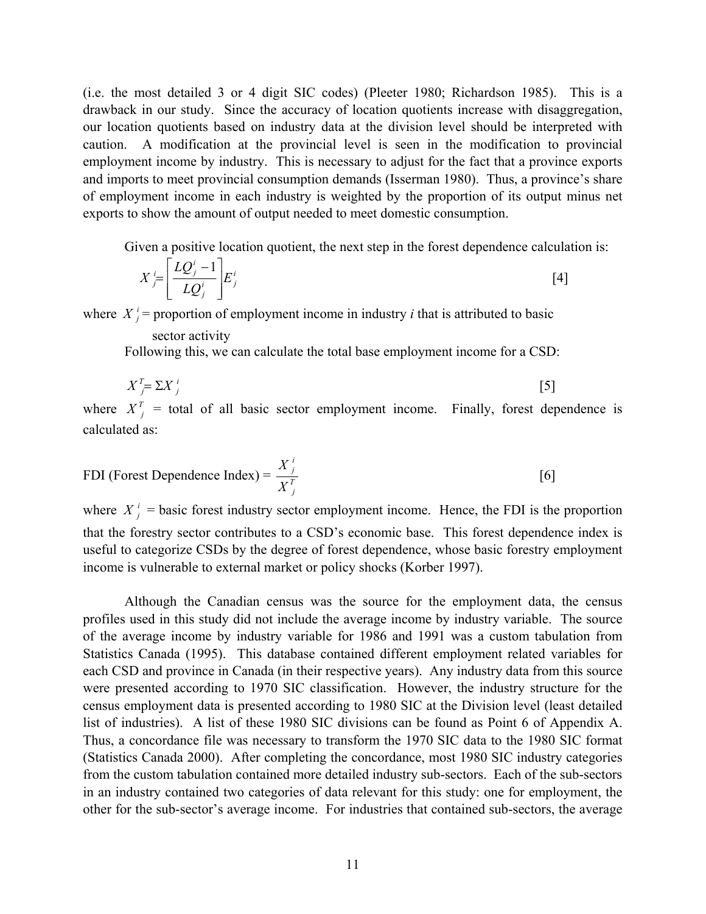(i.e. the most detailed 3 or 4 digit SIC codes) (Pleeter 1980; Richardson 1985). This is a drawback in our study. Since the accuracy of location quotients increase with disaggregation, our location quotients based on industry data at the division level should be interpreted with caution. A modification at the provincial level is seen in the modification to provincial employment income by industry. This is necessary to adjust for the fact that a province exports and imports to meet provincial consumption demands (Isserman 1980). Thus, a province's share of employment income in each industry is weighted by the proportion of its output minus net exports to show the amount of output needed to meet domestic consumption.

Given a positive location quotient, the next step in the forest dependence calculation is:

$$X_j^i = \left[\frac{LQ_j^i - 1}{LQ_j^i}\right] E_j^i \qquad [4]$$

where $X_j^i$ = proportion of employment income in industry *i* that is attributed to basic sector activity

Following this, we can calculate the total base employment income for a CSD:

$$X_j^T = \Sigma X_j^i \qquad [5]$$

where $X_j^T$ = total of all basic sector employment income. Finally, forest dependence is calculated as:

$$\text{FDI (Forest Dependence Index)} = \frac{X_j^i}{X_j^T} \qquad [6]$$

where $X_j^i$ = basic forest industry sector employment income. Hence, the FDI is the proportion that the forestry sector contributes to a CSD's economic base. This forest dependence index is useful to categorize CSDs by the degree of forest dependence, whose basic forestry employment income is vulnerable to external market or policy shocks (Korber 1997).

Although the Canadian census was the source for the employment data, the census profiles used in this study did not include the average income by industry variable. The source of the average income by industry variable for 1986 and 1991 was a custom tabulation from Statistics Canada (1995). This database contained different employment related variables for each CSD and province in Canada (in their respective years). Any industry data from this source were presented according to 1970 SIC classification. However, the industry structure for the census employment data is presented according to 1980 SIC at the Division level (least detailed list of industries). A list of these 1980 SIC divisions can be found as Point 6 of Appendix A. Thus, a concordance file was necessary to transform the 1970 SIC data to the 1980 SIC format (Statistics Canada 2000). After completing the concordance, most 1980 SIC industry categories from the custom tabulation contained more detailed industry sub-sectors. Each of the sub-sectors in an industry contained two categories of data relevant for this study: one for employment, the other for the sub-sector's average income. For industries that contained sub-sectors, the average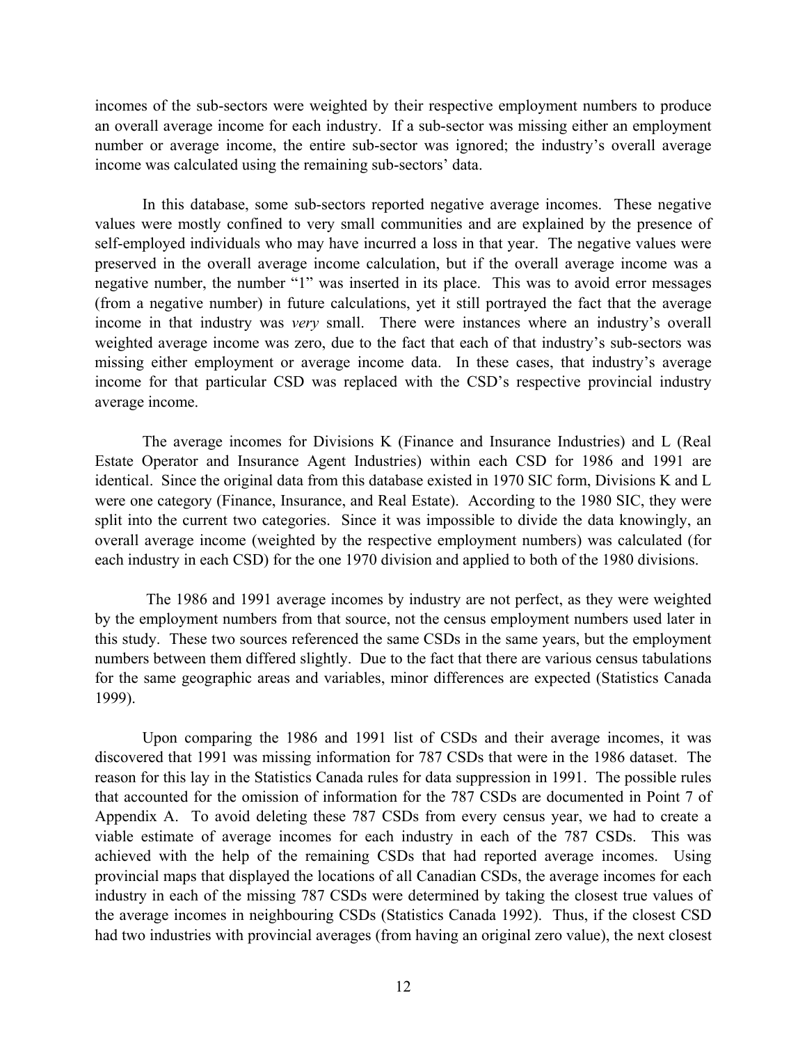incomes of the sub-sectors were weighted by their respective employment numbers to produce an overall average income for each industry. If a sub-sector was missing either an employment number or average income, the entire sub-sector was ignored; the industry's overall average income was calculated using the remaining sub-sectors' data.

In this database, some sub-sectors reported negative average incomes. These negative values were mostly confined to very small communities and are explained by the presence of self-employed individuals who may have incurred a loss in that year. The negative values were preserved in the overall average income calculation, but if the overall average income was a negative number, the number "1" was inserted in its place. This was to avoid error messages (from a negative number) in future calculations, yet it still portrayed the fact that the average income in that industry was *very* small. There were instances where an industry's overall weighted average income was zero, due to the fact that each of that industry's sub-sectors was missing either employment or average income data. In these cases, that industry's average income for that particular CSD was replaced with the CSD's respective provincial industry average income.

The average incomes for Divisions K (Finance and Insurance Industries) and L (Real Estate Operator and Insurance Agent Industries) within each CSD for 1986 and 1991 are identical. Since the original data from this database existed in 1970 SIC form, Divisions K and L were one category (Finance, Insurance, and Real Estate). According to the 1980 SIC, they were split into the current two categories. Since it was impossible to divide the data knowingly, an overall average income (weighted by the respective employment numbers) was calculated (for each industry in each CSD) for the one 1970 division and applied to both of the 1980 divisions.

The 1986 and 1991 average incomes by industry are not perfect, as they were weighted by the employment numbers from that source, not the census employment numbers used later in this study. These two sources referenced the same CSDs in the same years, but the employment numbers between them differed slightly. Due to the fact that there are various census tabulations for the same geographic areas and variables, minor differences are expected (Statistics Canada 1999).

Upon comparing the 1986 and 1991 list of CSDs and their average incomes, it was discovered that 1991 was missing information for 787 CSDs that were in the 1986 dataset. The reason for this lay in the Statistics Canada rules for data suppression in 1991. The possible rules that accounted for the omission of information for the 787 CSDs are documented in Point 7 of Appendix A. To avoid deleting these 787 CSDs from every census year, we had to create a viable estimate of average incomes for each industry in each of the 787 CSDs. This was achieved with the help of the remaining CSDs that had reported average incomes. Using provincial maps that displayed the locations of all Canadian CSDs, the average incomes for each industry in each of the missing 787 CSDs were determined by taking the closest true values of the average incomes in neighbouring CSDs (Statistics Canada 1992). Thus, if the closest CSD had two industries with provincial averages (from having an original zero value), the next closest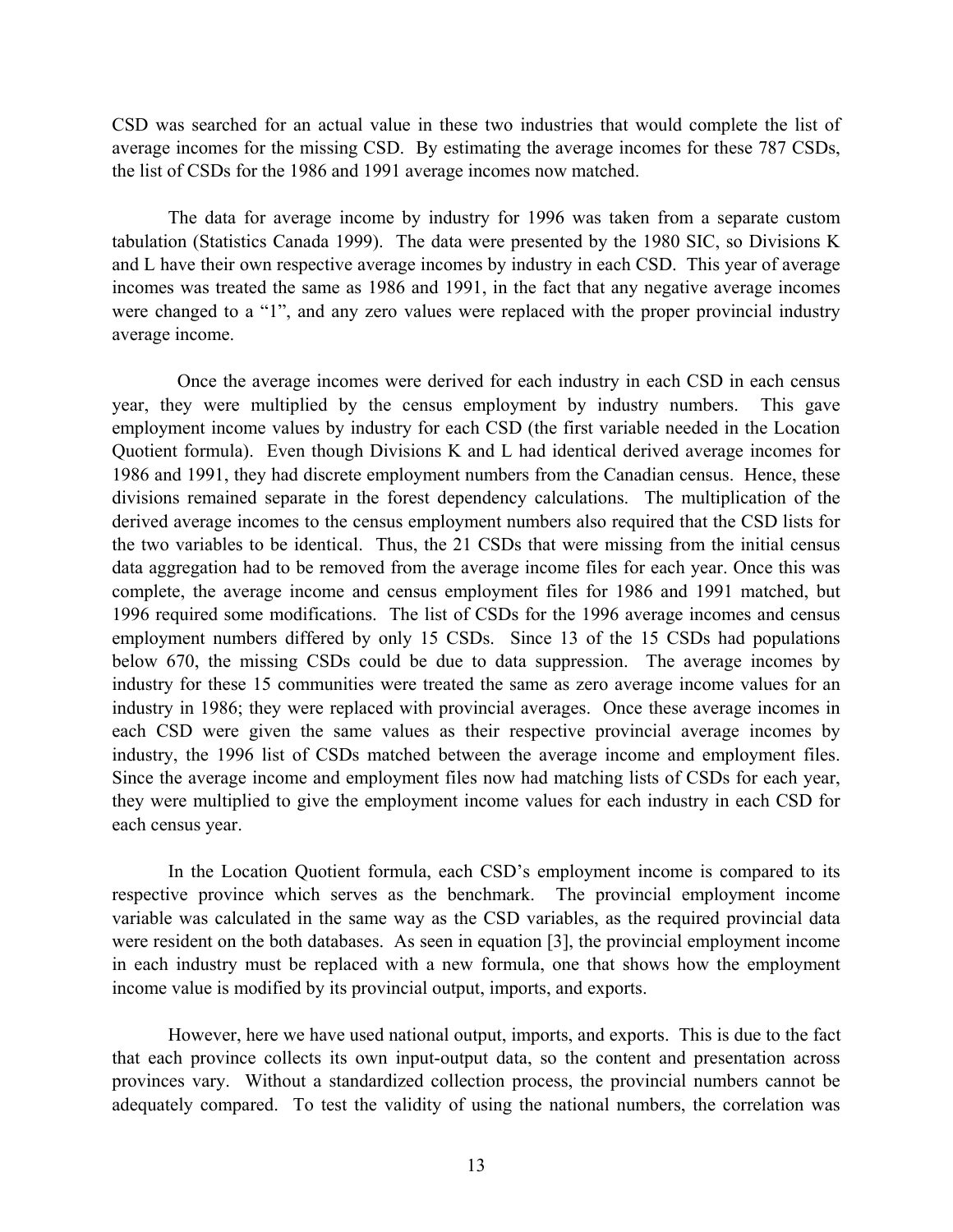CSD was searched for an actual value in these two industries that would complete the list of average incomes for the missing CSD. By estimating the average incomes for these 787 CSDs, the list of CSDs for the 1986 and 1991 average incomes now matched.

The data for average income by industry for 1996 was taken from a separate custom tabulation (Statistics Canada 1999). The data were presented by the 1980 SIC, so Divisions K and L have their own respective average incomes by industry in each CSD. This year of average incomes was treated the same as 1986 and 1991, in the fact that any negative average incomes were changed to a "1", and any zero values were replaced with the proper provincial industry average income.

Once the average incomes were derived for each industry in each CSD in each census year, they were multiplied by the census employment by industry numbers. This gave employment income values by industry for each CSD (the first variable needed in the Location Quotient formula). Even though Divisions K and L had identical derived average incomes for 1986 and 1991, they had discrete employment numbers from the Canadian census. Hence, these divisions remained separate in the forest dependency calculations. The multiplication of the derived average incomes to the census employment numbers also required that the CSD lists for the two variables to be identical. Thus, the 21 CSDs that were missing from the initial census data aggregation had to be removed from the average income files for each year. Once this was complete, the average income and census employment files for 1986 and 1991 matched, but 1996 required some modifications. The list of CSDs for the 1996 average incomes and census employment numbers differed by only 15 CSDs. Since 13 of the 15 CSDs had populations below 670, the missing CSDs could be due to data suppression. The average incomes by industry for these 15 communities were treated the same as zero average income values for an industry in 1986; they were replaced with provincial averages. Once these average incomes in each CSD were given the same values as their respective provincial average incomes by industry, the 1996 list of CSDs matched between the average income and employment files. Since the average income and employment files now had matching lists of CSDs for each year, they were multiplied to give the employment income values for each industry in each CSD for each census year.

In the Location Quotient formula, each CSD's employment income is compared to its respective province which serves as the benchmark. The provincial employment income variable was calculated in the same way as the CSD variables, as the required provincial data were resident on the both databases. As seen in equation [3], the provincial employment income in each industry must be replaced with a new formula, one that shows how the employment income value is modified by its provincial output, imports, and exports.

However, here we have used national output, imports, and exports. This is due to the fact that each province collects its own input-output data, so the content and presentation across provinces vary. Without a standardized collection process, the provincial numbers cannot be adequately compared. To test the validity of using the national numbers, the correlation was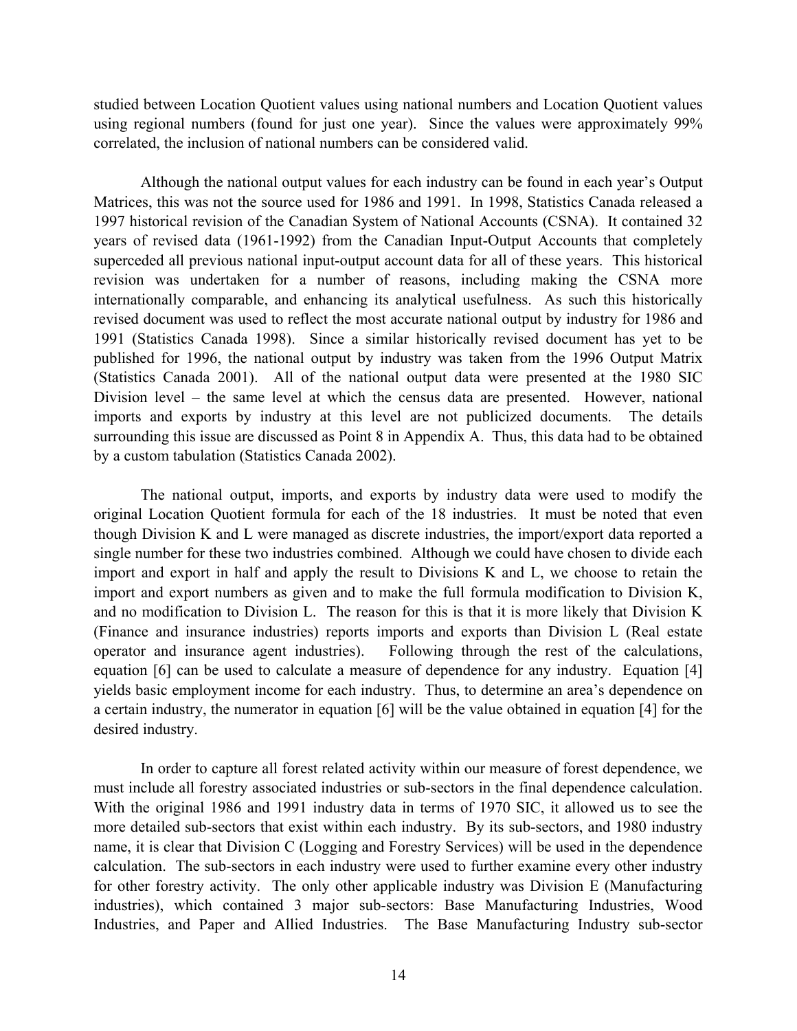studied between Location Quotient values using national numbers and Location Quotient values using regional numbers (found for just one year). Since the values were approximately 99% correlated, the inclusion of national numbers can be considered valid.

Although the national output values for each industry can be found in each year's Output Matrices, this was not the source used for 1986 and 1991. In 1998, Statistics Canada released a 1997 historical revision of the Canadian System of National Accounts (CSNA). It contained 32 years of revised data (1961-1992) from the Canadian Input-Output Accounts that completely superceded all previous national input-output account data for all of these years. This historical revision was undertaken for a number of reasons, including making the CSNA more internationally comparable, and enhancing its analytical usefulness. As such this historically revised document was used to reflect the most accurate national output by industry for 1986 and 1991 (Statistics Canada 1998). Since a similar historically revised document has yet to be published for 1996, the national output by industry was taken from the 1996 Output Matrix (Statistics Canada 2001). All of the national output data were presented at the 1980 SIC Division level – the same level at which the census data are presented. However, national imports and exports by industry at this level are not publicized documents. The details surrounding this issue are discussed as Point 8 in Appendix A. Thus, this data had to be obtained by a custom tabulation (Statistics Canada 2002).

The national output, imports, and exports by industry data were used to modify the original Location Quotient formula for each of the 18 industries. It must be noted that even though Division K and L were managed as discrete industries, the import/export data reported a single number for these two industries combined. Although we could have chosen to divide each import and export in half and apply the result to Divisions K and L, we choose to retain the import and export numbers as given and to make the full formula modification to Division K, and no modification to Division L. The reason for this is that it is more likely that Division K (Finance and insurance industries) reports imports and exports than Division L (Real estate operator and insurance agent industries). Following through the rest of the calculations, equation [6] can be used to calculate a measure of dependence for any industry. Equation [4] yields basic employment income for each industry. Thus, to determine an area's dependence on a certain industry, the numerator in equation [6] will be the value obtained in equation [4] for the desired industry.

In order to capture all forest related activity within our measure of forest dependence, we must include all forestry associated industries or sub-sectors in the final dependence calculation. With the original 1986 and 1991 industry data in terms of 1970 SIC, it allowed us to see the more detailed sub-sectors that exist within each industry. By its sub-sectors, and 1980 industry name, it is clear that Division C (Logging and Forestry Services) will be used in the dependence calculation. The sub-sectors in each industry were used to further examine every other industry for other forestry activity. The only other applicable industry was Division E (Manufacturing industries), which contained 3 major sub-sectors: Base Manufacturing Industries, Wood Industries, and Paper and Allied Industries. The Base Manufacturing Industry sub-sector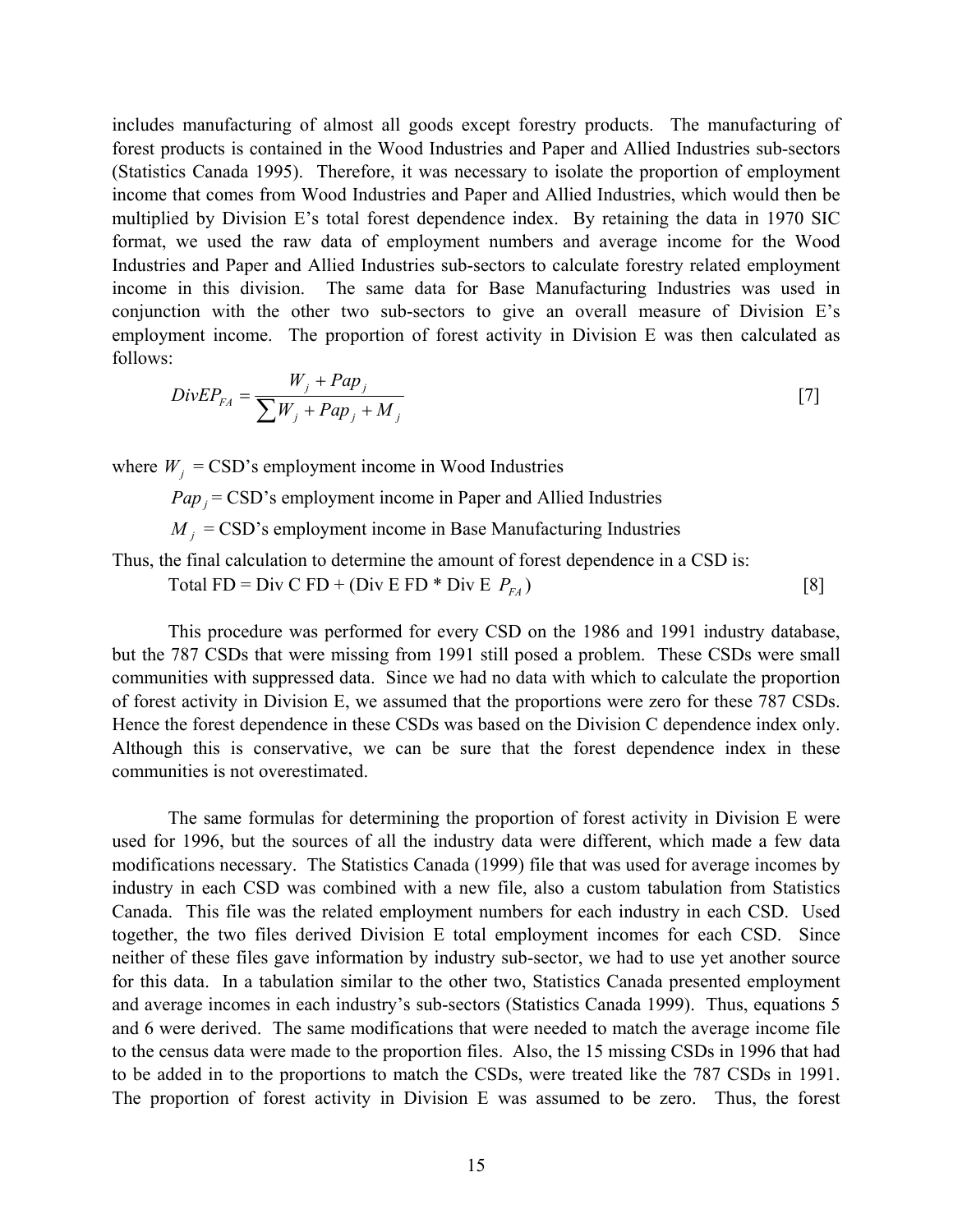includes manufacturing of almost all goods except forestry products. The manufacturing of forest products is contained in the Wood Industries and Paper and Allied Industries sub-sectors (Statistics Canada 1995). Therefore, it was necessary to isolate the proportion of employment income that comes from Wood Industries and Paper and Allied Industries, which would then be multiplied by Division E's total forest dependence index. By retaining the data in 1970 SIC format, we used the raw data of employment numbers and average income for the Wood Industries and Paper and Allied Industries sub-sectors to calculate forestry related employment income in this division. The same data for Base Manufacturing Industries was used in conjunction with the other two sub-sectors to give an overall measure of Division E's employment income. The proportion of forest activity in Division E was then calculated as follows:

$$DivEP_{FA} = \frac{W_j + Pap_j}{\sum W_j + Pap_j + M_j} \qquad [7]$$

where $W_j$ = CSD's employment income in Wood Industries

$Pap_j$ = CSD's employment income in Paper and Allied Industries

$M_j$ = CSD's employment income in Base Manufacturing Industries

Thus, the final calculation to determine the amount of forest dependence in a CSD is:

$$\text{Total FD} = \text{Div C FD} + (\text{Div E FD} * \text{Div E } P_{FA}) \qquad [8]$$

This procedure was performed for every CSD on the 1986 and 1991 industry database, but the 787 CSDs that were missing from 1991 still posed a problem. These CSDs were small communities with suppressed data. Since we had no data with which to calculate the proportion of forest activity in Division E, we assumed that the proportions were zero for these 787 CSDs. Hence the forest dependence in these CSDs was based on the Division C dependence index only. Although this is conservative, we can be sure that the forest dependence index in these communities is not overestimated.

The same formulas for determining the proportion of forest activity in Division E were used for 1996, but the sources of all the industry data were different, which made a few data modifications necessary. The Statistics Canada (1999) file that was used for average incomes by industry in each CSD was combined with a new file, also a custom tabulation from Statistics Canada. This file was the related employment numbers for each industry in each CSD. Used together, the two files derived Division E total employment incomes for each CSD. Since neither of these files gave information by industry sub-sector, we had to use yet another source for this data. In a tabulation similar to the other two, Statistics Canada presented employment and average incomes in each industry's sub-sectors (Statistics Canada 1999). Thus, equations 5 and 6 were derived. The same modifications that were needed to match the average income file to the census data were made to the proportion files. Also, the 15 missing CSDs in 1996 that had to be added in to the proportions to match the CSDs, were treated like the 787 CSDs in 1991. The proportion of forest activity in Division E was assumed to be zero. Thus, the forest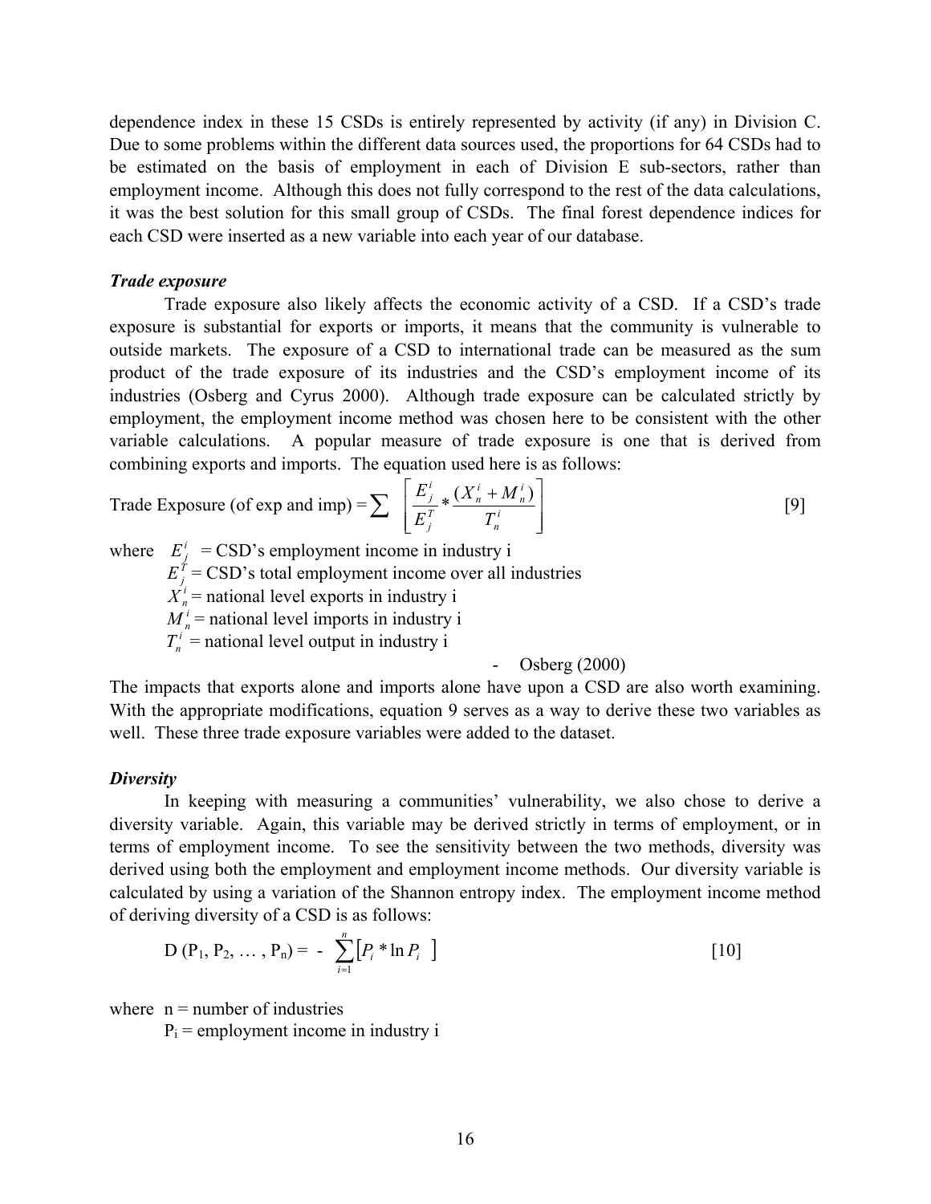dependence index in these 15 CSDs is entirely represented by activity (if any) in Division C. Due to some problems within the different data sources used, the proportions for 64 CSDs had to be estimated on the basis of employment in each of Division E sub-sectors, rather than employment income. Although this does not fully correspond to the rest of the data calculations, it was the best solution for this small group of CSDs. The final forest dependence indices for each CSD were inserted as a new variable into each year of our database.

***Trade exposure***

Trade exposure also likely affects the economic activity of a CSD. If a CSD's trade exposure is substantial for exports or imports, it means that the community is vulnerable to outside markets. The exposure of a CSD to international trade can be measured as the sum product of the trade exposure of its industries and the CSD's employment income of its industries (Osberg and Cyrus 2000). Although trade exposure can be calculated strictly by employment, the employment income method was chosen here to be consistent with the other variable calculations. A popular measure of trade exposure is one that is derived from combining exports and imports. The equation used here is as follows:

$$\text{Trade Exposure (of exp and imp)} = \sum \left[ \frac{E_j^i}{E_j^T} * \frac{(X_n^i + M_n^i)}{T_n^i} \right] \qquad [9]$$

where $E_j^i$ = CSD's employment income in industry i
$E_j^T$ = CSD's total employment income over all industries
$X_n^i$ = national level exports in industry i
$M_n^i$ = national level imports in industry i
$T_n^i$ = national level output in industry i

- Osberg (2000)

The impacts that exports alone and imports alone have upon a CSD are also worth examining. With the appropriate modifications, equation 9 serves as a way to derive these two variables as well. These three trade exposure variables were added to the dataset.

***Diversity***

In keeping with measuring a communities' vulnerability, we also chose to derive a diversity variable. Again, this variable may be derived strictly in terms of employment, or in terms of employment income. To see the sensitivity between the two methods, diversity was derived using both the employment and employment income methods. Our diversity variable is calculated by using a variation of the Shannon entropy index. The employment income method of deriving diversity of a CSD is as follows:

$$D(P_1, P_2, \ldots, P_n) = -\sum_{i=1}^{n} \left[ P_i * \ln P_i \right] \qquad [10]$$

where n = number of industries
$P_i$ = employment income in industry i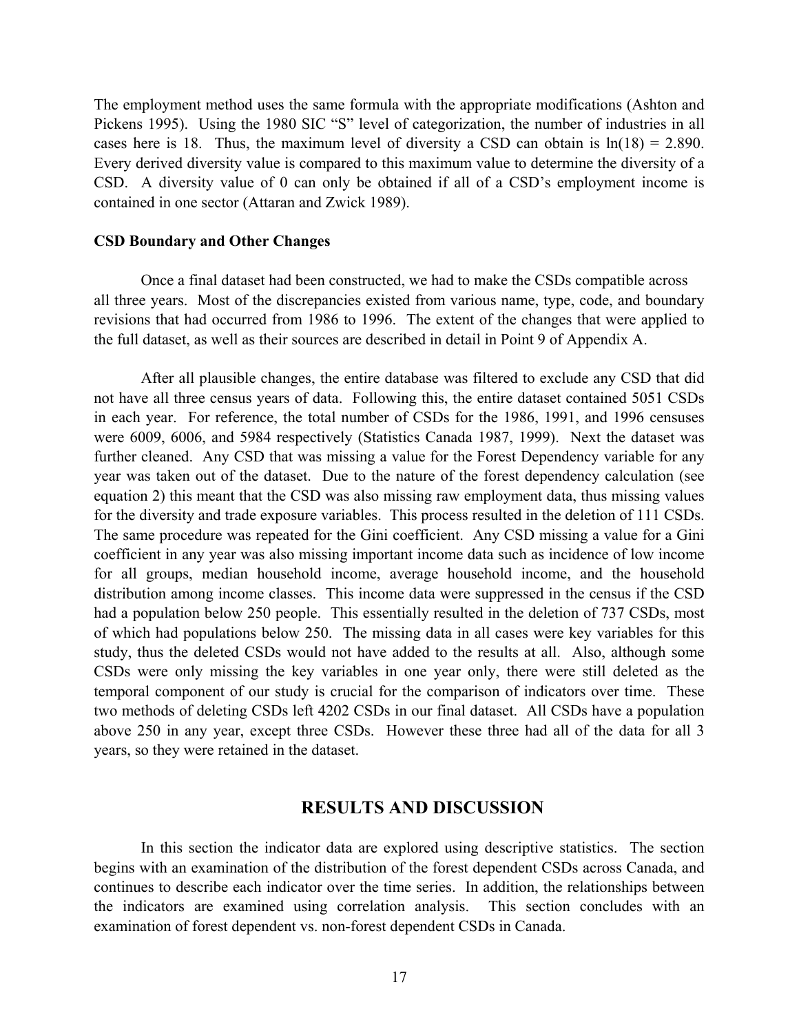The employment method uses the same formula with the appropriate modifications (Ashton and Pickens 1995). Using the 1980 SIC "S" level of categorization, the number of industries in all cases here is 18. Thus, the maximum level of diversity a CSD can obtain is $\ln(18) = 2.890$. Every derived diversity value is compared to this maximum value to determine the diversity of a CSD. A diversity value of 0 can only be obtained if all of a CSD's employment income is contained in one sector (Attaran and Zwick 1989).

**CSD Boundary and Other Changes**

Once a final dataset had been constructed, we had to make the CSDs compatible across all three years. Most of the discrepancies existed from various name, type, code, and boundary revisions that had occurred from 1986 to 1996. The extent of the changes that were applied to the full dataset, as well as their sources are described in detail in Point 9 of Appendix A.

After all plausible changes, the entire database was filtered to exclude any CSD that did not have all three census years of data. Following this, the entire dataset contained 5051 CSDs in each year. For reference, the total number of CSDs for the 1986, 1991, and 1996 censuses were 6009, 6006, and 5984 respectively (Statistics Canada 1987, 1999). Next the dataset was further cleaned. Any CSD that was missing a value for the Forest Dependency variable for any year was taken out of the dataset. Due to the nature of the forest dependency calculation (see equation 2) this meant that the CSD was also missing raw employment data, thus missing values for the diversity and trade exposure variables. This process resulted in the deletion of 111 CSDs. The same procedure was repeated for the Gini coefficient. Any CSD missing a value for a Gini coefficient in any year was also missing important income data such as incidence of low income for all groups, median household income, average household income, and the household distribution among income classes. This income data were suppressed in the census if the CSD had a population below 250 people. This essentially resulted in the deletion of 737 CSDs, most of which had populations below 250. The missing data in all cases were key variables for this study, thus the deleted CSDs would not have added to the results at all. Also, although some CSDs were only missing the key variables in one year only, there were still deleted as the temporal component of our study is crucial for the comparison of indicators over time. These two methods of deleting CSDs left 4202 CSDs in our final dataset. All CSDs have a population above 250 in any year, except three CSDs. However these three had all of the data for all 3 years, so they were retained in the dataset.

## RESULTS AND DISCUSSION

In this section the indicator data are explored using descriptive statistics. The section begins with an examination of the distribution of the forest dependent CSDs across Canada, and continues to describe each indicator over the time series. In addition, the relationships between the indicators are examined using correlation analysis. This section concludes with an examination of forest dependent vs. non-forest dependent CSDs in Canada.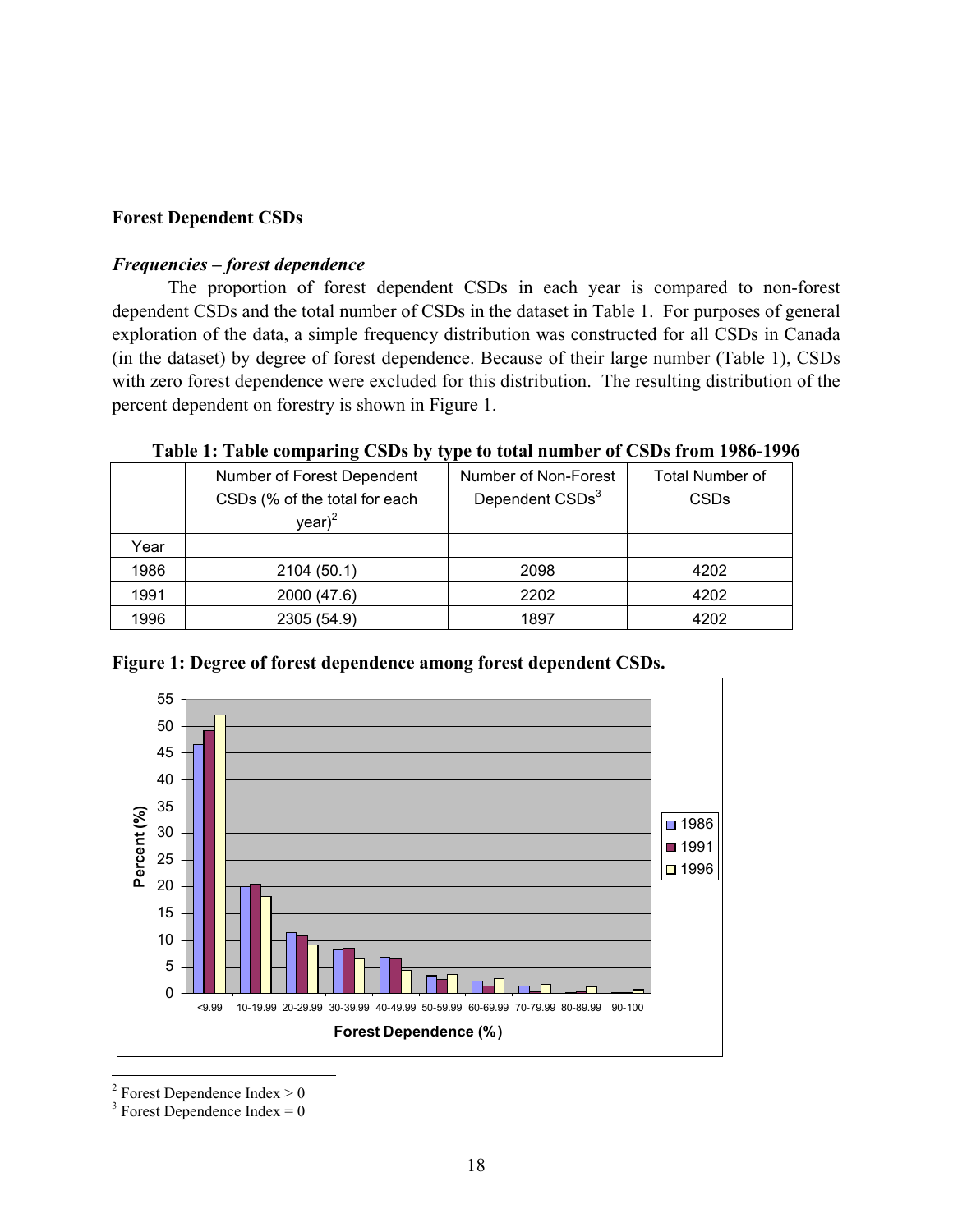**Forest Dependent CSDs**

***Frequencies – forest dependence***

The proportion of forest dependent CSDs in each year is compared to non-forest dependent CSDs and the total number of CSDs in the dataset in Table 1. For purposes of general exploration of the data, a simple frequency distribution was constructed for all CSDs in Canada (in the dataset) by degree of forest dependence. Because of their large number (Table 1), CSDs with zero forest dependence were excluded for this distribution. The resulting distribution of the percent dependent on forestry is shown in Figure 1.

**Table 1: Table comparing CSDs by type to total number of CSDs from 1986-1996**

| | Number of Forest Dependent CSDs (% of the total for each year)[2] | Number of Non-Forest Dependent CSDs[3] | Total Number of CSDs |
|---|---|---|---|
| Year | | | |
| 1986 | 2104 (50.1) | 2098 | 4202 |
| 1991 | 2000 (47.6) | 2202 | 4202 |
| 1996 | 2305 (54.9) | 1897 | 4202 |

**Figure 1: Degree of forest dependence among forest dependent CSDs.**

[2] Forest Dependence Index > 0

[3] Forest Dependence Index = 0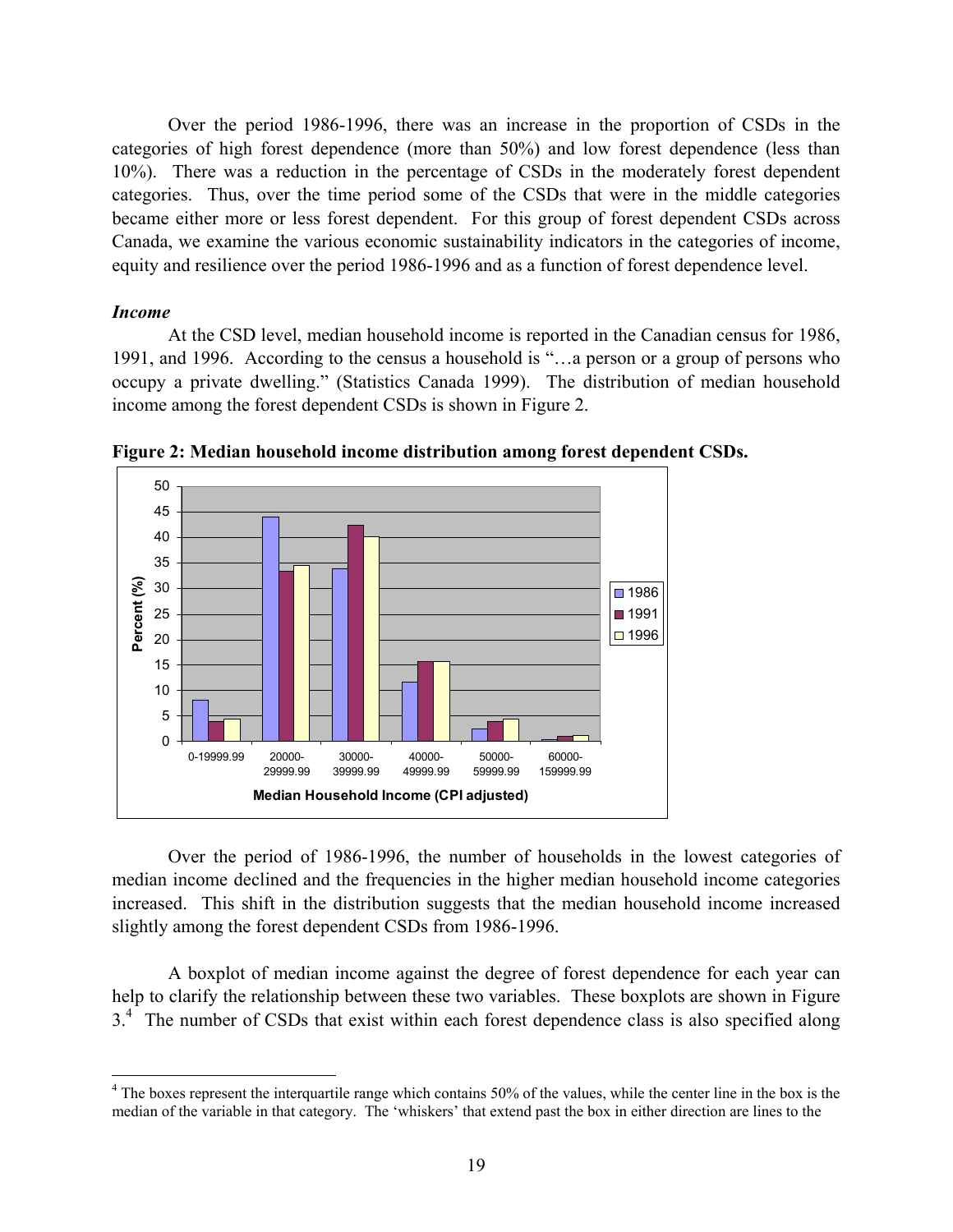Over the period 1986-1996, there was an increase in the proportion of CSDs in the categories of high forest dependence (more than 50%) and low forest dependence (less than 10%). There was a reduction in the percentage of CSDs in the moderately forest dependent categories. Thus, over the time period some of the CSDs that were in the middle categories became either more or less forest dependent. For this group of forest dependent CSDs across Canada, we examine the various economic sustainability indicators in the categories of income, equity and resilience over the period 1986-1996 and as a function of forest dependence level.

***Income***

At the CSD level, median household income is reported in the Canadian census for 1986, 1991, and 1996. According to the census a household is "…a person or a group of persons who occupy a private dwelling." (Statistics Canada 1999). The distribution of median household income among the forest dependent CSDs is shown in Figure 2.

**Figure 2: Median household income distribution among forest dependent CSDs.**

Over the period of 1986-1996, the number of households in the lowest categories of median income declined and the frequencies in the higher median household income categories increased. This shift in the distribution suggests that the median household income increased slightly among the forest dependent CSDs from 1986-1996.

A boxplot of median income against the degree of forest dependence for each year can help to clarify the relationship between these two variables. These boxplots are shown in Figure 3.[4] The number of CSDs that exist within each forest dependence class is also specified along

[4] The boxes represent the interquartile range which contains 50% of the values, while the center line in the box is the median of the variable in that category. The 'whiskers' that extend past the box in either direction are lines to the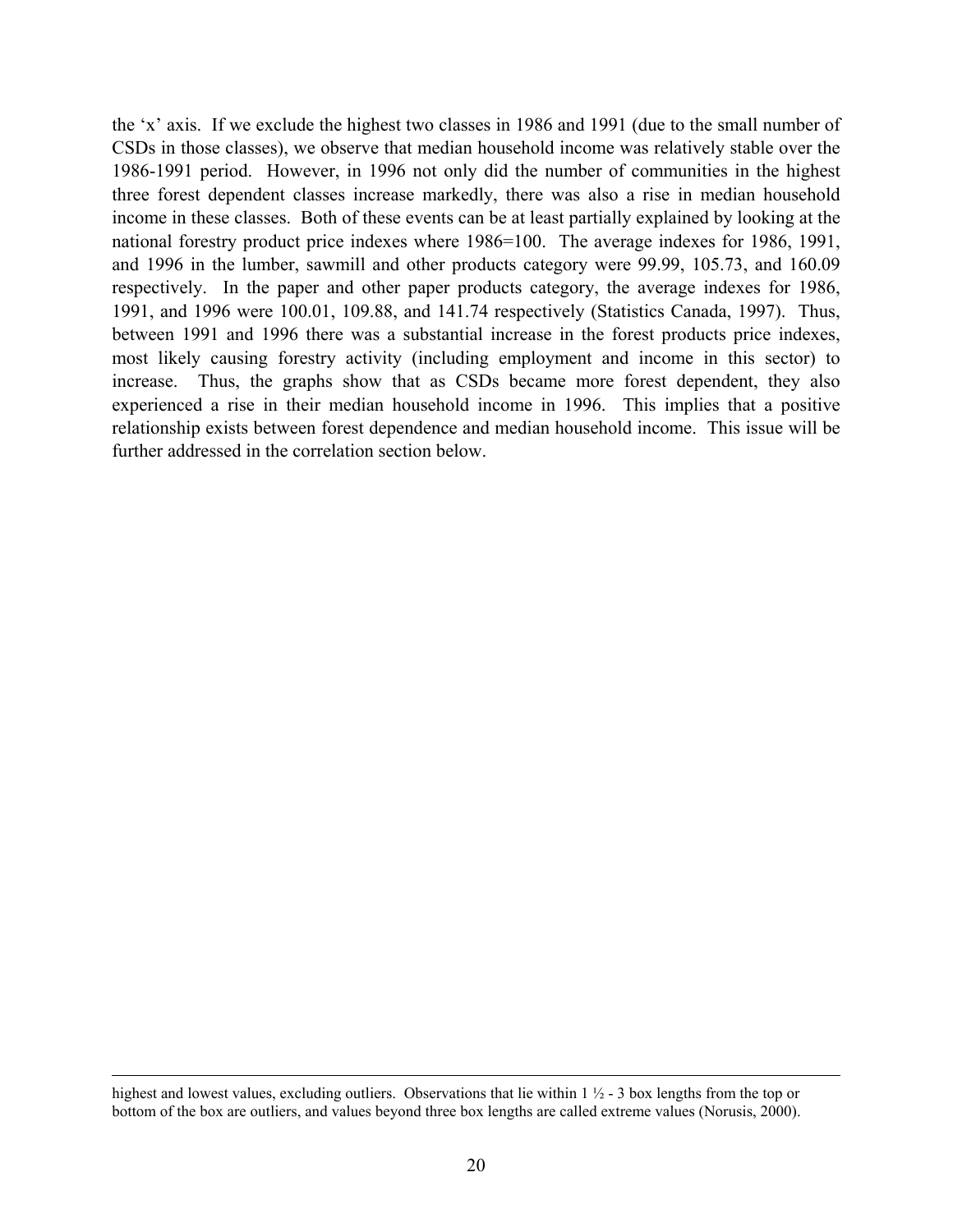the 'x' axis. If we exclude the highest two classes in 1986 and 1991 (due to the small number of CSDs in those classes), we observe that median household income was relatively stable over the 1986-1991 period. However, in 1996 not only did the number of communities in the highest three forest dependent classes increase markedly, there was also a rise in median household income in these classes. Both of these events can be at least partially explained by looking at the national forestry product price indexes where 1986=100. The average indexes for 1986, 1991, and 1996 in the lumber, sawmill and other products category were 99.99, 105.73, and 160.09 respectively. In the paper and other paper products category, the average indexes for 1986, 1991, and 1996 were 100.01, 109.88, and 141.74 respectively (Statistics Canada, 1997). Thus, between 1991 and 1996 there was a substantial increase in the forest products price indexes, most likely causing forestry activity (including employment and income in this sector) to increase. Thus, the graphs show that as CSDs became more forest dependent, they also experienced a rise in their median household income in 1996. This implies that a positive relationship exists between forest dependence and median household income. This issue will be further addressed in the correlation section below.

---

highest and lowest values, excluding outliers. Observations that lie within 1 ½ - 3 box lengths from the top or bottom of the box are outliers, and values beyond three box lengths are called extreme values (Norusis, 2000).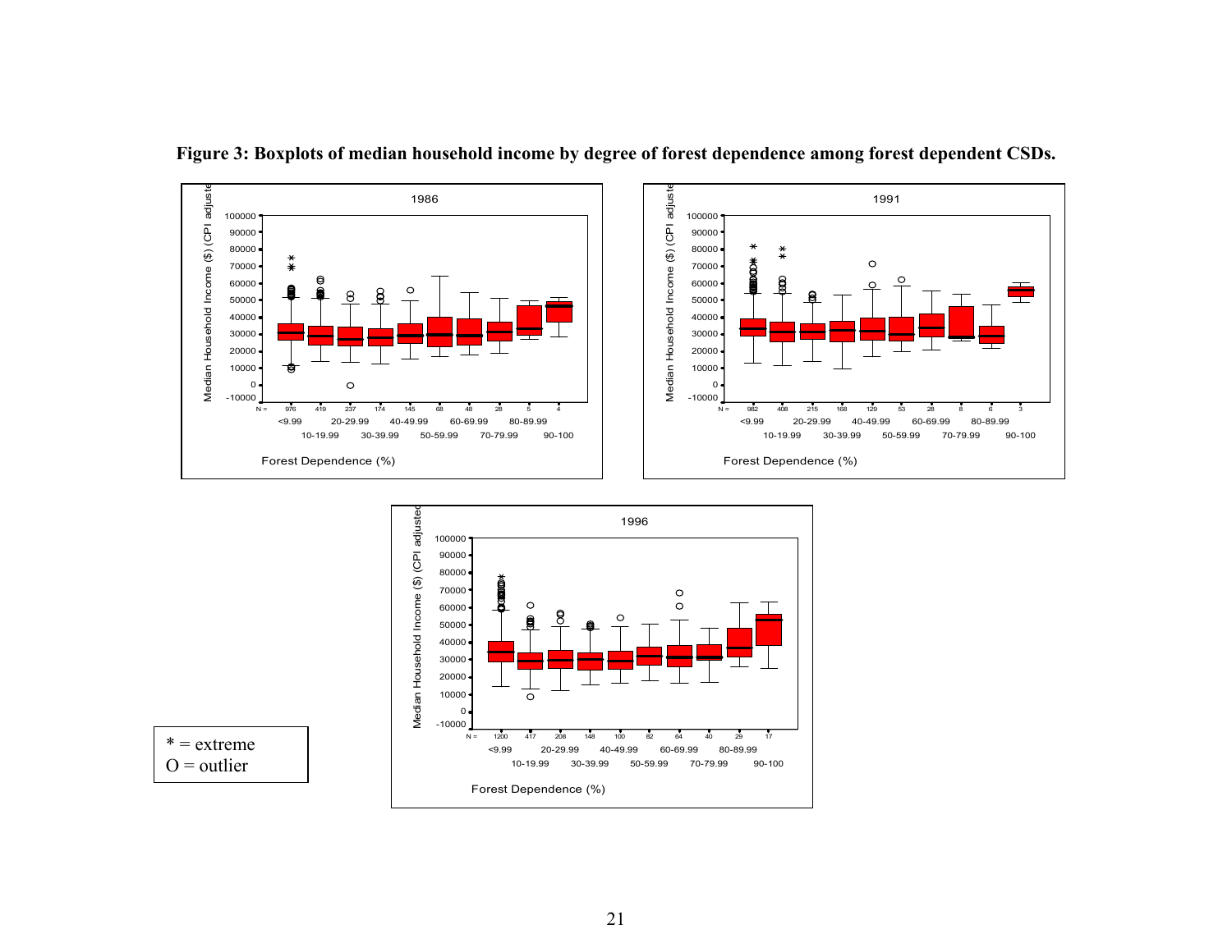**Figure 3: Boxplots of median household income by degree of forest dependence among forest dependent CSDs.**

\* = extreme
O = outlier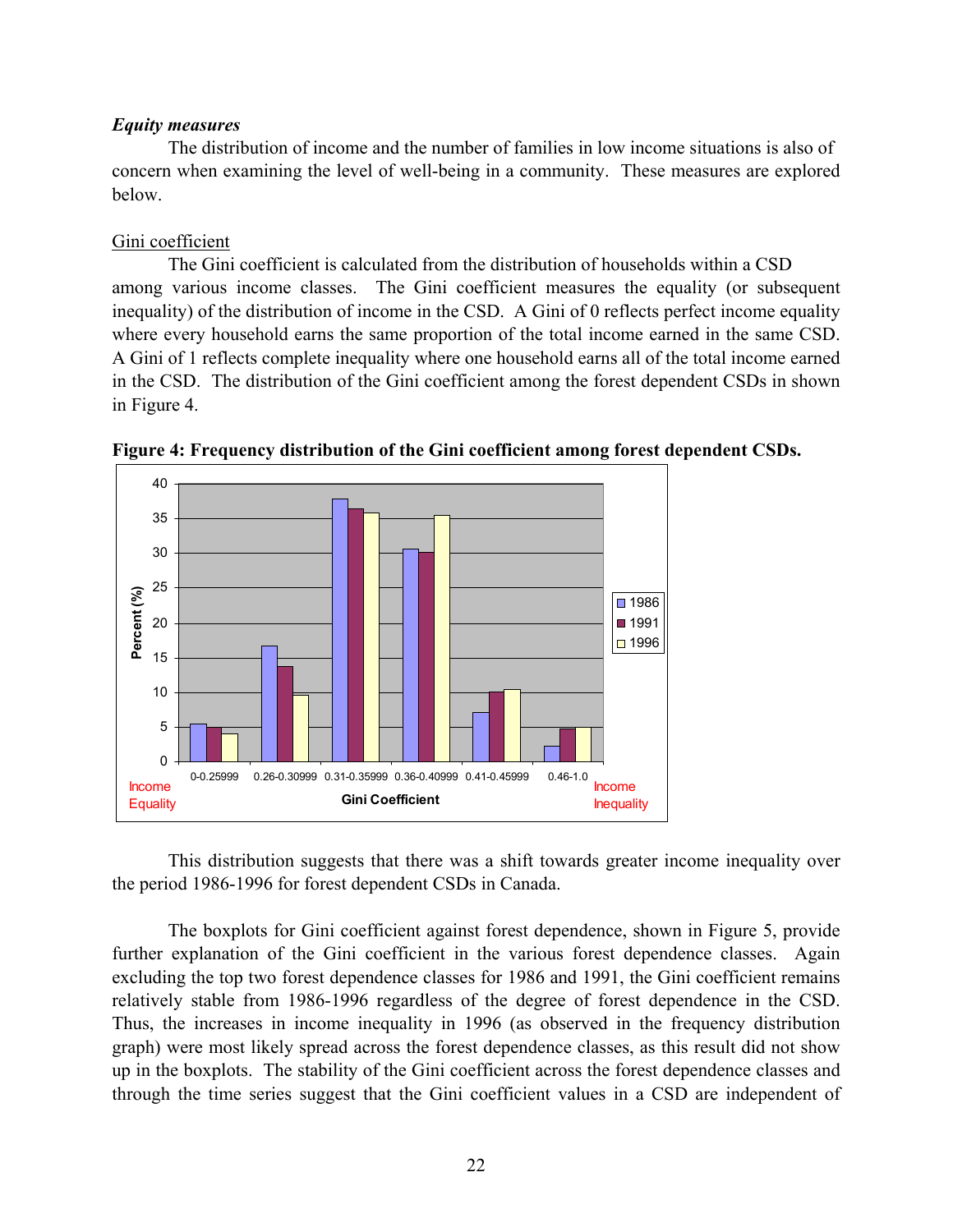***Equity measures***

The distribution of income and the number of families in low income situations is also of concern when examining the level of well-being in a community. These measures are explored below.

<u>Gini coefficient</u>

The Gini coefficient is calculated from the distribution of households within a CSD among various income classes. The Gini coefficient measures the equality (or subsequent inequality) of the distribution of income in the CSD. A Gini of 0 reflects perfect income equality where every household earns the same proportion of the total income earned in the same CSD. A Gini of 1 reflects complete inequality where one household earns all of the total income earned in the CSD. The distribution of the Gini coefficient among the forest dependent CSDs in shown in Figure 4.

**Figure 4: Frequency distribution of the Gini coefficient among forest dependent CSDs.**

This distribution suggests that there was a shift towards greater income inequality over the period 1986-1996 for forest dependent CSDs in Canada.

The boxplots for Gini coefficient against forest dependence, shown in Figure 5, provide further explanation of the Gini coefficient in the various forest dependence classes. Again excluding the top two forest dependence classes for 1986 and 1991, the Gini coefficient remains relatively stable from 1986-1996 regardless of the degree of forest dependence in the CSD. Thus, the increases in income inequality in 1996 (as observed in the frequency distribution graph) were most likely spread across the forest dependence classes, as this result did not show up in the boxplots. The stability of the Gini coefficient across the forest dependence classes and through the time series suggest that the Gini coefficient values in a CSD are independent of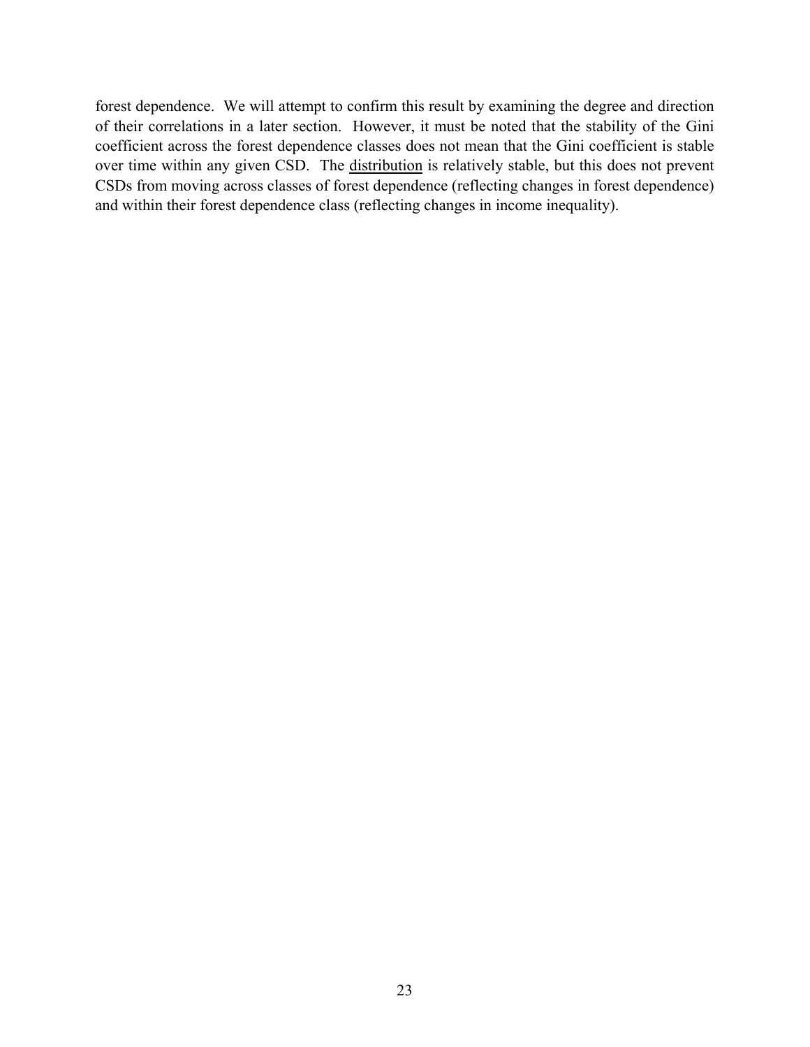forest dependence. We will attempt to confirm this result by examining the degree and direction of their correlations in a later section. However, it must be noted that the stability of the Gini coefficient across the forest dependence classes does not mean that the Gini coefficient is stable over time within any given CSD. The <u>distribution</u> is relatively stable, but this does not prevent CSDs from moving across classes of forest dependence (reflecting changes in forest dependence) and within their forest dependence class (reflecting changes in income inequality).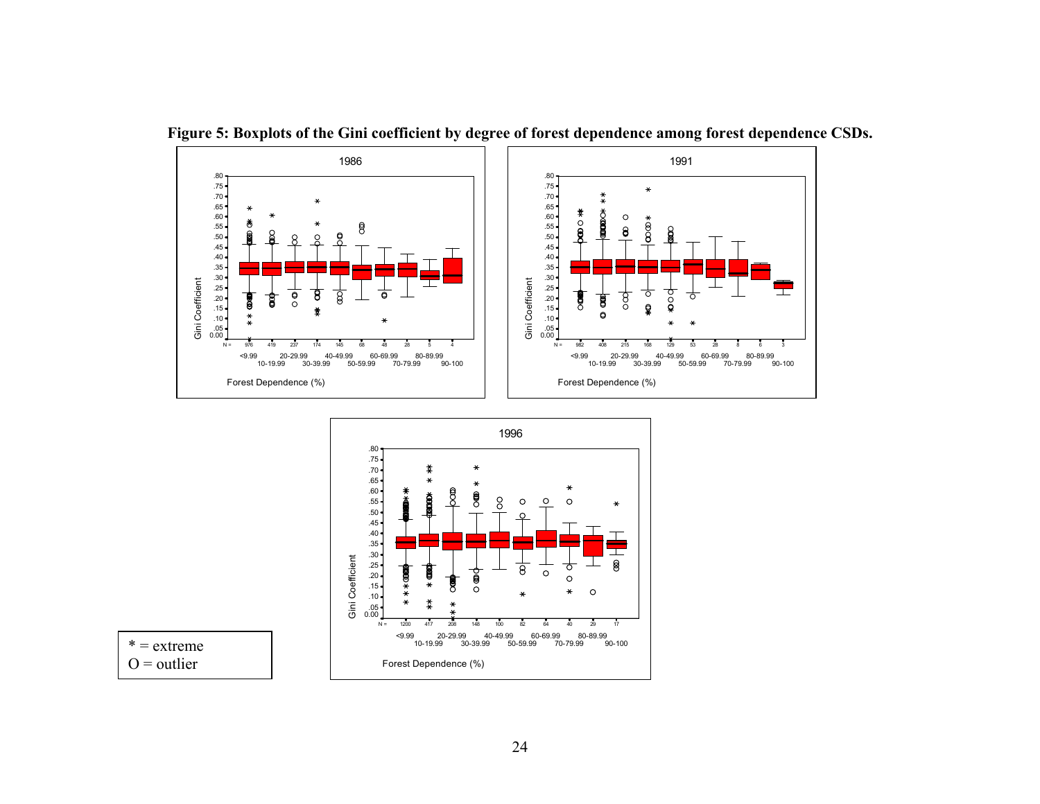**Figure 5: Boxplots of the Gini coefficient by degree of forest dependence among forest dependence CSDs.**

\* = extreme
O = outlier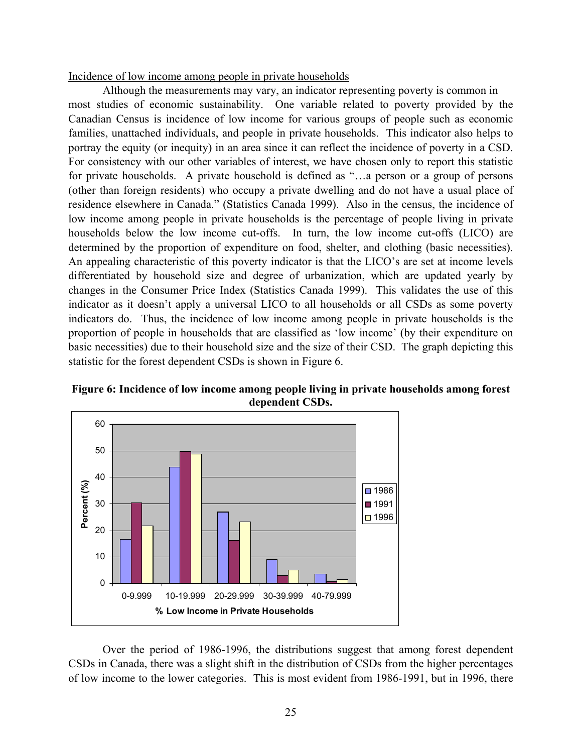Incidence of low income among people in private households

Although the measurements may vary, an indicator representing poverty is common in most studies of economic sustainability. One variable related to poverty provided by the Canadian Census is incidence of low income for various groups of people such as economic families, unattached individuals, and people in private households. This indicator also helps to portray the equity (or inequity) in an area since it can reflect the incidence of poverty in a CSD. For consistency with our other variables of interest, we have chosen only to report this statistic for private households. A private household is defined as "…a person or a group of persons (other than foreign residents) who occupy a private dwelling and do not have a usual place of residence elsewhere in Canada." (Statistics Canada 1999). Also in the census, the incidence of low income among people in private households is the percentage of people living in private households below the low income cut-offs. In turn, the low income cut-offs (LICO) are determined by the proportion of expenditure on food, shelter, and clothing (basic necessities). An appealing characteristic of this poverty indicator is that the LICO's are set at income levels differentiated by household size and degree of urbanization, which are updated yearly by changes in the Consumer Price Index (Statistics Canada 1999). This validates the use of this indicator as it doesn't apply a universal LICO to all households or all CSDs as some poverty indicators do. Thus, the incidence of low income among people in private households is the proportion of people in households that are classified as 'low income' (by their expenditure on basic necessities) due to their household size and the size of their CSD. The graph depicting this statistic for the forest dependent CSDs is shown in Figure 6.

**Figure 6: Incidence of low income among people living in private households among forest dependent CSDs.**

Over the period of 1986-1996, the distributions suggest that among forest dependent CSDs in Canada, there was a slight shift in the distribution of CSDs from the higher percentages of low income to the lower categories. This is most evident from 1986-1991, but in 1996, there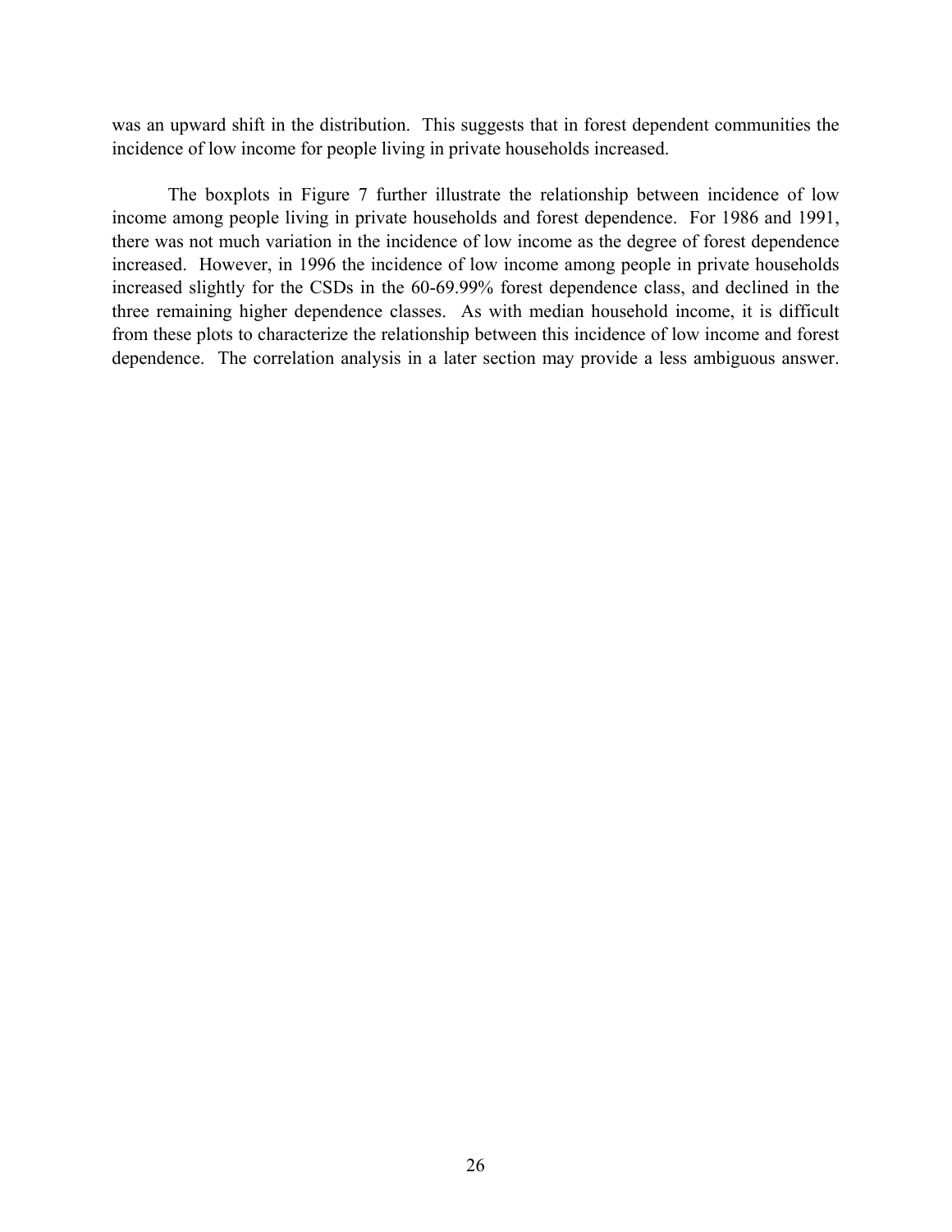was an upward shift in the distribution. This suggests that in forest dependent communities the incidence of low income for people living in private households increased.

The boxplots in Figure 7 further illustrate the relationship between incidence of low income among people living in private households and forest dependence. For 1986 and 1991, there was not much variation in the incidence of low income as the degree of forest dependence increased. However, in 1996 the incidence of low income among people in private households increased slightly for the CSDs in the 60-69.99% forest dependence class, and declined in the three remaining higher dependence classes. As with median household income, it is difficult from these plots to characterize the relationship between this incidence of low income and forest dependence. The correlation analysis in a later section may provide a less ambiguous answer.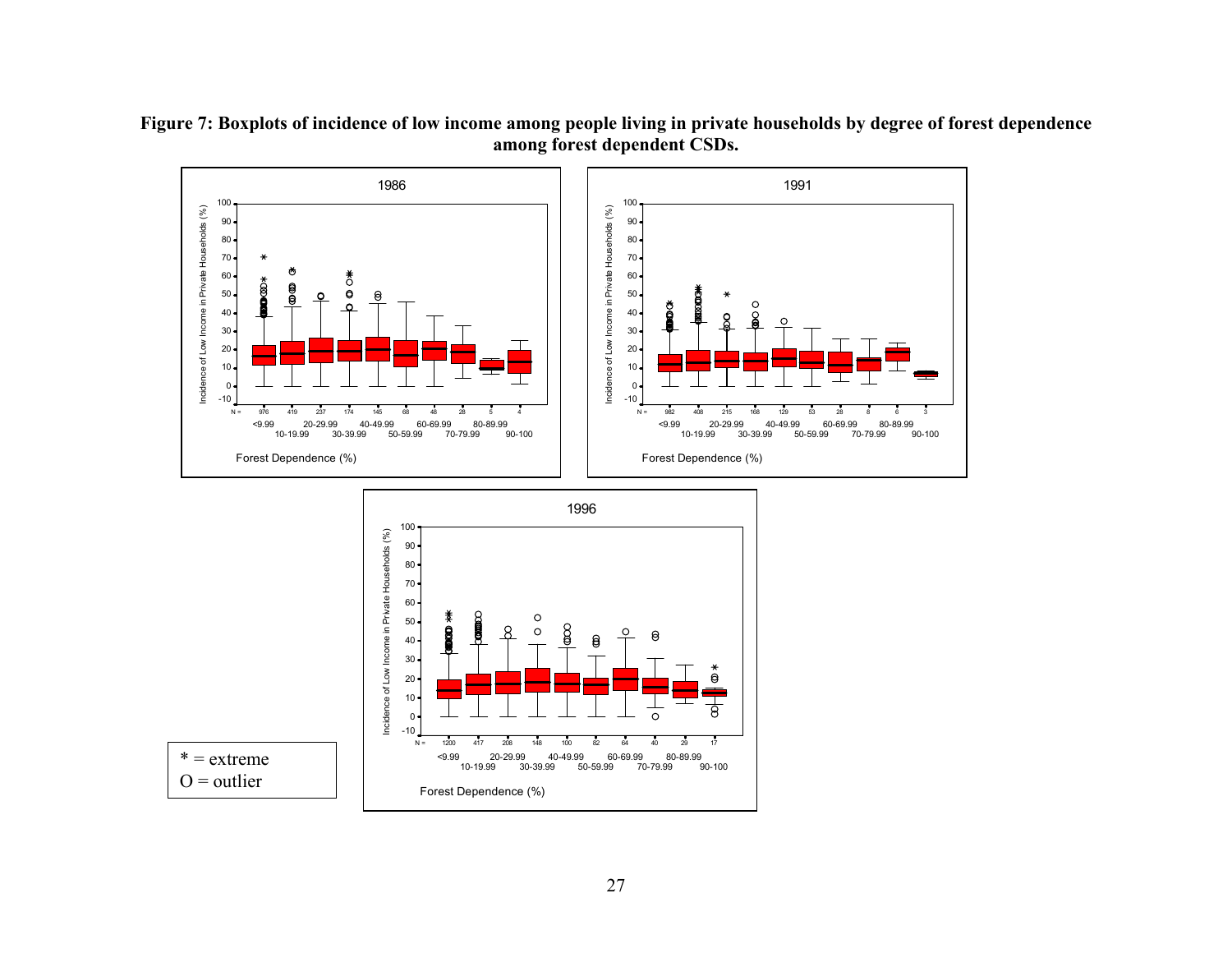**Figure 7: Boxplots of incidence of low income among people living in private households by degree of forest dependence among forest dependent CSDs.**

1986

Incidence of Low Income in Private Households (%)

N = 976, 419, 237, 174, 145, 68, 48, 28, 5, 4

<9.99, 10-19.99, 20-29.99, 30-39.99, 40-49.99, 50-59.99, 60-69.99, 70-79.99, 80-89.99, 90-100

Forest Dependence (%)

1991

Incidence of Low Income in Private Households (%)

N = 982, 408, 215, 168, 129, 53, 28, 8, 6, 3

<9.99, 10-19.99, 20-29.99, 30-39.99, 40-49.99, 50-59.99, 60-69.99, 70-79.99, 80-89.99, 90-100

Forest Dependence (%)

1996

Incidence of Low Income in Private Households (%)

N = 1200, 417, 208, 148, 100, 82, 64, 40, 29, 17

<9.99, 10-19.99, 20-29.99, 30-39.99, 40-49.99, 50-59.99, 60-69.99, 70-79.99, 80-89.99, 90-100

Forest Dependence (%)

* = extreme
O = outlier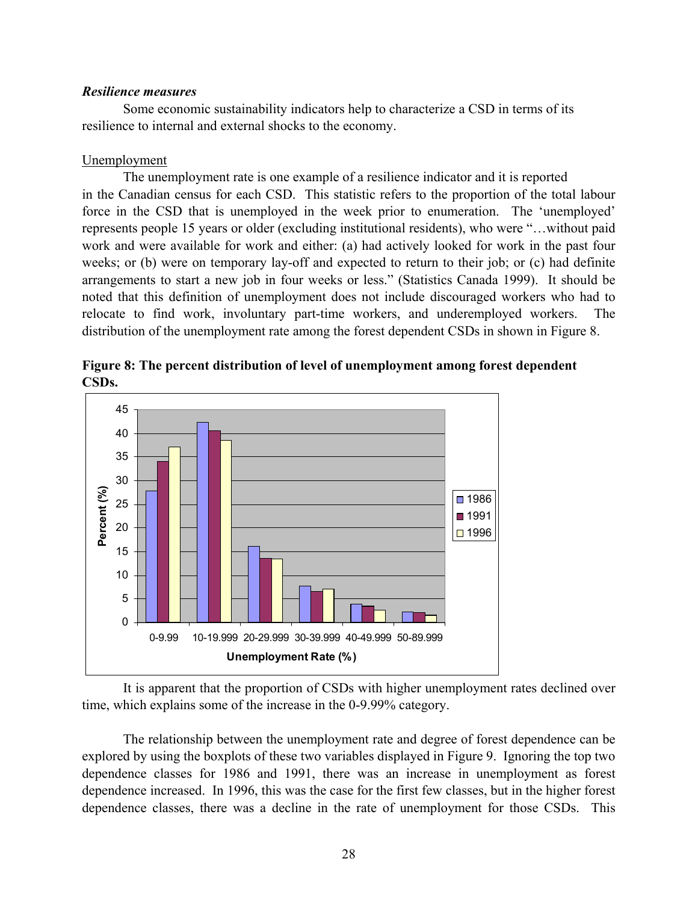***Resilience measures***

Some economic sustainability indicators help to characterize a CSD in terms of its resilience to internal and external shocks to the economy.

Unemployment

The unemployment rate is one example of a resilience indicator and it is reported in the Canadian census for each CSD. This statistic refers to the proportion of the total labour force in the CSD that is unemployed in the week prior to enumeration. The 'unemployed' represents people 15 years or older (excluding institutional residents), who were "…without paid work and were available for work and either: (a) had actively looked for work in the past four weeks; or (b) were on temporary lay-off and expected to return to their job; or (c) had definite arrangements to start a new job in four weeks or less." (Statistics Canada 1999). It should be noted that this definition of unemployment does not include discouraged workers who had to relocate to find work, involuntary part-time workers, and underemployed workers. The distribution of the unemployment rate among the forest dependent CSDs in shown in Figure 8.

**Figure 8: The percent distribution of level of unemployment among forest dependent CSDs.**

| Unemployment Rate (%) | 1986 | 1991 | 1996 |
|---|---|---|---|
| 0-9.99 | 27.8 | 34.1 | 37.1 |
| 10-19.999 | 42.3 | 40.5 | 38.5 |
| 20-29.999 | 16.1 | 13.6 | 13.4 |
| 30-39.999 | 7.7 | 6.5 | 7.1 |
| 40-49.999 | 3.9 | 3.4 | 2.6 |
| 50-89.999 | 2.2 | 2.0 | 1.5 |

It is apparent that the proportion of CSDs with higher unemployment rates declined over time, which explains some of the increase in the 0-9.99% category.

The relationship between the unemployment rate and degree of forest dependence can be explored by using the boxplots of these two variables displayed in Figure 9. Ignoring the top two dependence classes for 1986 and 1991, there was an increase in unemployment as forest dependence increased. In 1996, this was the case for the first few classes, but in the higher forest dependence classes, there was a decline in the rate of unemployment for those CSDs. This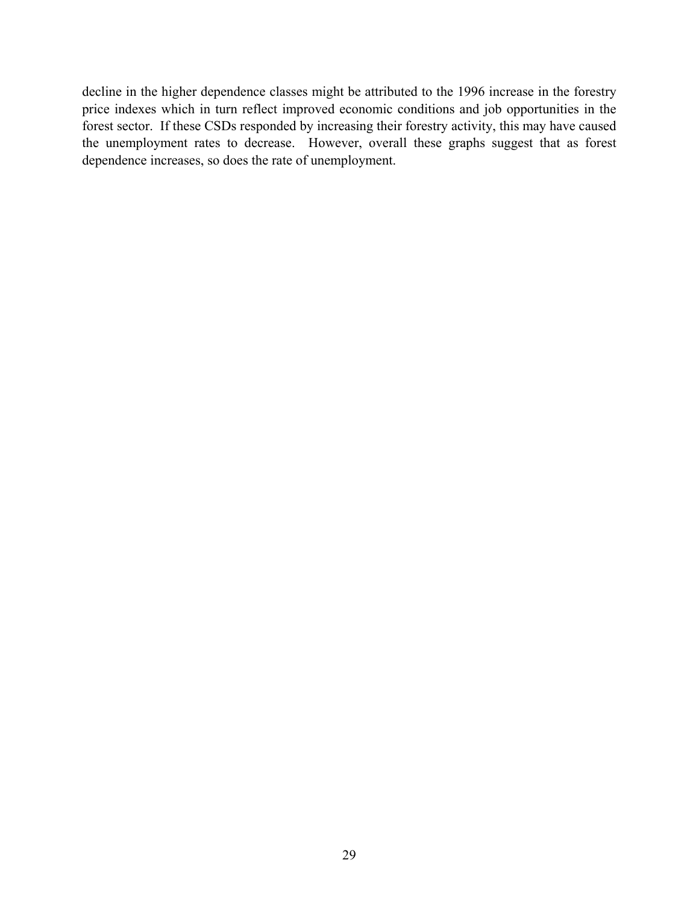decline in the higher dependence classes might be attributed to the 1996 increase in the forestry price indexes which in turn reflect improved economic conditions and job opportunities in the forest sector. If these CSDs responded by increasing their forestry activity, this may have caused the unemployment rates to decrease. However, overall these graphs suggest that as forest dependence increases, so does the rate of unemployment.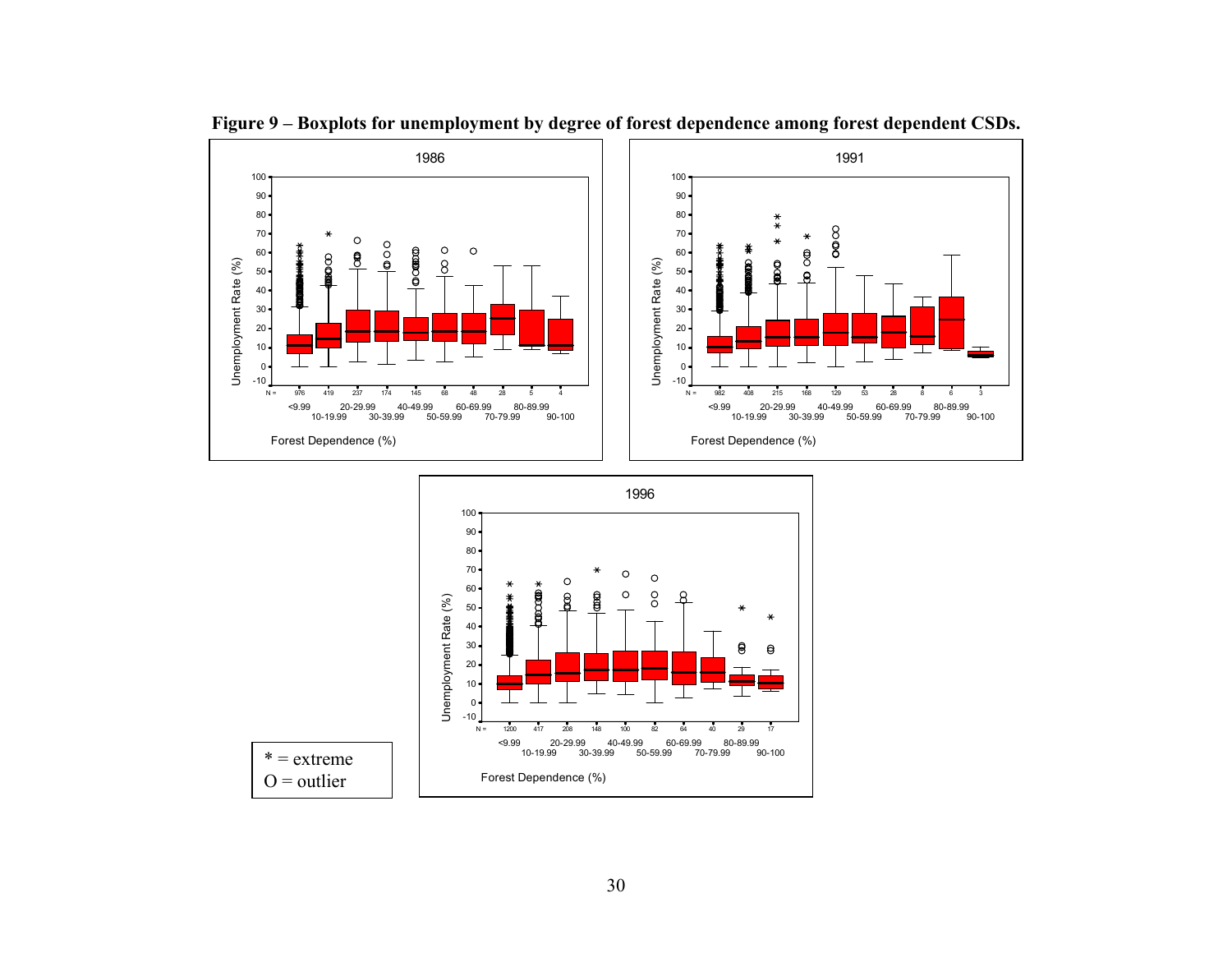**Figure 9 – Boxplots for unemployment by degree of forest dependence among forest dependent CSDs.**

* = extreme
O = outlier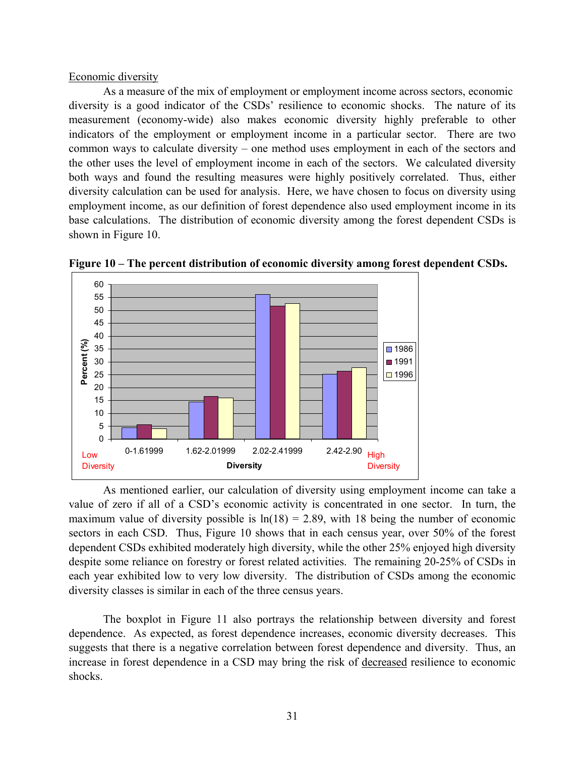Economic diversity

As a measure of the mix of employment or employment income across sectors, economic diversity is a good indicator of the CSDs' resilience to economic shocks. The nature of its measurement (economy-wide) also makes economic diversity highly preferable to other indicators of the employment or employment income in a particular sector. There are two common ways to calculate diversity – one method uses employment in each of the sectors and the other uses the level of employment income in each of the sectors. We calculated diversity both ways and found the resulting measures were highly positively correlated. Thus, either diversity calculation can be used for analysis. Here, we have chosen to focus on diversity using employment income, as our definition of forest dependence also used employment income in its base calculations. The distribution of economic diversity among the forest dependent CSDs is shown in Figure 10.

**Figure 10 – The percent distribution of economic diversity among forest dependent CSDs.**

As mentioned earlier, our calculation of diversity using employment income can take a value of zero if all of a CSD's economic activity is concentrated in one sector. In turn, the maximum value of diversity possible is ln(18) = 2.89, with 18 being the number of economic sectors in each CSD. Thus, Figure 10 shows that in each census year, over 50% of the forest dependent CSDs exhibited moderately high diversity, while the other 25% enjoyed high diversity despite some reliance on forestry or forest related activities. The remaining 20-25% of CSDs in each year exhibited low to very low diversity. The distribution of CSDs among the economic diversity classes is similar in each of the three census years.

The boxplot in Figure 11 also portrays the relationship between diversity and forest dependence. As expected, as forest dependence increases, economic diversity decreases. This suggests that there is a negative correlation between forest dependence and diversity. Thus, an increase in forest dependence in a CSD may bring the risk of <u>decreased</u> resilience to economic shocks.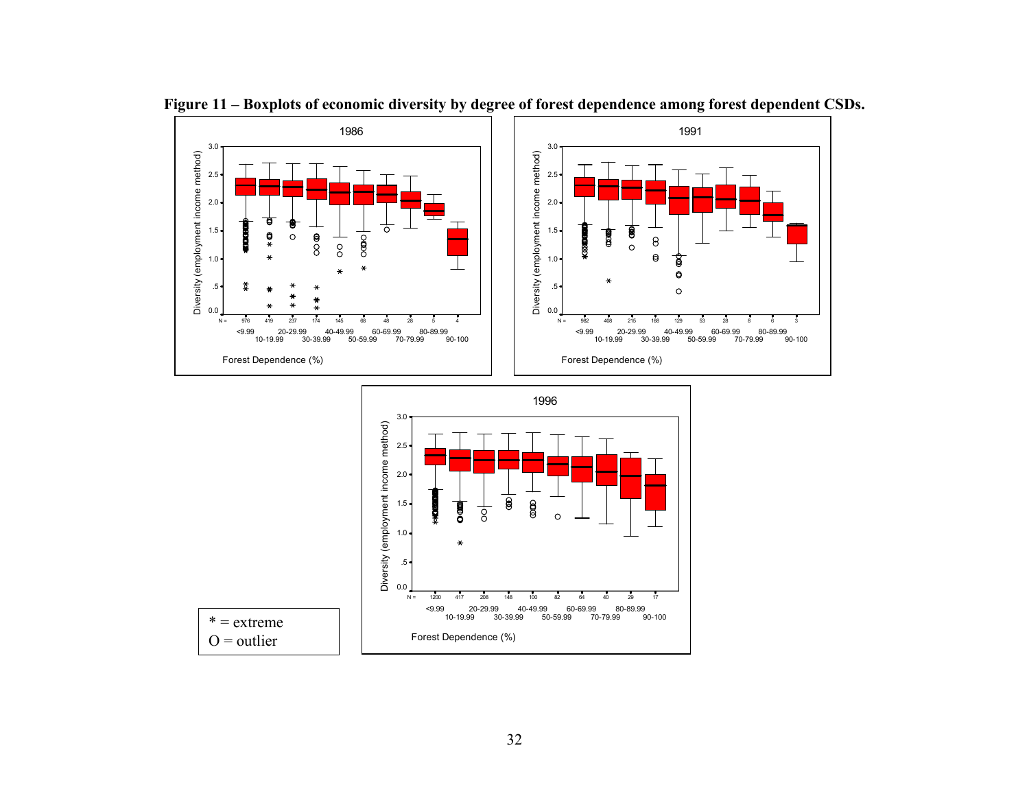**Figure 11 – Boxplots of economic diversity by degree of forest dependence among forest dependent CSDs.**

* = extreme
O = outlier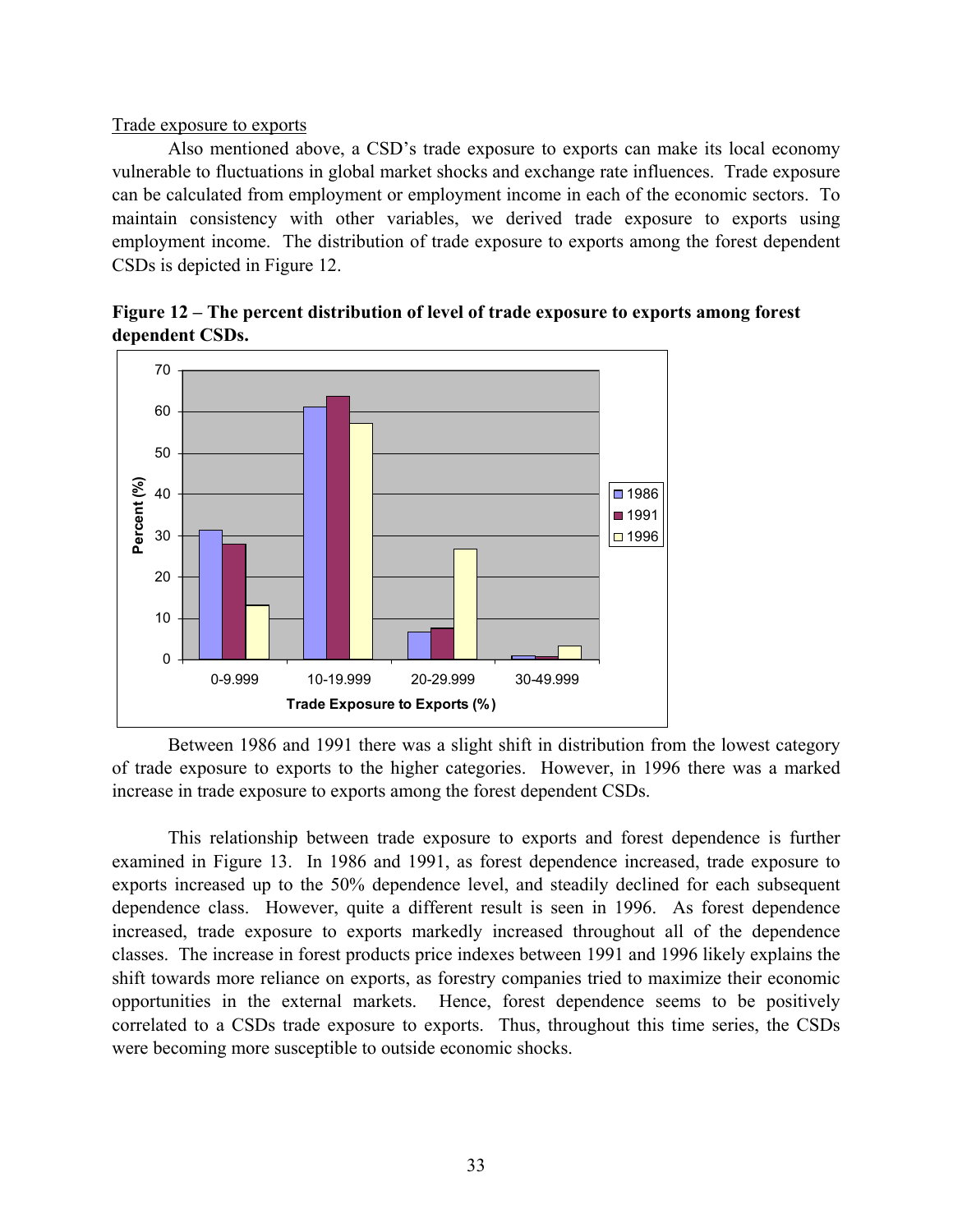Trade exposure to exports

Also mentioned above, a CSD's trade exposure to exports can make its local economy vulnerable to fluctuations in global market shocks and exchange rate influences. Trade exposure can be calculated from employment or employment income in each of the economic sectors. To maintain consistency with other variables, we derived trade exposure to exports using employment income. The distribution of trade exposure to exports among the forest dependent CSDs is depicted in Figure 12.

**Figure 12 – The percent distribution of level of trade exposure to exports among forest dependent CSDs.**

Between 1986 and 1991 there was a slight shift in distribution from the lowest category of trade exposure to exports to the higher categories. However, in 1996 there was a marked increase in trade exposure to exports among the forest dependent CSDs.

This relationship between trade exposure to exports and forest dependence is further examined in Figure 13. In 1986 and 1991, as forest dependence increased, trade exposure to exports increased up to the 50% dependence level, and steadily declined for each subsequent dependence class. However, quite a different result is seen in 1996. As forest dependence increased, trade exposure to exports markedly increased throughout all of the dependence classes. The increase in forest products price indexes between 1991 and 1996 likely explains the shift towards more reliance on exports, as forestry companies tried to maximize their economic opportunities in the external markets. Hence, forest dependence seems to be positively correlated to a CSDs trade exposure to exports. Thus, throughout this time series, the CSDs were becoming more susceptible to outside economic shocks.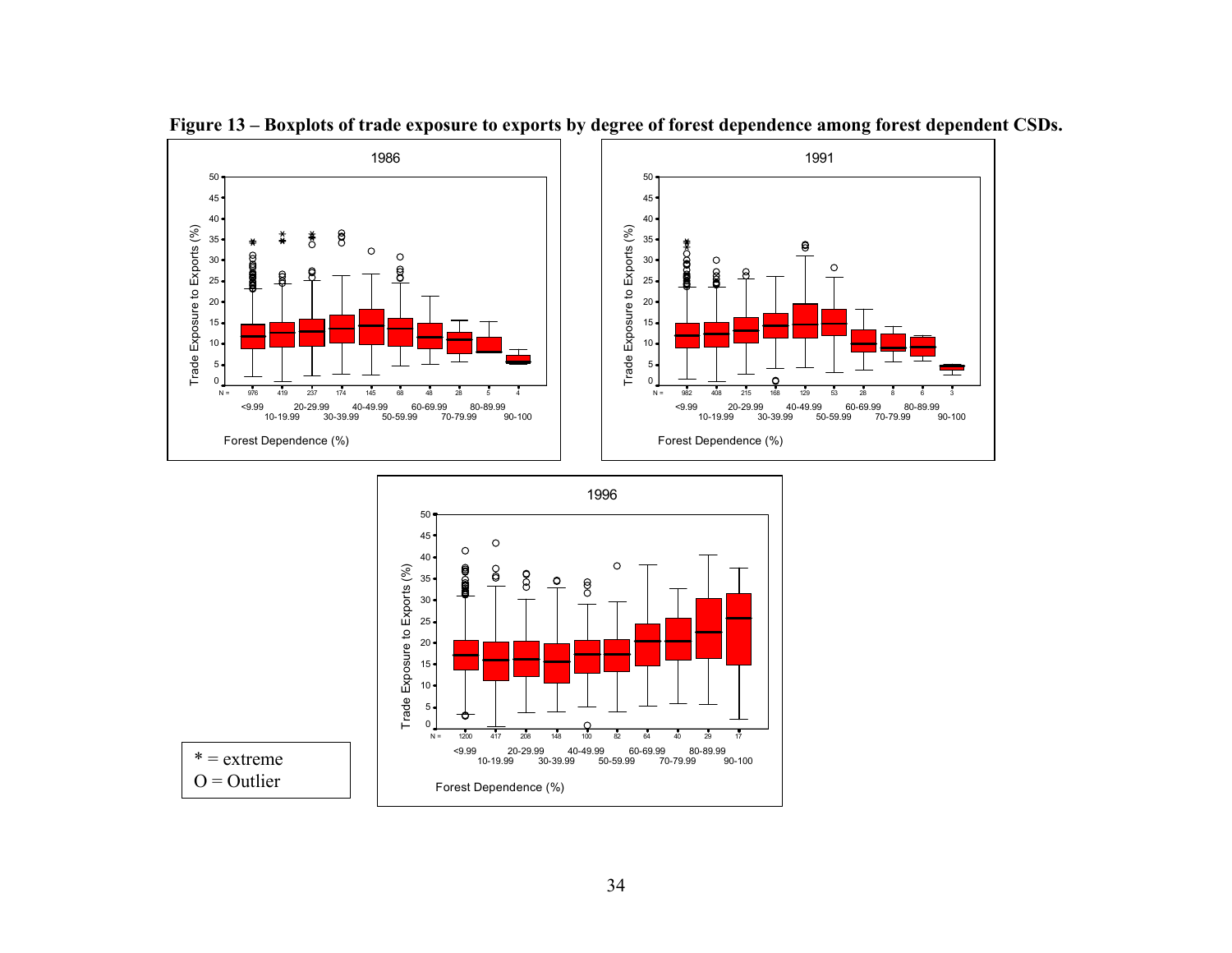**Figure 13 – Boxplots of trade exposure to exports by degree of forest dependence among forest dependent CSDs.**

* = extreme
O = Outlier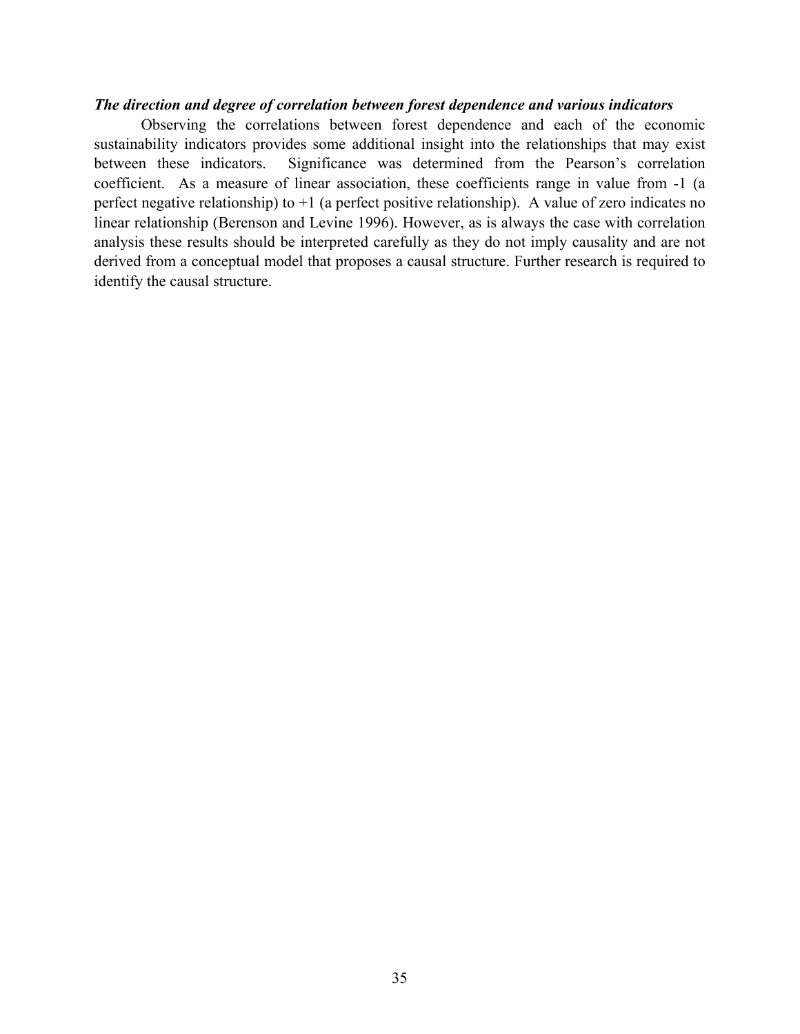***The direction and degree of correlation between forest dependence and various indicators***

Observing the correlations between forest dependence and each of the economic sustainability indicators provides some additional insight into the relationships that may exist between these indicators. Significance was determined from the Pearson's correlation coefficient. As a measure of linear association, these coefficients range in value from -1 (a perfect negative relationship) to +1 (a perfect positive relationship). A value of zero indicates no linear relationship (Berenson and Levine 1996). However, as is always the case with correlation analysis these results should be interpreted carefully as they do not imply causality and are not derived from a conceptual model that proposes a causal structure. Further research is required to identify the causal structure.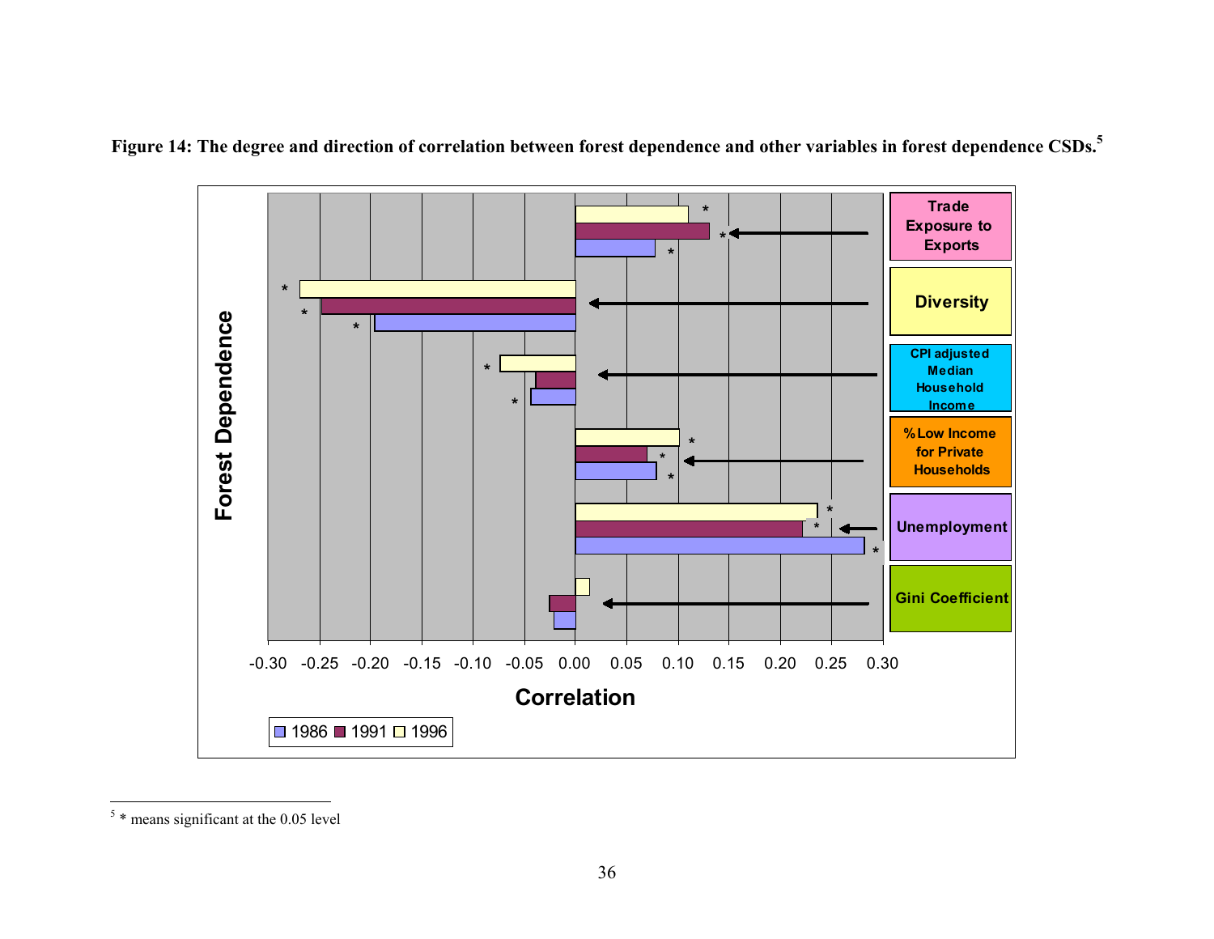**Figure 14: The degree and direction of correlation between forest dependence and other variables in forest dependence CSDs.**[5]

Forest Dependence

Trade Exposure to Exports

Diversity

CPI adjusted Median Household Income

% Low Income for Private Households

Unemployment

Gini Coefficient

-0.30 -0.25 -0.20 -0.15 -0.10 -0.05 0.00 0.05 0.10 0.15 0.20 0.25 0.30

Correlation

1986 1991 1996

---

[5] * means significant at the 0.05 level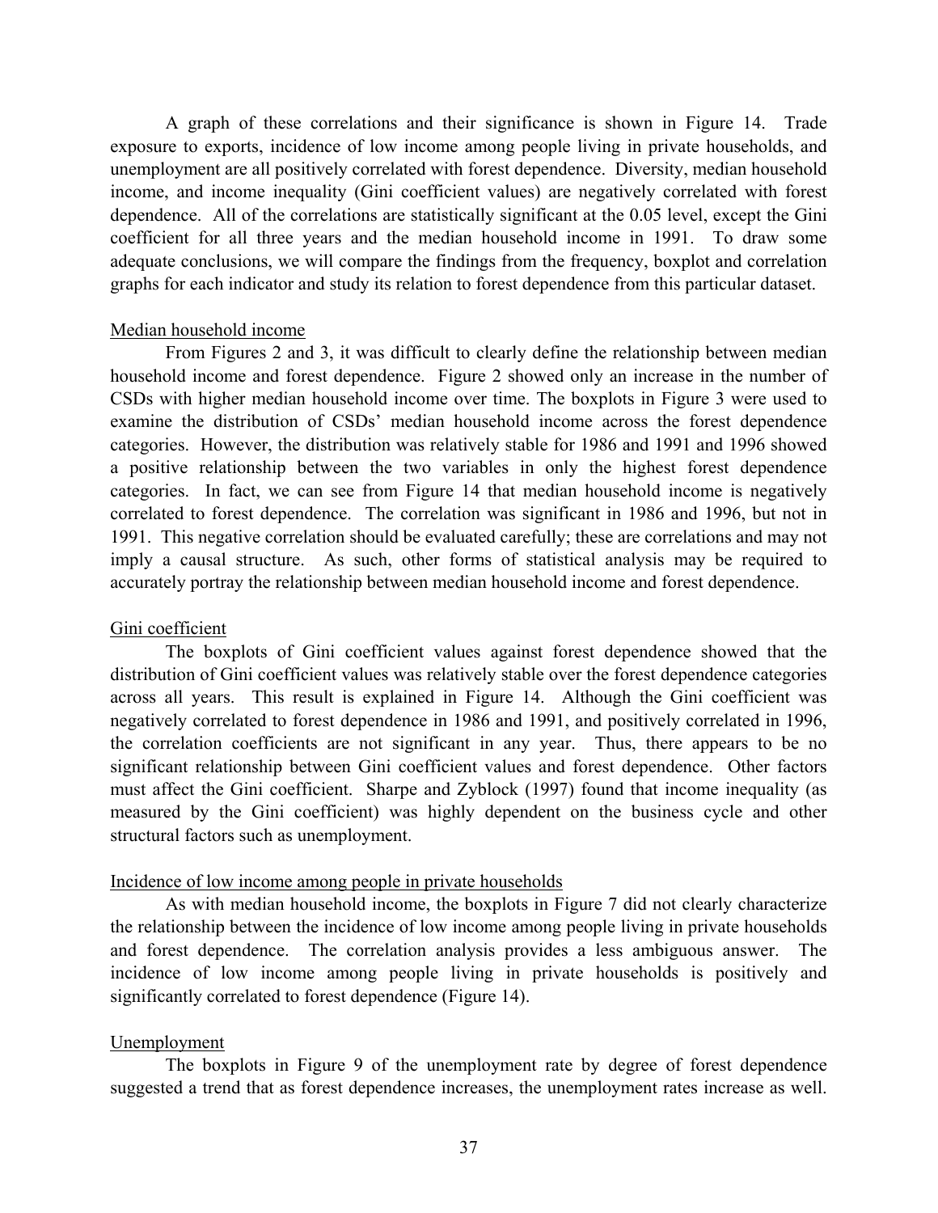A graph of these correlations and their significance is shown in Figure 14. Trade exposure to exports, incidence of low income among people living in private households, and unemployment are all positively correlated with forest dependence. Diversity, median household income, and income inequality (Gini coefficient values) are negatively correlated with forest dependence. All of the correlations are statistically significant at the 0.05 level, except the Gini coefficient for all three years and the median household income in 1991. To draw some adequate conclusions, we will compare the findings from the frequency, boxplot and correlation graphs for each indicator and study its relation to forest dependence from this particular dataset.

<u>Median household income</u>

From Figures 2 and 3, it was difficult to clearly define the relationship between median household income and forest dependence. Figure 2 showed only an increase in the number of CSDs with higher median household income over time. The boxplots in Figure 3 were used to examine the distribution of CSDs' median household income across the forest dependence categories. However, the distribution was relatively stable for 1986 and 1991 and 1996 showed a positive relationship between the two variables in only the highest forest dependence categories. In fact, we can see from Figure 14 that median household income is negatively correlated to forest dependence. The correlation was significant in 1986 and 1996, but not in 1991. This negative correlation should be evaluated carefully; these are correlations and may not imply a causal structure. As such, other forms of statistical analysis may be required to accurately portray the relationship between median household income and forest dependence.

<u>Gini coefficient</u>

The boxplots of Gini coefficient values against forest dependence showed that the distribution of Gini coefficient values was relatively stable over the forest dependence categories across all years. This result is explained in Figure 14. Although the Gini coefficient was negatively correlated to forest dependence in 1986 and 1991, and positively correlated in 1996, the correlation coefficients are not significant in any year. Thus, there appears to be no significant relationship between Gini coefficient values and forest dependence. Other factors must affect the Gini coefficient. Sharpe and Zyblock (1997) found that income inequality (as measured by the Gini coefficient) was highly dependent on the business cycle and other structural factors such as unemployment.

<u>Incidence of low income among people in private households</u>

As with median household income, the boxplots in Figure 7 did not clearly characterize the relationship between the incidence of low income among people living in private households and forest dependence. The correlation analysis provides a less ambiguous answer. The incidence of low income among people living in private households is positively and significantly correlated to forest dependence (Figure 14).

<u>Unemployment</u>

The boxplots in Figure 9 of the unemployment rate by degree of forest dependence suggested a trend that as forest dependence increases, the unemployment rates increase as well.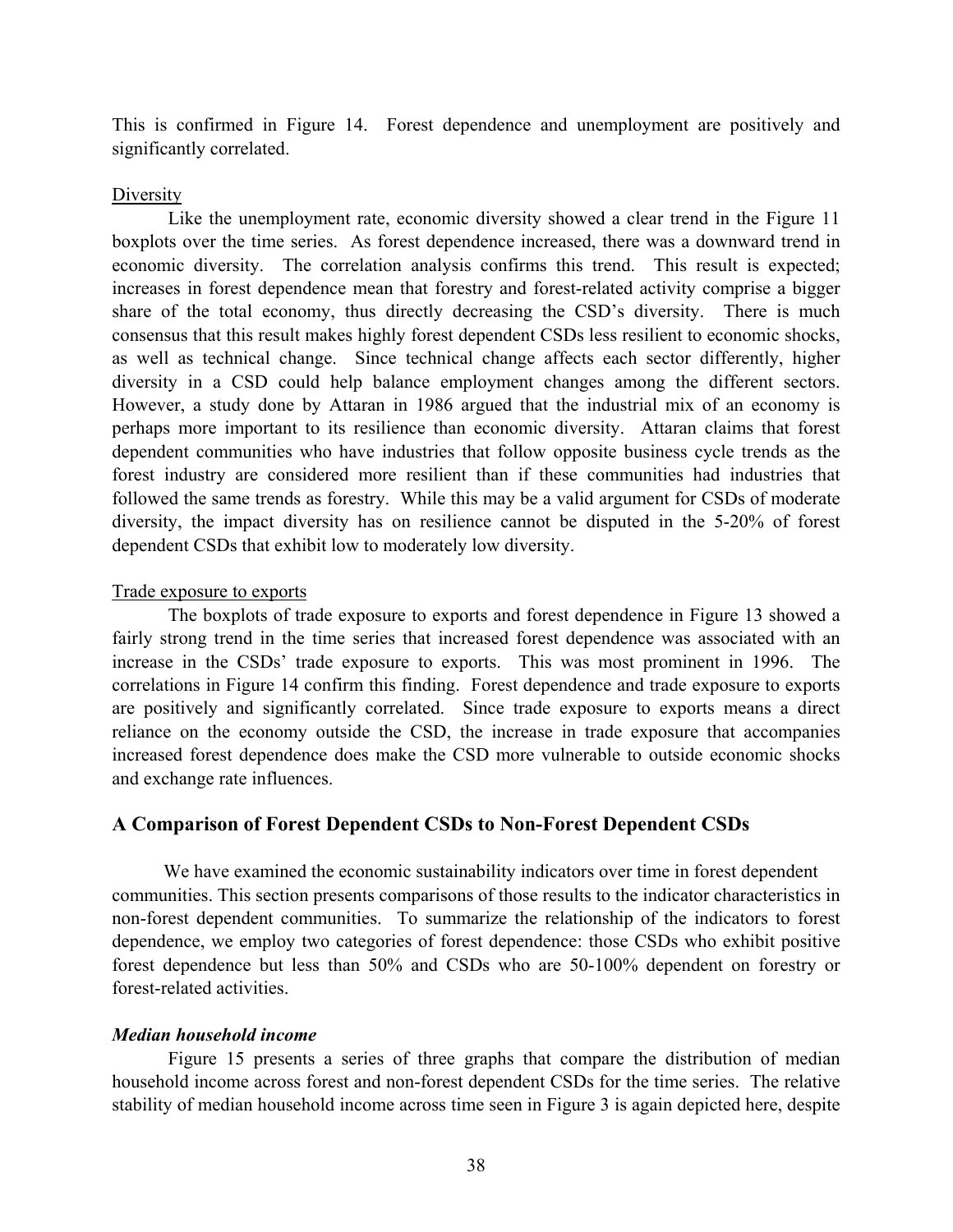This is confirmed in Figure 14. Forest dependence and unemployment are positively and significantly correlated.

<u>Diversity</u>

Like the unemployment rate, economic diversity showed a clear trend in the Figure 11 boxplots over the time series. As forest dependence increased, there was a downward trend in economic diversity. The correlation analysis confirms this trend. This result is expected; increases in forest dependence mean that forestry and forest-related activity comprise a bigger share of the total economy, thus directly decreasing the CSD's diversity. There is much consensus that this result makes highly forest dependent CSDs less resilient to economic shocks, as well as technical change. Since technical change affects each sector differently, higher diversity in a CSD could help balance employment changes among the different sectors. However, a study done by Attaran in 1986 argued that the industrial mix of an economy is perhaps more important to its resilience than economic diversity. Attaran claims that forest dependent communities who have industries that follow opposite business cycle trends as the forest industry are considered more resilient than if these communities had industries that followed the same trends as forestry. While this may be a valid argument for CSDs of moderate diversity, the impact diversity has on resilience cannot be disputed in the 5-20% of forest dependent CSDs that exhibit low to moderately low diversity.

<u>Trade exposure to exports</u>

The boxplots of trade exposure to exports and forest dependence in Figure 13 showed a fairly strong trend in the time series that increased forest dependence was associated with an increase in the CSDs' trade exposure to exports. This was most prominent in 1996. The correlations in Figure 14 confirm this finding. Forest dependence and trade exposure to exports are positively and significantly correlated. Since trade exposure to exports means a direct reliance on the economy outside the CSD, the increase in trade exposure that accompanies increased forest dependence does make the CSD more vulnerable to outside economic shocks and exchange rate influences.

## A Comparison of Forest Dependent CSDs to Non-Forest Dependent CSDs

We have examined the economic sustainability indicators over time in forest dependent communities. This section presents comparisons of those results to the indicator characteristics in non-forest dependent communities. To summarize the relationship of the indicators to forest dependence, we employ two categories of forest dependence: those CSDs who exhibit positive forest dependence but less than 50% and CSDs who are 50-100% dependent on forestry or forest-related activities.

### *Median household income*

Figure 15 presents a series of three graphs that compare the distribution of median household income across forest and non-forest dependent CSDs for the time series. The relative stability of median household income across time seen in Figure 3 is again depicted here, despite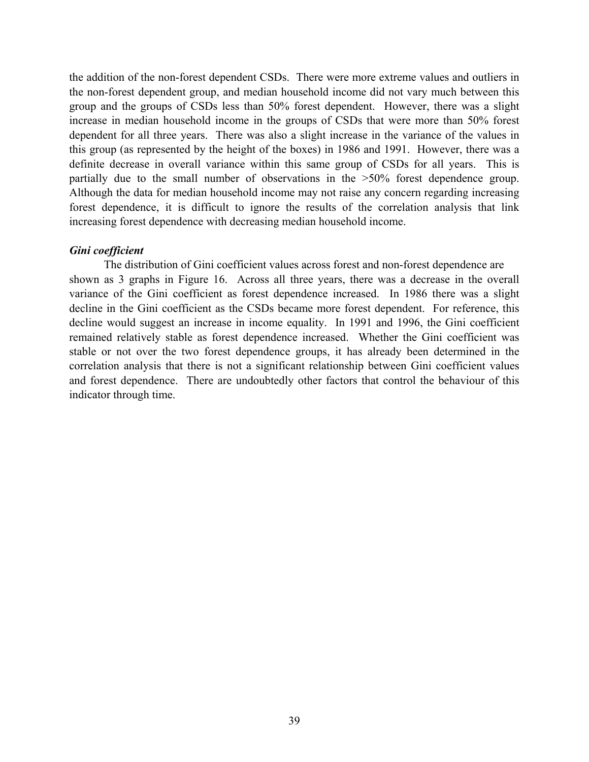the addition of the non-forest dependent CSDs. There were more extreme values and outliers in the non-forest dependent group, and median household income did not vary much between this group and the groups of CSDs less than 50% forest dependent. However, there was a slight increase in median household income in the groups of CSDs that were more than 50% forest dependent for all three years. There was also a slight increase in the variance of the values in this group (as represented by the height of the boxes) in 1986 and 1991. However, there was a definite decrease in overall variance within this same group of CSDs for all years. This is partially due to the small number of observations in the >50% forest dependence group. Although the data for median household income may not raise any concern regarding increasing forest dependence, it is difficult to ignore the results of the correlation analysis that link increasing forest dependence with decreasing median household income.

***Gini coefficient***

The distribution of Gini coefficient values across forest and non-forest dependence are shown as 3 graphs in Figure 16. Across all three years, there was a decrease in the overall variance of the Gini coefficient as forest dependence increased. In 1986 there was a slight decline in the Gini coefficient as the CSDs became more forest dependent. For reference, this decline would suggest an increase in income equality. In 1991 and 1996, the Gini coefficient remained relatively stable as forest dependence increased. Whether the Gini coefficient was stable or not over the two forest dependence groups, it has already been determined in the correlation analysis that there is not a significant relationship between Gini coefficient values and forest dependence. There are undoubtedly other factors that control the behaviour of this indicator through time.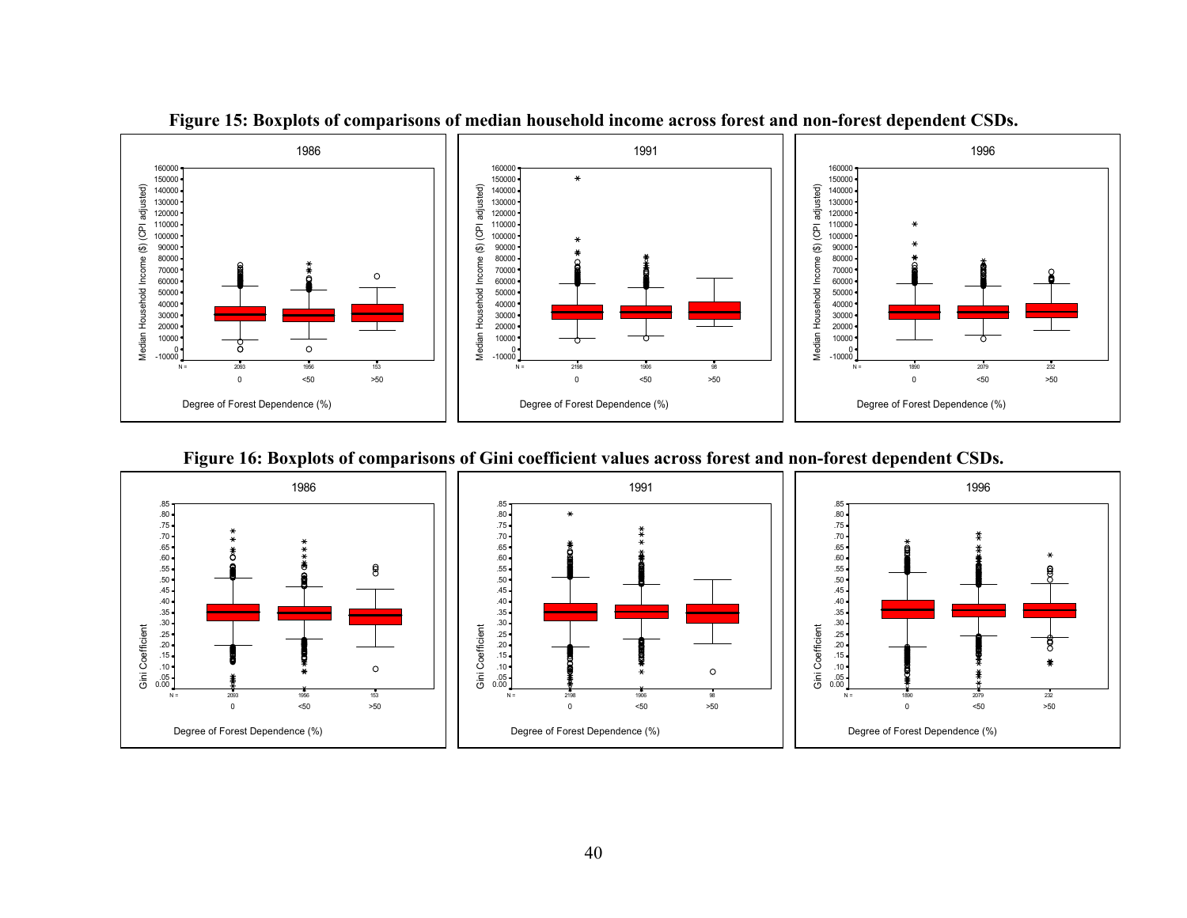**Figure 15: Boxplots of comparisons of median household income across forest and non-forest dependent CSDs.**

**Figure 16: Boxplots of comparisons of Gini coefficient values across forest and non-forest dependent CSDs.**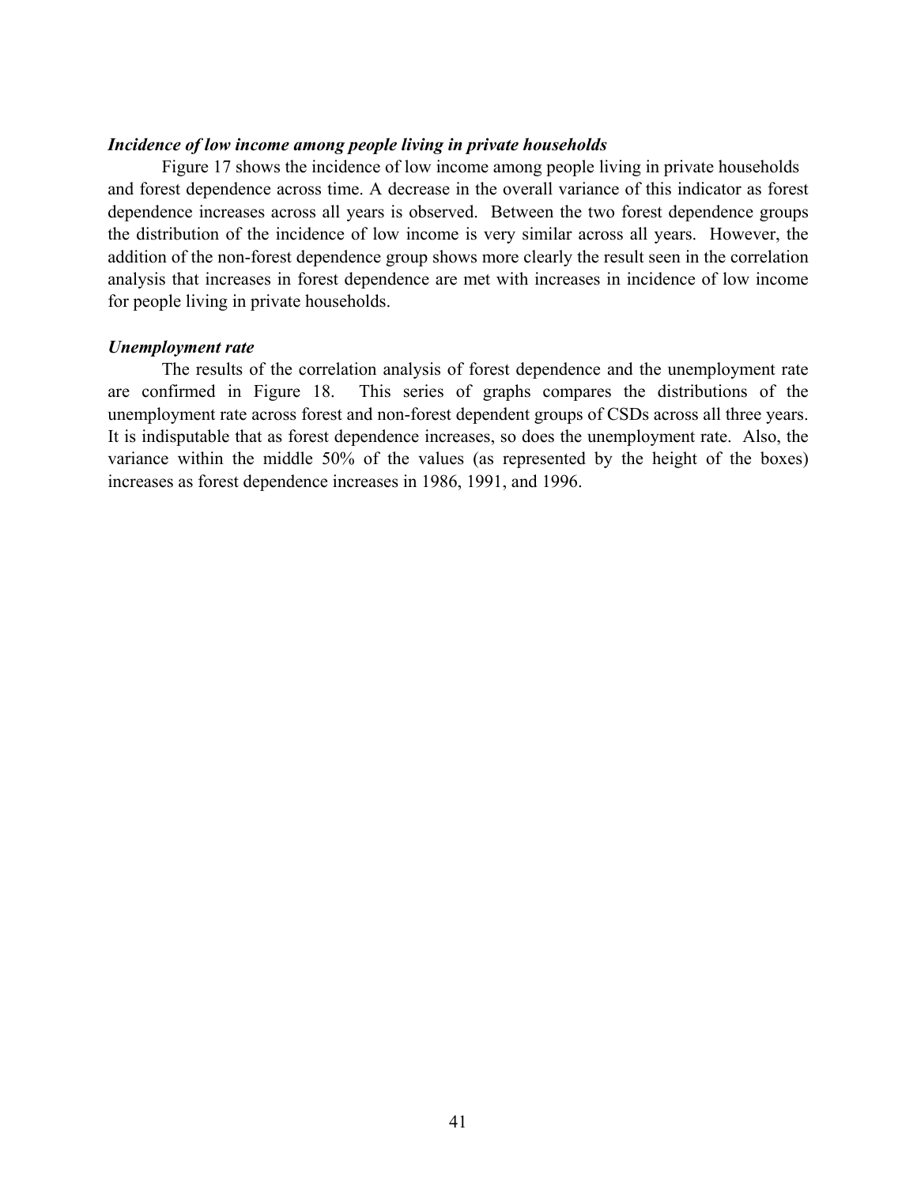***Incidence of low income among people living in private households***

Figure 17 shows the incidence of low income among people living in private households and forest dependence across time. A decrease in the overall variance of this indicator as forest dependence increases across all years is observed. Between the two forest dependence groups the distribution of the incidence of low income is very similar across all years. However, the addition of the non-forest dependence group shows more clearly the result seen in the correlation analysis that increases in forest dependence are met with increases in incidence of low income for people living in private households.

***Unemployment rate***

The results of the correlation analysis of forest dependence and the unemployment rate are confirmed in Figure 18. This series of graphs compares the distributions of the unemployment rate across forest and non-forest dependent groups of CSDs across all three years. It is indisputable that as forest dependence increases, so does the unemployment rate. Also, the variance within the middle 50% of the values (as represented by the height of the boxes) increases as forest dependence increases in 1986, 1991, and 1996.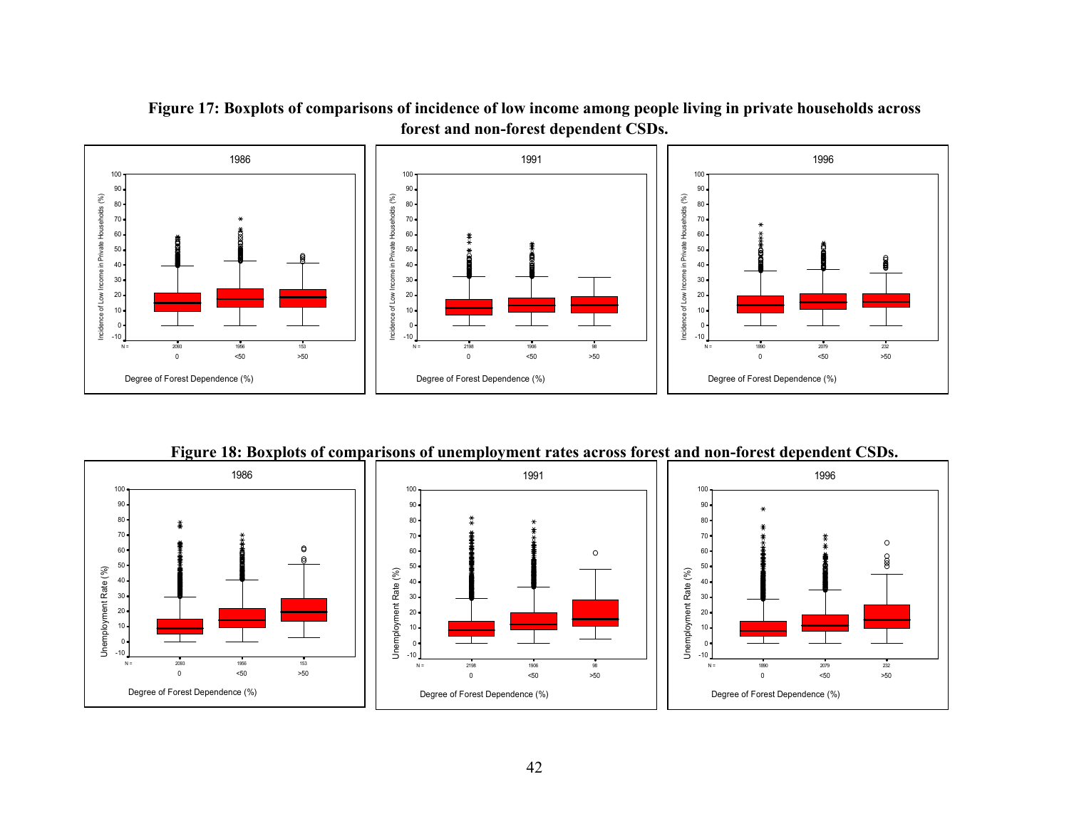**Figure 17: Boxplots of comparisons of incidence of low income among people living in private households across forest and non-forest dependent CSDs.**

**Figure 18: Boxplots of comparisons of unemployment rates across forest and non-forest dependent CSDs.**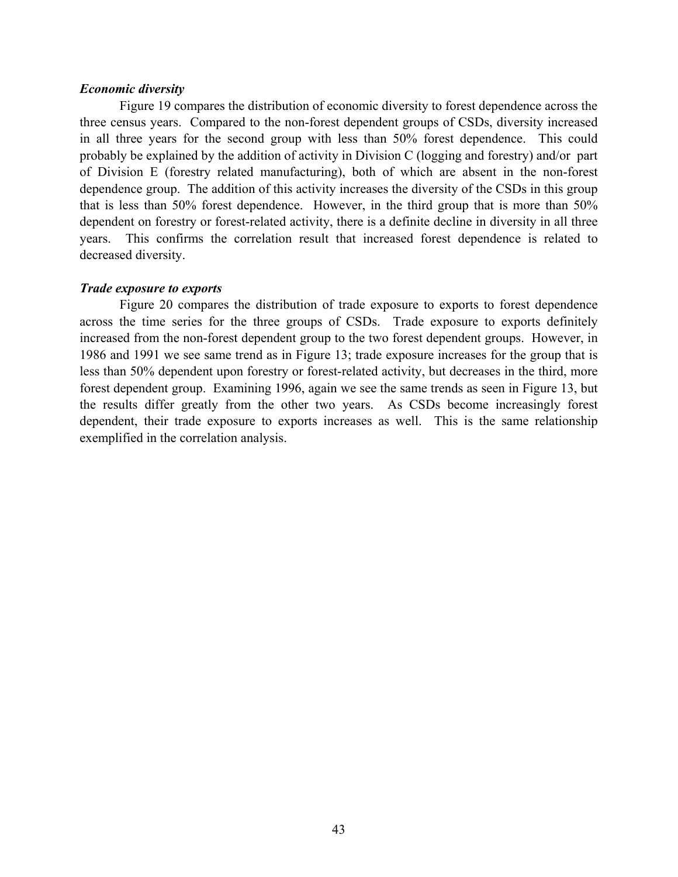***Economic diversity***

Figure 19 compares the distribution of economic diversity to forest dependence across the three census years. Compared to the non-forest dependent groups of CSDs, diversity increased in all three years for the second group with less than 50% forest dependence. This could probably be explained by the addition of activity in Division C (logging and forestry) and/or part of Division E (forestry related manufacturing), both of which are absent in the non-forest dependence group. The addition of this activity increases the diversity of the CSDs in this group that is less than 50% forest dependence. However, in the third group that is more than 50% dependent on forestry or forest-related activity, there is a definite decline in diversity in all three years. This confirms the correlation result that increased forest dependence is related to decreased diversity.

***Trade exposure to exports***

Figure 20 compares the distribution of trade exposure to exports to forest dependence across the time series for the three groups of CSDs. Trade exposure to exports definitely increased from the non-forest dependent group to the two forest dependent groups. However, in 1986 and 1991 we see same trend as in Figure 13; trade exposure increases for the group that is less than 50% dependent upon forestry or forest-related activity, but decreases in the third, more forest dependent group. Examining 1996, again we see the same trends as seen in Figure 13, but the results differ greatly from the other two years. As CSDs become increasingly forest dependent, their trade exposure to exports increases as well. This is the same relationship exemplified in the correlation analysis.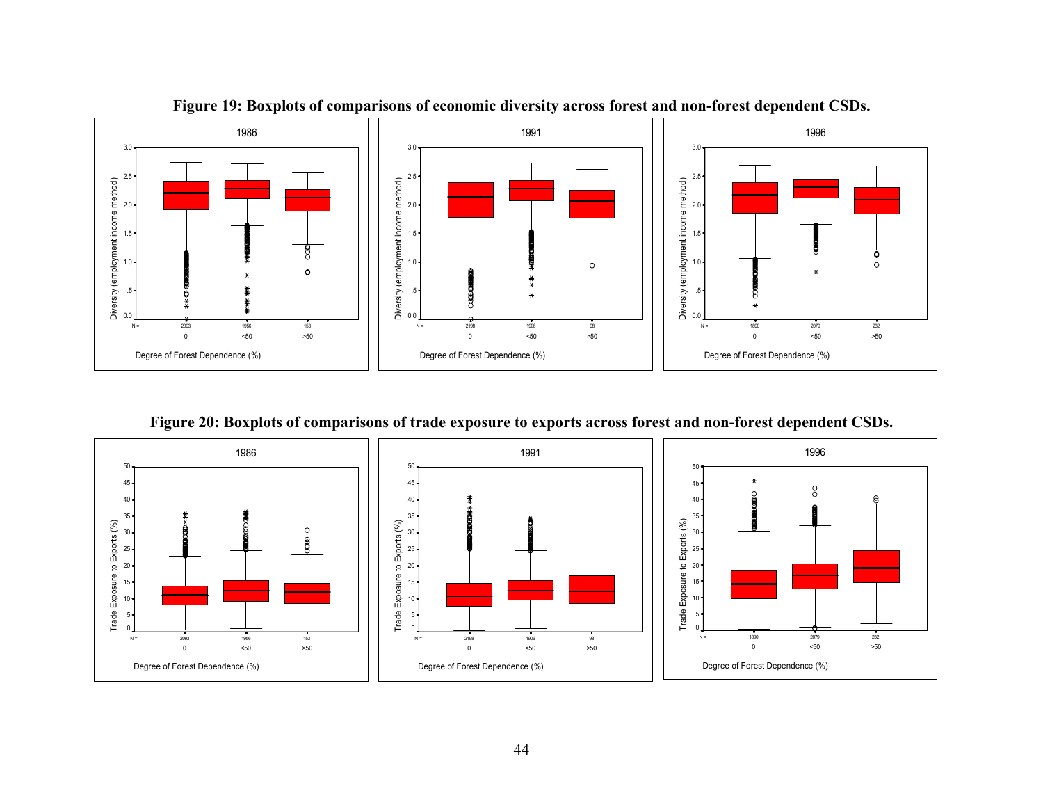**Figure 19: Boxplots of comparisons of economic diversity across forest and non-forest dependent CSDs.**

**Figure 20: Boxplots of comparisons of trade exposure to exports across forest and non-forest dependent CSDs.**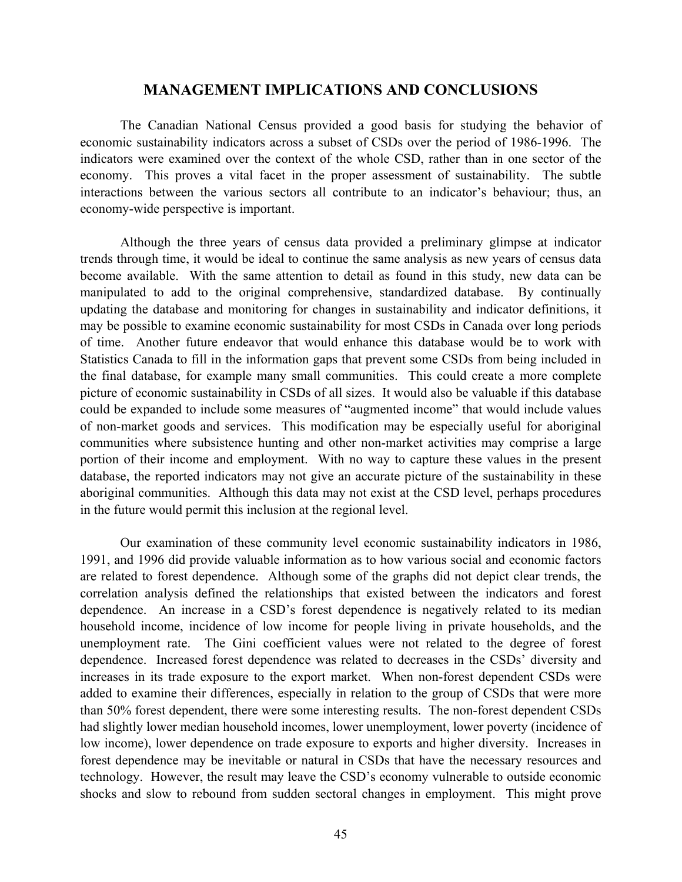## MANAGEMENT IMPLICATIONS AND CONCLUSIONS

The Canadian National Census provided a good basis for studying the behavior of economic sustainability indicators across a subset of CSDs over the period of 1986-1996. The indicators were examined over the context of the whole CSD, rather than in one sector of the economy. This proves a vital facet in the proper assessment of sustainability. The subtle interactions between the various sectors all contribute to an indicator's behaviour; thus, an economy-wide perspective is important.

Although the three years of census data provided a preliminary glimpse at indicator trends through time, it would be ideal to continue the same analysis as new years of census data become available. With the same attention to detail as found in this study, new data can be manipulated to add to the original comprehensive, standardized database. By continually updating the database and monitoring for changes in sustainability and indicator definitions, it may be possible to examine economic sustainability for most CSDs in Canada over long periods of time. Another future endeavor that would enhance this database would be to work with Statistics Canada to fill in the information gaps that prevent some CSDs from being included in the final database, for example many small communities. This could create a more complete picture of economic sustainability in CSDs of all sizes. It would also be valuable if this database could be expanded to include some measures of "augmented income" that would include values of non-market goods and services. This modification may be especially useful for aboriginal communities where subsistence hunting and other non-market activities may comprise a large portion of their income and employment. With no way to capture these values in the present database, the reported indicators may not give an accurate picture of the sustainability in these aboriginal communities. Although this data may not exist at the CSD level, perhaps procedures in the future would permit this inclusion at the regional level.

Our examination of these community level economic sustainability indicators in 1986, 1991, and 1996 did provide valuable information as to how various social and economic factors are related to forest dependence. Although some of the graphs did not depict clear trends, the correlation analysis defined the relationships that existed between the indicators and forest dependence. An increase in a CSD's forest dependence is negatively related to its median household income, incidence of low income for people living in private households, and the unemployment rate. The Gini coefficient values were not related to the degree of forest dependence. Increased forest dependence was related to decreases in the CSDs' diversity and increases in its trade exposure to the export market. When non-forest dependent CSDs were added to examine their differences, especially in relation to the group of CSDs that were more than 50% forest dependent, there were some interesting results. The non-forest dependent CSDs had slightly lower median household incomes, lower unemployment, lower poverty (incidence of low income), lower dependence on trade exposure to exports and higher diversity. Increases in forest dependence may be inevitable or natural in CSDs that have the necessary resources and technology. However, the result may leave the CSD's economy vulnerable to outside economic shocks and slow to rebound from sudden sectoral changes in employment. This might prove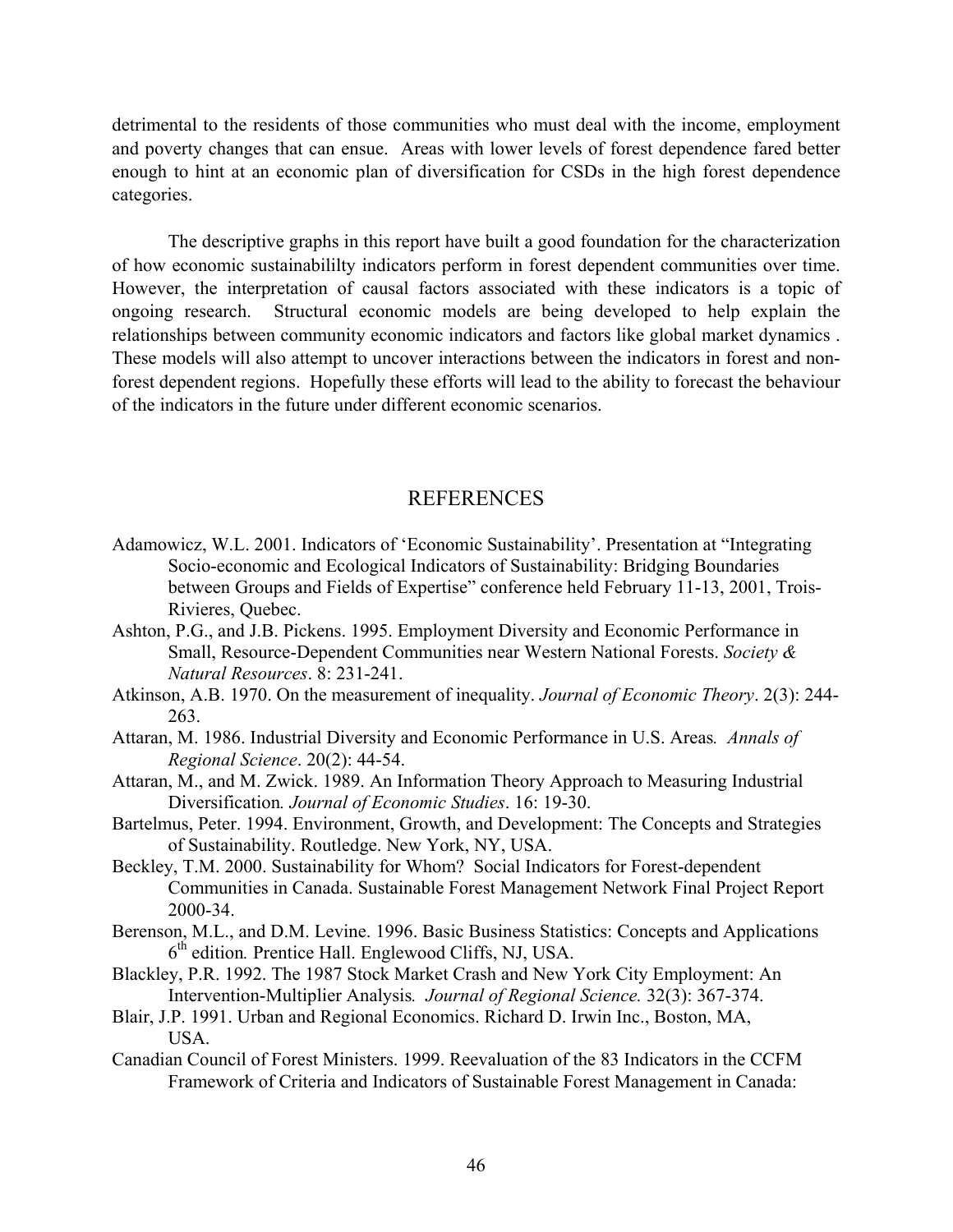detrimental to the residents of those communities who must deal with the income, employment and poverty changes that can ensue. Areas with lower levels of forest dependence fared better enough to hint at an economic plan of diversification for CSDs in the high forest dependence categories.

The descriptive graphs in this report have built a good foundation for the characterization of how economic sustainabililty indicators perform in forest dependent communities over time. However, the interpretation of causal factors associated with these indicators is a topic of ongoing research. Structural economic models are being developed to help explain the relationships between community economic indicators and factors like global market dynamics . These models will also attempt to uncover interactions between the indicators in forest and non-forest dependent regions. Hopefully these efforts will lead to the ability to forecast the behaviour of the indicators in the future under different economic scenarios.

## REFERENCES

Adamowicz, W.L. 2001. Indicators of 'Economic Sustainability'. Presentation at "Integrating Socio-economic and Ecological Indicators of Sustainability: Bridging Boundaries between Groups and Fields of Expertise" conference held February 11-13, 2001, Trois-Rivieres, Quebec.

Ashton, P.G., and J.B. Pickens. 1995. Employment Diversity and Economic Performance in Small, Resource-Dependent Communities near Western National Forests. *Society & Natural Resources*. 8: 231-241.

Atkinson, A.B. 1970. On the measurement of inequality. *Journal of Economic Theory*. 2(3): 244-263.

Attaran, M. 1986. Industrial Diversity and Economic Performance in U.S. Areas*. Annals of Regional Science*. 20(2): 44-54.

Attaran, M., and M. Zwick. 1989. An Information Theory Approach to Measuring Industrial Diversification*. Journal of Economic Studies*. 16: 19-30.

Bartelmus, Peter. 1994. Environment, Growth, and Development: The Concepts and Strategies of Sustainability. Routledge. New York, NY, USA.

Beckley, T.M. 2000. Sustainability for Whom? Social Indicators for Forest-dependent Communities in Canada. Sustainable Forest Management Network Final Project Report 2000-34.

Berenson, M.L., and D.M. Levine. 1996. Basic Business Statistics: Concepts and Applications 6th edition*.* Prentice Hall. Englewood Cliffs, NJ, USA.

Blackley, P.R. 1992. The 1987 Stock Market Crash and New York City Employment: An Intervention-Multiplier Analysis*. Journal of Regional Science.* 32(3): 367-374.

Blair, J.P. 1991. Urban and Regional Economics. Richard D. Irwin Inc., Boston, MA, USA.

Canadian Council of Forest Ministers. 1999. Reevaluation of the 83 Indicators in the CCFM Framework of Criteria and Indicators of Sustainable Forest Management in Canada: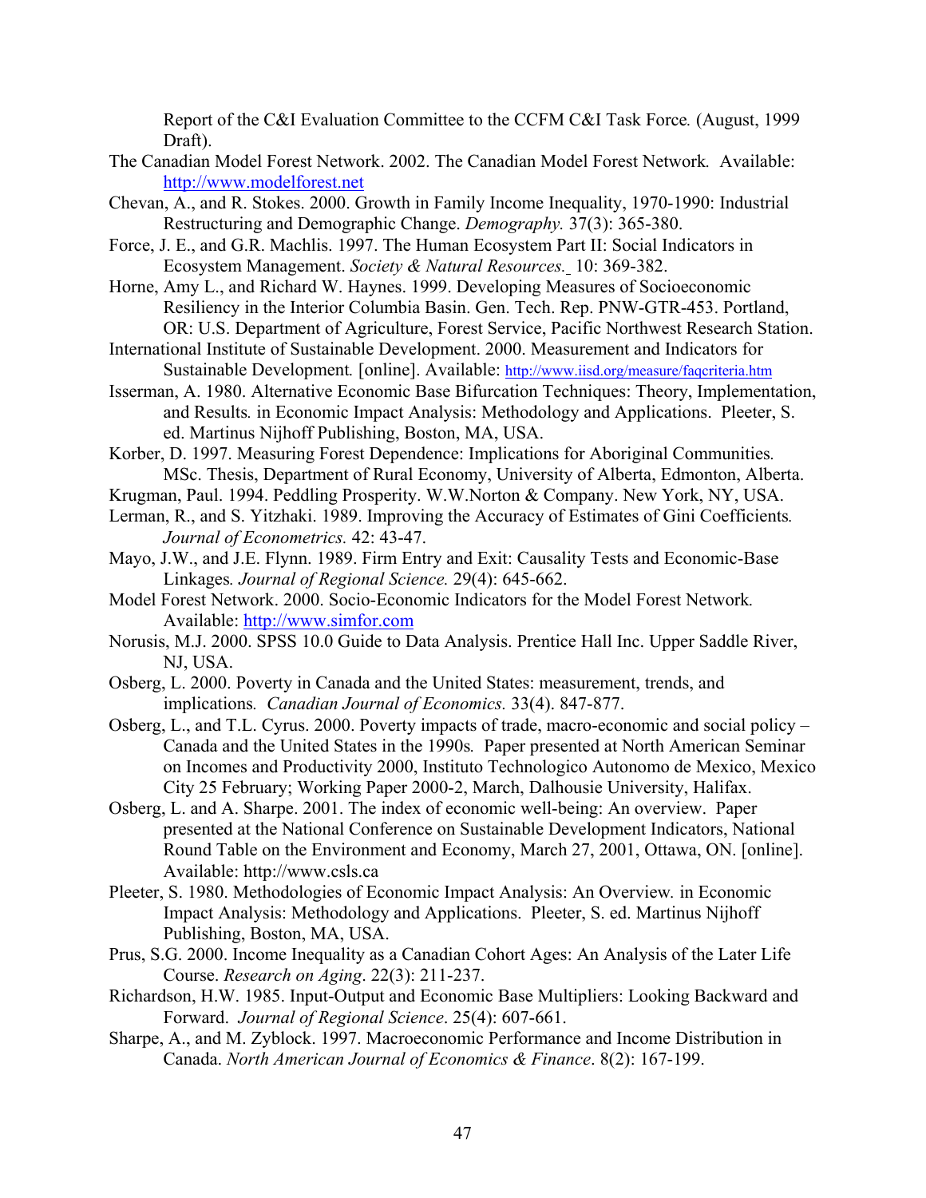Report of the C&I Evaluation Committee to the CCFM C&I Task Force*.* (August, 1999 Draft).

The Canadian Model Forest Network. 2002. The Canadian Model Forest Network*.* Available: http://www.modelforest.net

Chevan, A., and R. Stokes. 2000. Growth in Family Income Inequality, 1970-1990: Industrial Restructuring and Demographic Change. *Demography.* 37(3): 365-380.

Force, J. E., and G.R. Machlis. 1997. The Human Ecosystem Part II: Social Indicators in Ecosystem Management. *Society & Natural Resources.* 10: 369-382.

Horne, Amy L., and Richard W. Haynes. 1999. Developing Measures of Socioeconomic Resiliency in the Interior Columbia Basin. Gen. Tech. Rep. PNW-GTR-453. Portland, OR: U.S. Department of Agriculture, Forest Service, Pacific Northwest Research Station.

International Institute of Sustainable Development. 2000. Measurement and Indicators for Sustainable Development*.* [online]. Available: http://www.iisd.org/measure/faqcriteria.htm

Isserman, A. 1980. Alternative Economic Base Bifurcation Techniques: Theory, Implementation, and Results*.* in Economic Impact Analysis: Methodology and Applications. Pleeter, S. ed. Martinus Nijhoff Publishing, Boston, MA, USA.

Korber, D. 1997. Measuring Forest Dependence: Implications for Aboriginal Communities*.* MSc. Thesis, Department of Rural Economy, University of Alberta, Edmonton, Alberta.

Krugman, Paul. 1994. Peddling Prosperity. W.W.Norton & Company. New York, NY, USA.

Lerman, R., and S. Yitzhaki. 1989. Improving the Accuracy of Estimates of Gini Coefficients*. Journal of Econometrics.* 42: 43-47.

Mayo, J.W., and J.E. Flynn. 1989. Firm Entry and Exit: Causality Tests and Economic-Base Linkages*. Journal of Regional Science.* 29(4): 645-662.

Model Forest Network. 2000. Socio-Economic Indicators for the Model Forest Network*.* Available: http://www.simfor.com

Norusis, M.J. 2000. SPSS 10.0 Guide to Data Analysis. Prentice Hall Inc. Upper Saddle River, NJ, USA.

Osberg, L. 2000. Poverty in Canada and the United States: measurement, trends, and implications*. Canadian Journal of Economics.* 33(4). 847-877.

Osberg, L., and T.L. Cyrus. 2000. Poverty impacts of trade, macro-economic and social policy – Canada and the United States in the 1990s*.* Paper presented at North American Seminar on Incomes and Productivity 2000, Instituto Technologico Autonomo de Mexico, Mexico City 25 February; Working Paper 2000-2, March, Dalhousie University, Halifax.

Osberg, L. and A. Sharpe. 2001. The index of economic well-being: An overview. Paper presented at the National Conference on Sustainable Development Indicators, National Round Table on the Environment and Economy, March 27, 2001, Ottawa, ON. [online]. Available: http://www.csls.ca

Pleeter, S. 1980. Methodologies of Economic Impact Analysis: An Overview*.* in Economic Impact Analysis: Methodology and Applications. Pleeter, S. ed. Martinus Nijhoff Publishing, Boston, MA, USA.

Prus, S.G. 2000. Income Inequality as a Canadian Cohort Ages: An Analysis of the Later Life Course. *Research on Aging*. 22(3): 211-237.

Richardson, H.W. 1985. Input-Output and Economic Base Multipliers: Looking Backward and Forward. *Journal of Regional Science*. 25(4): 607-661.

Sharpe, A., and M. Zyblock. 1997. Macroeconomic Performance and Income Distribution in Canada. *North American Journal of Economics & Finance*. 8(2): 167-199.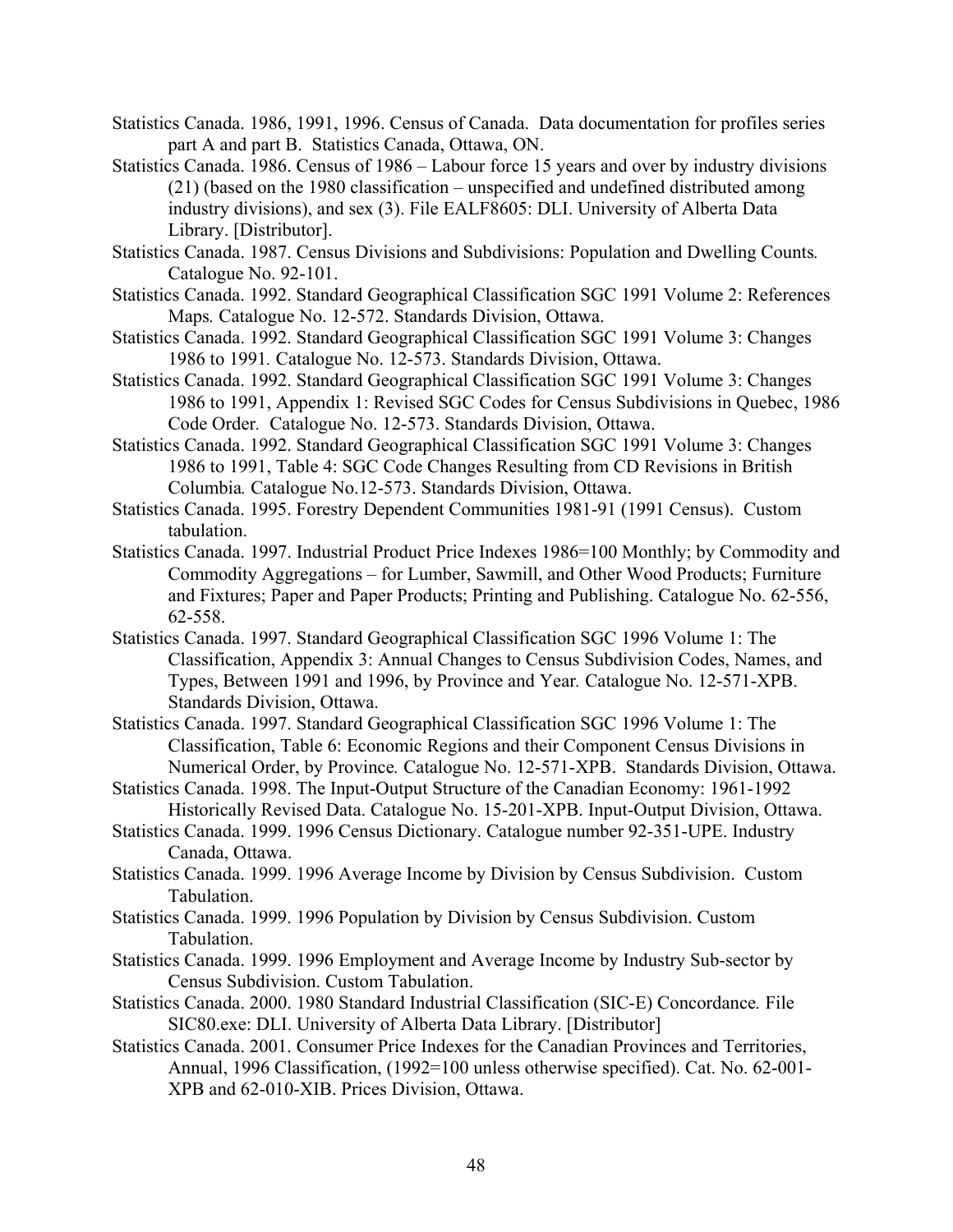Statistics Canada. 1986, 1991, 1996. Census of Canada. Data documentation for profiles series part A and part B. Statistics Canada, Ottawa, ON.

Statistics Canada. 1986. Census of 1986 – Labour force 15 years and over by industry divisions (21) (based on the 1980 classification – unspecified and undefined distributed among industry divisions), and sex (3). File EALF8605: DLI. University of Alberta Data Library. [Distributor].

Statistics Canada. 1987. Census Divisions and Subdivisions: Population and Dwelling Counts*.* Catalogue No. 92-101.

Statistics Canada. 1992. Standard Geographical Classification SGC 1991 Volume 2: References Maps*.* Catalogue No. 12-572. Standards Division, Ottawa.

Statistics Canada. 1992. Standard Geographical Classification SGC 1991 Volume 3: Changes 1986 to 1991*.* Catalogue No. 12-573. Standards Division, Ottawa.

Statistics Canada. 1992. Standard Geographical Classification SGC 1991 Volume 3: Changes 1986 to 1991, Appendix 1: Revised SGC Codes for Census Subdivisions in Quebec, 1986 Code Order*.* Catalogue No. 12-573. Standards Division, Ottawa.

Statistics Canada. 1992. Standard Geographical Classification SGC 1991 Volume 3: Changes 1986 to 1991, Table 4: SGC Code Changes Resulting from CD Revisions in British Columbia*.* Catalogue No.12-573. Standards Division, Ottawa.

Statistics Canada. 1995. Forestry Dependent Communities 1981-91 (1991 Census). Custom tabulation.

Statistics Canada. 1997. Industrial Product Price Indexes 1986=100 Monthly; by Commodity and Commodity Aggregations – for Lumber, Sawmill, and Other Wood Products; Furniture and Fixtures; Paper and Paper Products; Printing and Publishing. Catalogue No. 62-556, 62-558.

Statistics Canada. 1997. Standard Geographical Classification SGC 1996 Volume 1: The Classification, Appendix 3: Annual Changes to Census Subdivision Codes, Names, and Types, Between 1991 and 1996, by Province and Year*.* Catalogue No. 12-571-XPB. Standards Division, Ottawa.

Statistics Canada. 1997. Standard Geographical Classification SGC 1996 Volume 1: The Classification, Table 6: Economic Regions and their Component Census Divisions in Numerical Order, by Province*.* Catalogue No. 12-571-XPB. Standards Division, Ottawa.

Statistics Canada. 1998. The Input-Output Structure of the Canadian Economy: 1961-1992 Historically Revised Data. Catalogue No. 15-201-XPB. Input-Output Division, Ottawa.

Statistics Canada. 1999. 1996 Census Dictionary. Catalogue number 92-351-UPE. Industry Canada, Ottawa.

Statistics Canada. 1999. 1996 Average Income by Division by Census Subdivision. Custom Tabulation.

Statistics Canada. 1999. 1996 Population by Division by Census Subdivision. Custom Tabulation.

Statistics Canada. 1999. 1996 Employment and Average Income by Industry Sub-sector by Census Subdivision. Custom Tabulation.

Statistics Canada. 2000. 1980 Standard Industrial Classification (SIC-E) Concordance*.* File SIC80.exe: DLI. University of Alberta Data Library. [Distributor]

Statistics Canada. 2001. Consumer Price Indexes for the Canadian Provinces and Territories, Annual, 1996 Classification, (1992=100 unless otherwise specified). Cat. No. 62-001-XPB and 62-010-XIB. Prices Division, Ottawa.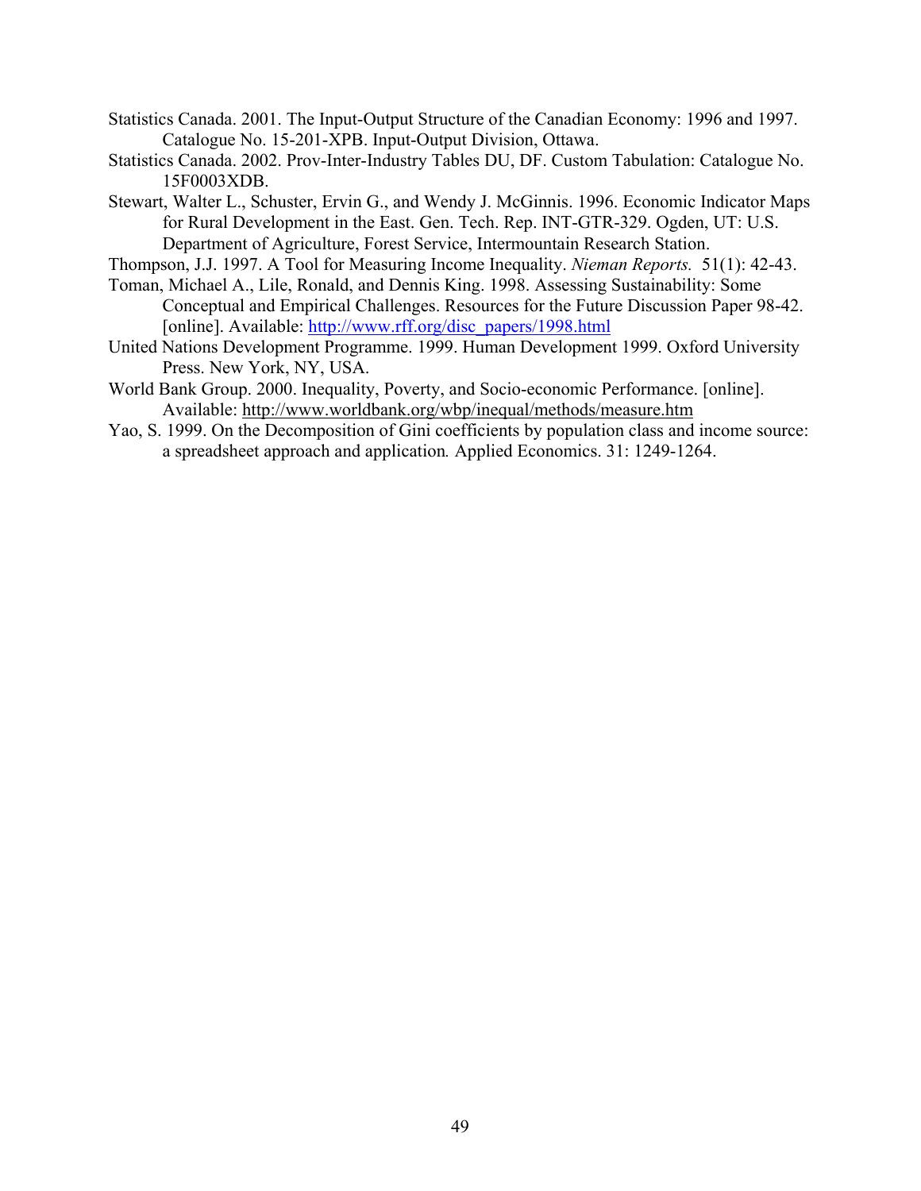Statistics Canada. 2001. The Input-Output Structure of the Canadian Economy: 1996 and 1997. Catalogue No. 15-201-XPB. Input-Output Division, Ottawa.

Statistics Canada. 2002. Prov-Inter-Industry Tables DU, DF. Custom Tabulation: Catalogue No. 15F0003XDB.

Stewart, Walter L., Schuster, Ervin G., and Wendy J. McGinnis. 1996. Economic Indicator Maps for Rural Development in the East. Gen. Tech. Rep. INT-GTR-329. Ogden, UT: U.S. Department of Agriculture, Forest Service, Intermountain Research Station.

Thompson, J.J. 1997. A Tool for Measuring Income Inequality. *Nieman Reports.* 51(1): 42-43.

Toman, Michael A., Lile, Ronald, and Dennis King. 1998. Assessing Sustainability: Some Conceptual and Empirical Challenges. Resources for the Future Discussion Paper 98-42. [online]. Available: http://www.rff.org/disc_papers/1998.html

United Nations Development Programme. 1999. Human Development 1999. Oxford University Press. New York, NY, USA.

World Bank Group. 2000. Inequality, Poverty, and Socio-economic Performance. [online]. Available: http://www.worldbank.org/wbp/inequal/methods/measure.htm

Yao, S. 1999. On the Decomposition of Gini coefficients by population class and income source: a spreadsheet approach and application*.* Applied Economics. 31: 1249-1264.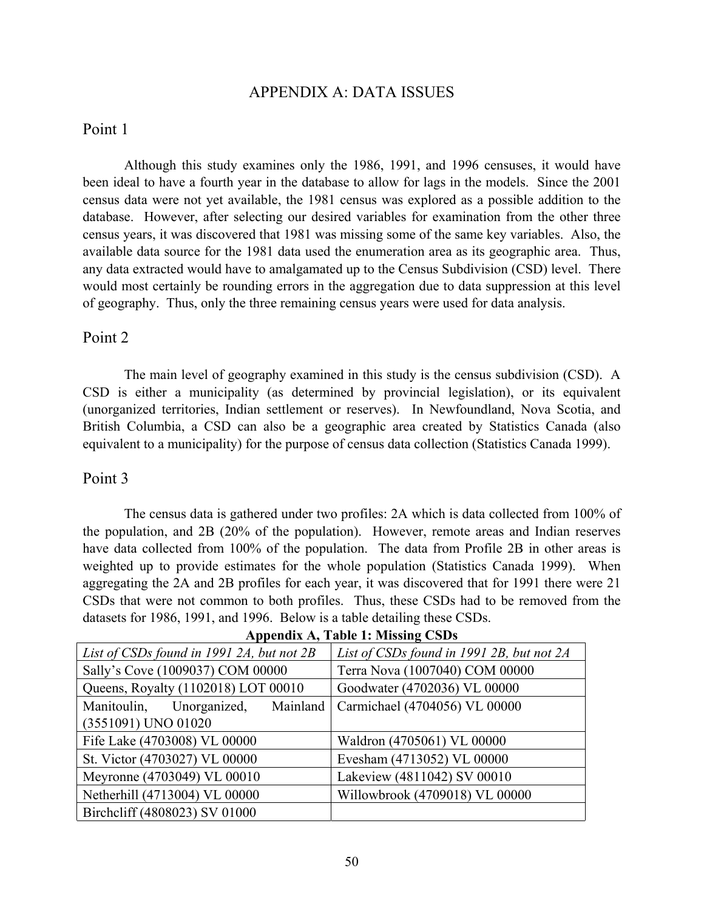# APPENDIX A: DATA ISSUES

## Point 1

Although this study examines only the 1986, 1991, and 1996 censuses, it would have been ideal to have a fourth year in the database to allow for lags in the models. Since the 2001 census data were not yet available, the 1981 census was explored as a possible addition to the database. However, after selecting our desired variables for examination from the other three census years, it was discovered that 1981 was missing some of the same key variables. Also, the available data source for the 1981 data used the enumeration area as its geographic area. Thus, any data extracted would have to amalgamated up to the Census Subdivision (CSD) level. There would most certainly be rounding errors in the aggregation due to data suppression at this level of geography. Thus, only the three remaining census years were used for data analysis.

## Point 2

The main level of geography examined in this study is the census subdivision (CSD). A CSD is either a municipality (as determined by provincial legislation), or its equivalent (unorganized territories, Indian settlement or reserves). In Newfoundland, Nova Scotia, and British Columbia, a CSD can also be a geographic area created by Statistics Canada (also equivalent to a municipality) for the purpose of census data collection (Statistics Canada 1999).

## Point 3

The census data is gathered under two profiles: 2A which is data collected from 100% of the population, and 2B (20% of the population). However, remote areas and Indian reserves have data collected from 100% of the population. The data from Profile 2B in other areas is weighted up to provide estimates for the whole population (Statistics Canada 1999). When aggregating the 2A and 2B profiles for each year, it was discovered that for 1991 there were 21 CSDs that were not common to both profiles. Thus, these CSDs had to be removed from the datasets for 1986, 1991, and 1996. Below is a table detailing these CSDs.

**Appendix A, Table 1: Missing CSDs**

| *List of CSDs found in 1991 2A, but not 2B* | *List of CSDs found in 1991 2B, but not 2A* |
|---|---|
| Sally's Cove (1009037) COM 00000 | Terra Nova (1007040) COM 00000 |
| Queens, Royalty (1102018) LOT 00010 | Goodwater (4702036) VL 00000 |
| Manitoulin, Unorganized, Mainland (3551091) UNO 01020 | Carmichael (4704056) VL 00000 |
| Fife Lake (4703008) VL 00000 | Waldron (4705061) VL 00000 |
| St. Victor (4703027) VL 00000 | Evesham (4713052) VL 00000 |
| Meyronne (4703049) VL 00010 | Lakeview (4811042) SV 00010 |
| Netherhill (4713004) VL 00000 | Willowbrook (4709018) VL 00000 |
| Birchcliff (4808023) SV 01000 | |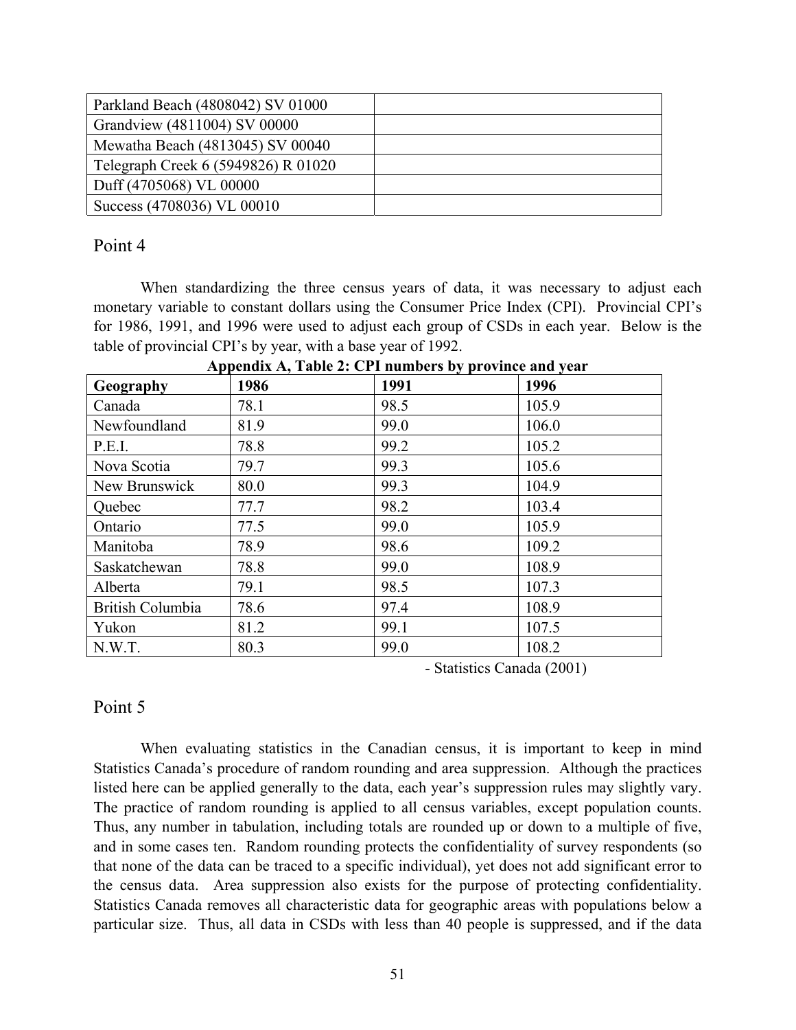| Parkland Beach (4808042) SV 01000 | |
|---|---|
| Grandview (4811004) SV 00000 | |
| Mewatha Beach (4813045) SV 00040 | |
| Telegraph Creek 6 (5949826) R 01020 | |
| Duff (4705068) VL 00000 | |
| Success (4708036) VL 00010 | |

## Point 4

When standardizing the three census years of data, it was necessary to adjust each monetary variable to constant dollars using the Consumer Price Index (CPI). Provincial CPI's for 1986, 1991, and 1996 were used to adjust each group of CSDs in each year. Below is the table of provincial CPI's by year, with a base year of 1992.

**Appendix A, Table 2: CPI numbers by province and year**

| Geography | 1986 | 1991 | 1996 |
|---|---|---|---|
| Canada | 78.1 | 98.5 | 105.9 |
| Newfoundland | 81.9 | 99.0 | 106.0 |
| P.E.I. | 78.8 | 99.2 | 105.2 |
| Nova Scotia | 79.7 | 99.3 | 105.6 |
| New Brunswick | 80.0 | 99.3 | 104.9 |
| Quebec | 77.7 | 98.2 | 103.4 |
| Ontario | 77.5 | 99.0 | 105.9 |
| Manitoba | 78.9 | 98.6 | 109.2 |
| Saskatchewan | 78.8 | 99.0 | 108.9 |
| Alberta | 79.1 | 98.5 | 107.3 |
| British Columbia | 78.6 | 97.4 | 108.9 |
| Yukon | 81.2 | 99.1 | 107.5 |
| N.W.T. | 80.3 | 99.0 | 108.2 |

- Statistics Canada (2001)

## Point 5

When evaluating statistics in the Canadian census, it is important to keep in mind Statistics Canada's procedure of random rounding and area suppression. Although the practices listed here can be applied generally to the data, each year's suppression rules may slightly vary. The practice of random rounding is applied to all census variables, except population counts. Thus, any number in tabulation, including totals are rounded up or down to a multiple of five, and in some cases ten. Random rounding protects the confidentiality of survey respondents (so that none of the data can be traced to a specific individual), yet does not add significant error to the census data. Area suppression also exists for the purpose of protecting confidentiality. Statistics Canada removes all characteristic data for geographic areas with populations below a particular size. Thus, all data in CSDs with less than 40 people is suppressed, and if the data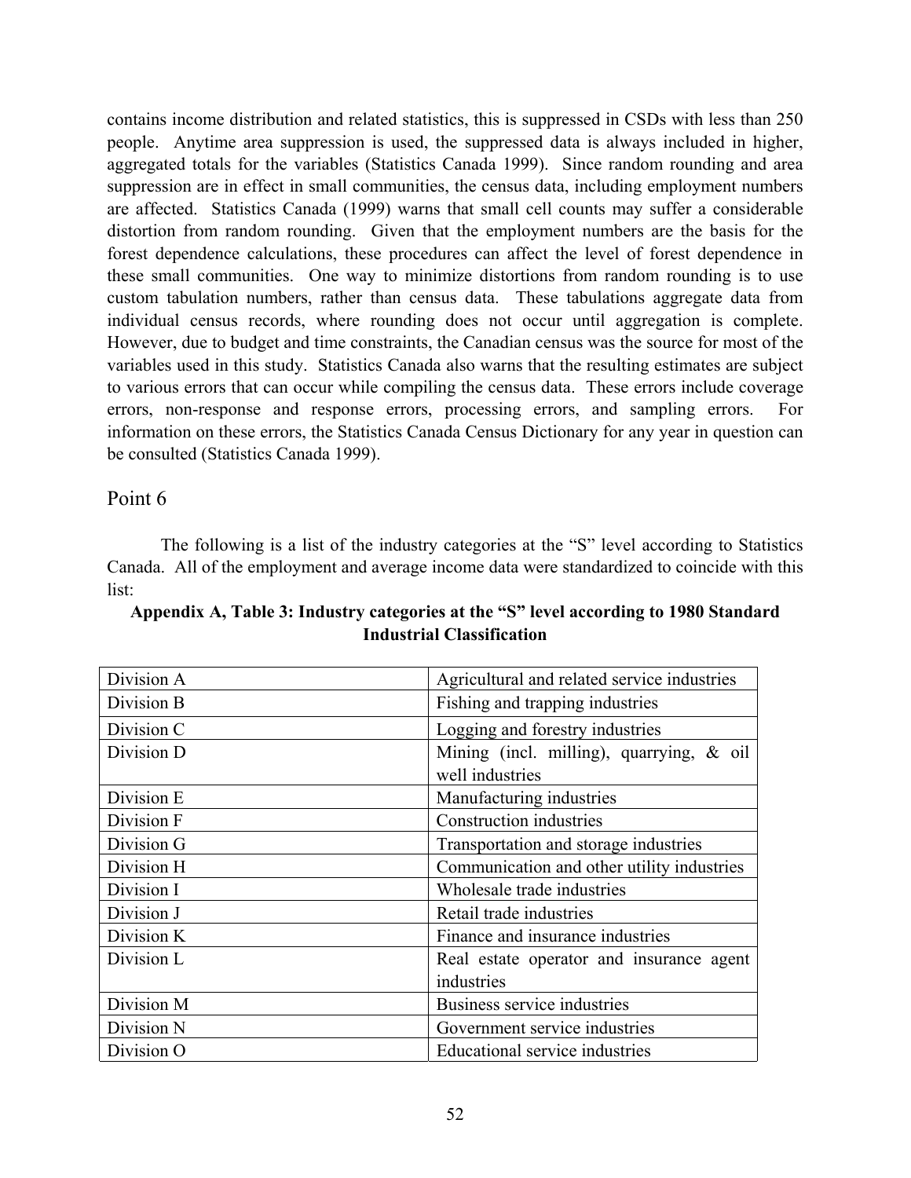contains income distribution and related statistics, this is suppressed in CSDs with less than 250 people. Anytime area suppression is used, the suppressed data is always included in higher, aggregated totals for the variables (Statistics Canada 1999). Since random rounding and area suppression are in effect in small communities, the census data, including employment numbers are affected. Statistics Canada (1999) warns that small cell counts may suffer a considerable distortion from random rounding. Given that the employment numbers are the basis for the forest dependence calculations, these procedures can affect the level of forest dependence in these small communities. One way to minimize distortions from random rounding is to use custom tabulation numbers, rather than census data. These tabulations aggregate data from individual census records, where rounding does not occur until aggregation is complete. However, due to budget and time constraints, the Canadian census was the source for most of the variables used in this study. Statistics Canada also warns that the resulting estimates are subject to various errors that can occur while compiling the census data. These errors include coverage errors, non-response and response errors, processing errors, and sampling errors. For information on these errors, the Statistics Canada Census Dictionary for any year in question can be consulted (Statistics Canada 1999).

## Point 6

The following is a list of the industry categories at the "S" level according to Statistics Canada. All of the employment and average income data were standardized to coincide with this list:

**Appendix A, Table 3: Industry categories at the "S" level according to 1980 Standard Industrial Classification**

| | |
|---|---|
| Division A | Agricultural and related service industries |
| Division B | Fishing and trapping industries |
| Division C | Logging and forestry industries |
| Division D | Mining (incl. milling), quarrying, & oil well industries |
| Division E | Manufacturing industries |
| Division F | Construction industries |
| Division G | Transportation and storage industries |
| Division H | Communication and other utility industries |
| Division I | Wholesale trade industries |
| Division J | Retail trade industries |
| Division K | Finance and insurance industries |
| Division L | Real estate operator and insurance agent industries |
| Division M | Business service industries |
| Division N | Government service industries |
| Division O | Educational service industries |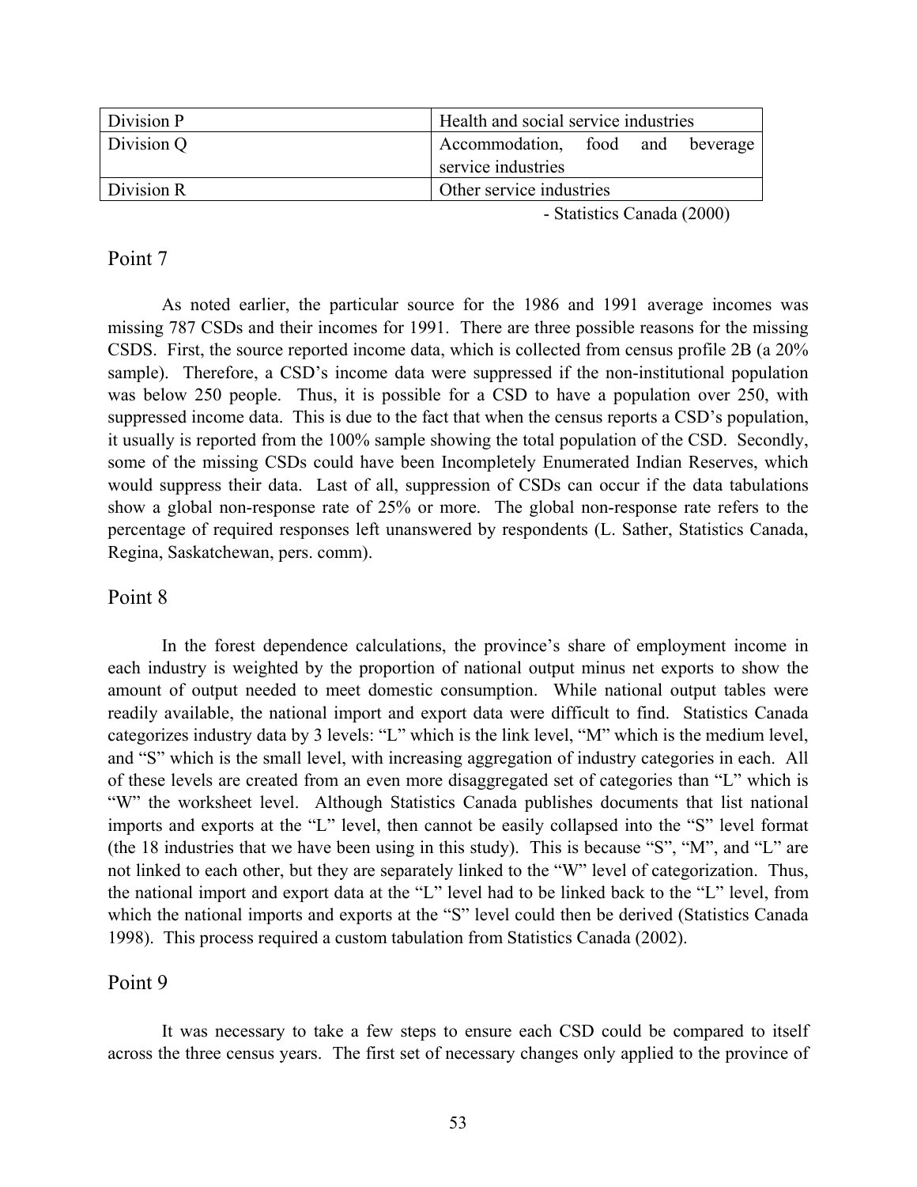| Division P | Health and social service industries |
|---|---|
| Division Q | Accommodation, food and beverage service industries |
| Division R | Other service industries |

- Statistics Canada (2000)

## Point 7

As noted earlier, the particular source for the 1986 and 1991 average incomes was missing 787 CSDs and their incomes for 1991. There are three possible reasons for the missing CSDS. First, the source reported income data, which is collected from census profile 2B (a 20% sample). Therefore, a CSD's income data were suppressed if the non-institutional population was below 250 people. Thus, it is possible for a CSD to have a population over 250, with suppressed income data. This is due to the fact that when the census reports a CSD's population, it usually is reported from the 100% sample showing the total population of the CSD. Secondly, some of the missing CSDs could have been Incompletely Enumerated Indian Reserves, which would suppress their data. Last of all, suppression of CSDs can occur if the data tabulations show a global non-response rate of 25% or more. The global non-response rate refers to the percentage of required responses left unanswered by respondents (L. Sather, Statistics Canada, Regina, Saskatchewan, pers. comm).

## Point 8

In the forest dependence calculations, the province's share of employment income in each industry is weighted by the proportion of national output minus net exports to show the amount of output needed to meet domestic consumption. While national output tables were readily available, the national import and export data were difficult to find. Statistics Canada categorizes industry data by 3 levels: "L" which is the link level, "M" which is the medium level, and "S" which is the small level, with increasing aggregation of industry categories in each. All of these levels are created from an even more disaggregated set of categories than "L" which is "W" the worksheet level. Although Statistics Canada publishes documents that list national imports and exports at the "L" level, then cannot be easily collapsed into the "S" level format (the 18 industries that we have been using in this study). This is because "S", "M", and "L" are not linked to each other, but they are separately linked to the "W" level of categorization. Thus, the national import and export data at the "L" level had to be linked back to the "L" level, from which the national imports and exports at the "S" level could then be derived (Statistics Canada 1998). This process required a custom tabulation from Statistics Canada (2002).

## Point 9

It was necessary to take a few steps to ensure each CSD could be compared to itself across the three census years. The first set of necessary changes only applied to the province of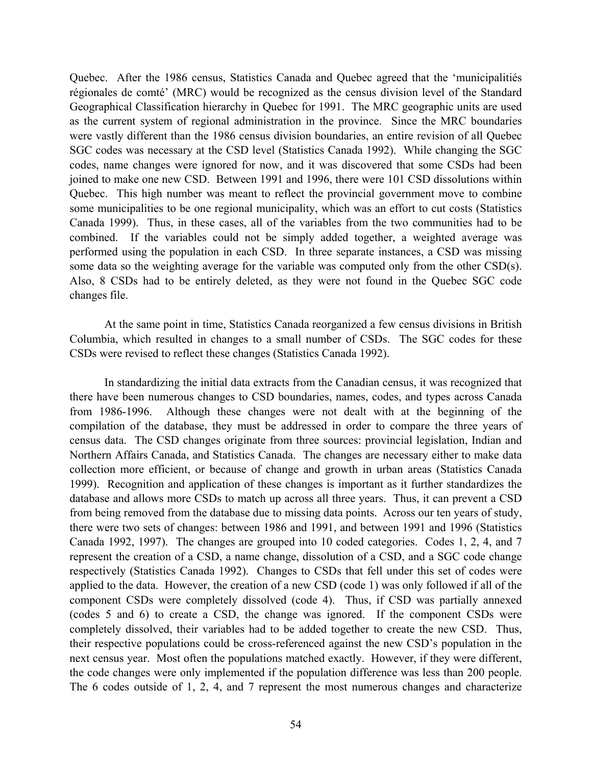Quebec. After the 1986 census, Statistics Canada and Quebec agreed that the 'municipalitiés régionales de comté' (MRC) would be recognized as the census division level of the Standard Geographical Classification hierarchy in Quebec for 1991. The MRC geographic units are used as the current system of regional administration in the province. Since the MRC boundaries were vastly different than the 1986 census division boundaries, an entire revision of all Quebec SGC codes was necessary at the CSD level (Statistics Canada 1992). While changing the SGC codes, name changes were ignored for now, and it was discovered that some CSDs had been joined to make one new CSD. Between 1991 and 1996, there were 101 CSD dissolutions within Quebec. This high number was meant to reflect the provincial government move to combine some municipalities to be one regional municipality, which was an effort to cut costs (Statistics Canada 1999). Thus, in these cases, all of the variables from the two communities had to be combined. If the variables could not be simply added together, a weighted average was performed using the population in each CSD. In three separate instances, a CSD was missing some data so the weighting average for the variable was computed only from the other CSD(s). Also, 8 CSDs had to be entirely deleted, as they were not found in the Quebec SGC code changes file.

At the same point in time, Statistics Canada reorganized a few census divisions in British Columbia, which resulted in changes to a small number of CSDs. The SGC codes for these CSDs were revised to reflect these changes (Statistics Canada 1992).

In standardizing the initial data extracts from the Canadian census, it was recognized that there have been numerous changes to CSD boundaries, names, codes, and types across Canada from 1986-1996. Although these changes were not dealt with at the beginning of the compilation of the database, they must be addressed in order to compare the three years of census data. The CSD changes originate from three sources: provincial legislation, Indian and Northern Affairs Canada, and Statistics Canada. The changes are necessary either to make data collection more efficient, or because of change and growth in urban areas (Statistics Canada 1999). Recognition and application of these changes is important as it further standardizes the database and allows more CSDs to match up across all three years. Thus, it can prevent a CSD from being removed from the database due to missing data points. Across our ten years of study, there were two sets of changes: between 1986 and 1991, and between 1991 and 1996 (Statistics Canada 1992, 1997). The changes are grouped into 10 coded categories. Codes 1, 2, 4, and 7 represent the creation of a CSD, a name change, dissolution of a CSD, and a SGC code change respectively (Statistics Canada 1992). Changes to CSDs that fell under this set of codes were applied to the data. However, the creation of a new CSD (code 1) was only followed if all of the component CSDs were completely dissolved (code 4). Thus, if CSD was partially annexed (codes 5 and 6) to create a CSD, the change was ignored. If the component CSDs were completely dissolved, their variables had to be added together to create the new CSD. Thus, their respective populations could be cross-referenced against the new CSD's population in the next census year. Most often the populations matched exactly. However, if they were different, the code changes were only implemented if the population difference was less than 200 people. The 6 codes outside of 1, 2, 4, and 7 represent the most numerous changes and characterize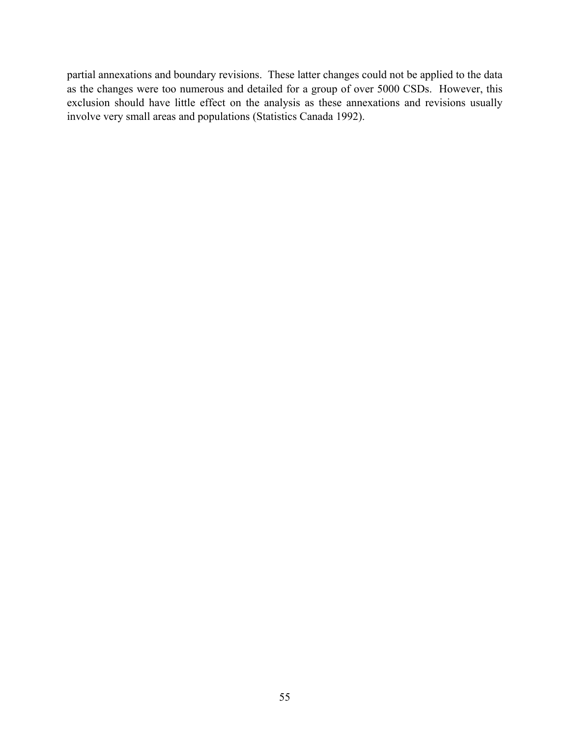partial annexations and boundary revisions. These latter changes could not be applied to the data as the changes were too numerous and detailed for a group of over 5000 CSDs. However, this exclusion should have little effect on the analysis as these annexations and revisions usually involve very small areas and populations (Statistics Canada 1992).